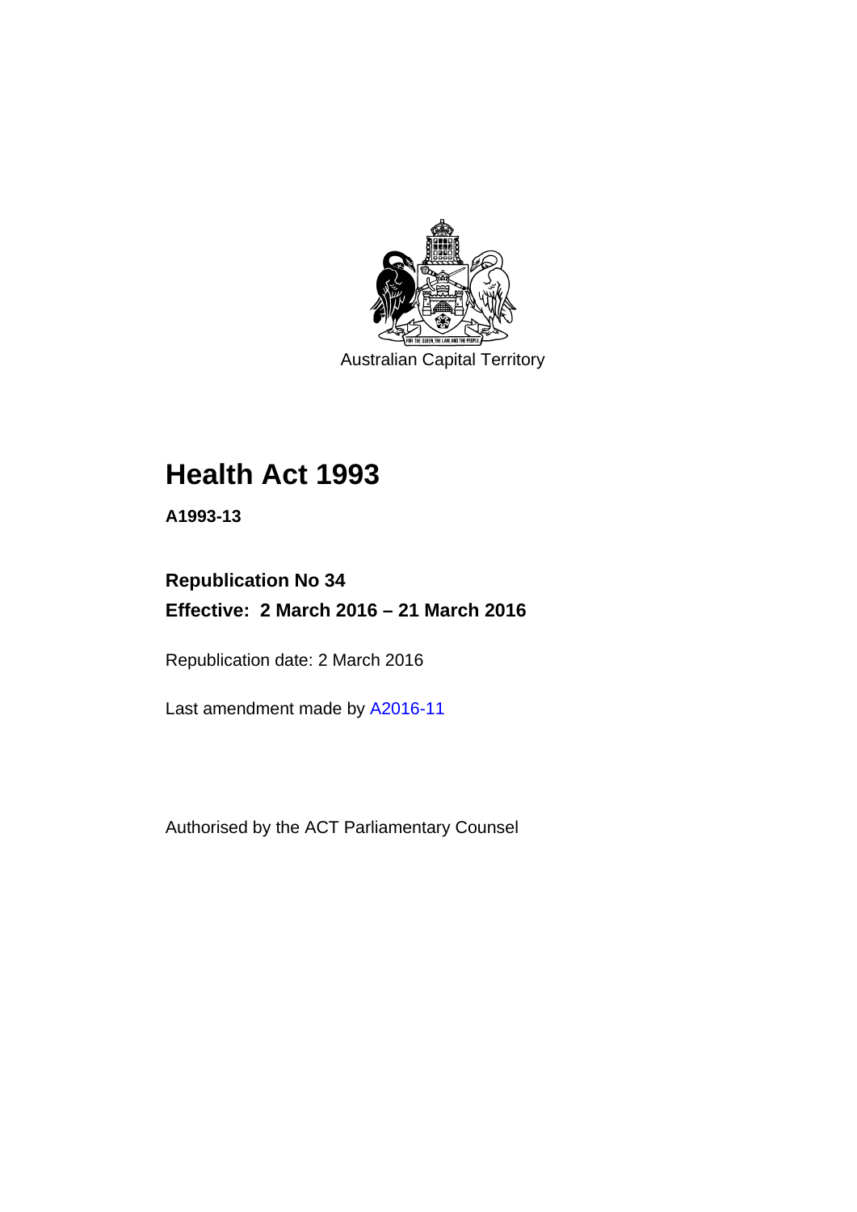Australian Capital Territory

# Health Act 1993

**A1993-13**

**Republication No 34**

**Effective: 2 March 2016 – 21 March 2016**

Republication date: 2 March 2016

Last amendment made by A2016-11

Authorised by the ACT Parliamentary Counsel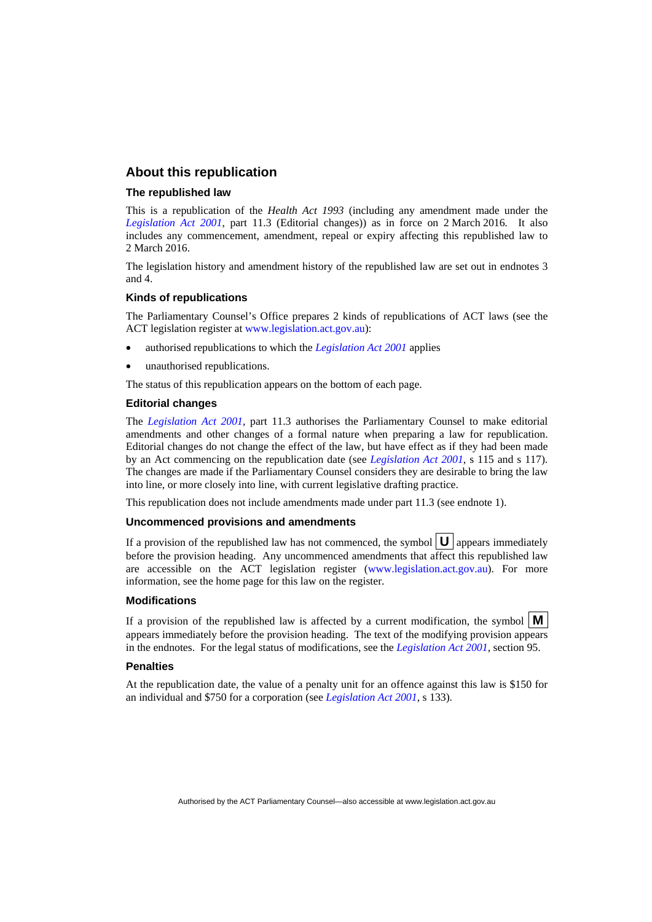## About this republication

### The republished law

This is a republication of the *Health Act 1993* (including any amendment made under the *Legislation Act 2001*, part 11.3 (Editorial changes)) as in force on 2 March 2016*.* It also includes any commencement, amendment, repeal or expiry affecting this republished law to 2 March 2016.

The legislation history and amendment history of the republished law are set out in endnotes 3 and 4.

### Kinds of republications

The Parliamentary Counsel's Office prepares 2 kinds of republications of ACT laws (see the ACT legislation register at www.legislation.act.gov.au):

- authorised republications to which the *Legislation Act 2001* applies
- unauthorised republications.

The status of this republication appears on the bottom of each page.

### Editorial changes

The *Legislation Act 2001*, part 11.3 authorises the Parliamentary Counsel to make editorial amendments and other changes of a formal nature when preparing a law for republication. Editorial changes do not change the effect of the law, but have effect as if they had been made by an Act commencing on the republication date (see *Legislation Act 2001*, s 115 and s 117). The changes are made if the Parliamentary Counsel considers they are desirable to bring the law into line, or more closely into line, with current legislative drafting practice.

This republication does not include amendments made under part 11.3 (see endnote 1).

### Uncommenced provisions and amendments

If a provision of the republished law has not commenced, the symbol **U** appears immediately before the provision heading. Any uncommenced amendments that affect this republished law are accessible on the ACT legislation register (www.legislation.act.gov.au). For more information, see the home page for this law on the register.

### Modifications

If a provision of the republished law is affected by a current modification, the symbol **M** appears immediately before the provision heading. The text of the modifying provision appears in the endnotes. For the legal status of modifications, see the *Legislation Act 2001*, section 95.

### Penalties

At the republication date, the value of a penalty unit for an offence against this law is $150 for an individual and $750 for a corporation (see *Legislation Act 2001*, s 133).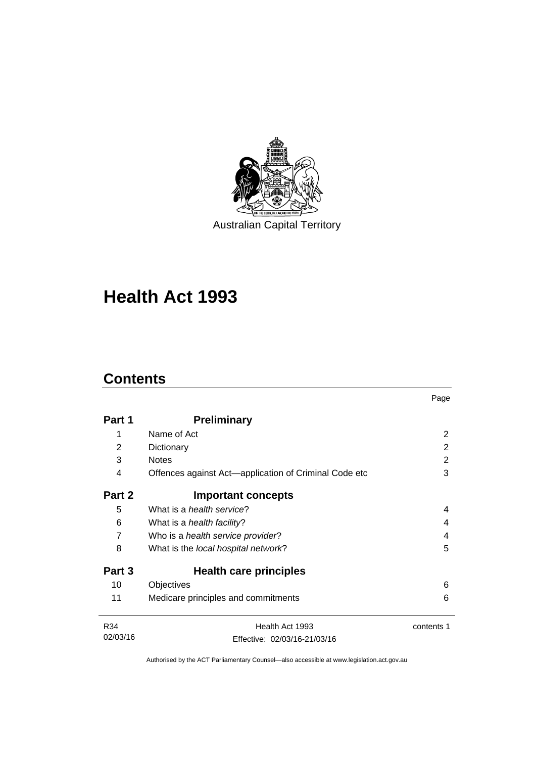Australian Capital Territory

# Health Act 1993

## Contents

| | | Page |
|---|---|---|
| **Part 1** | **Preliminary** | |
| 1 | Name of Act | 2 |
| 2 | Dictionary | 2 |
| 3 | Notes | 2 |
| 4 | Offences against Act—application of Criminal Code etc | 3 |
| **Part 2** | **Important concepts** | |
| 5 | What is a *health service*? | 4 |
| 6 | What is a *health facility*? | 4 |
| 7 | Who is a *health service provider*? | 4 |
| 8 | What is the *local hospital network*? | 5 |
| **Part 3** | **Health care principles** | |
| 10 | Objectives | 6 |
| 11 | Medicare principles and commitments | 6 |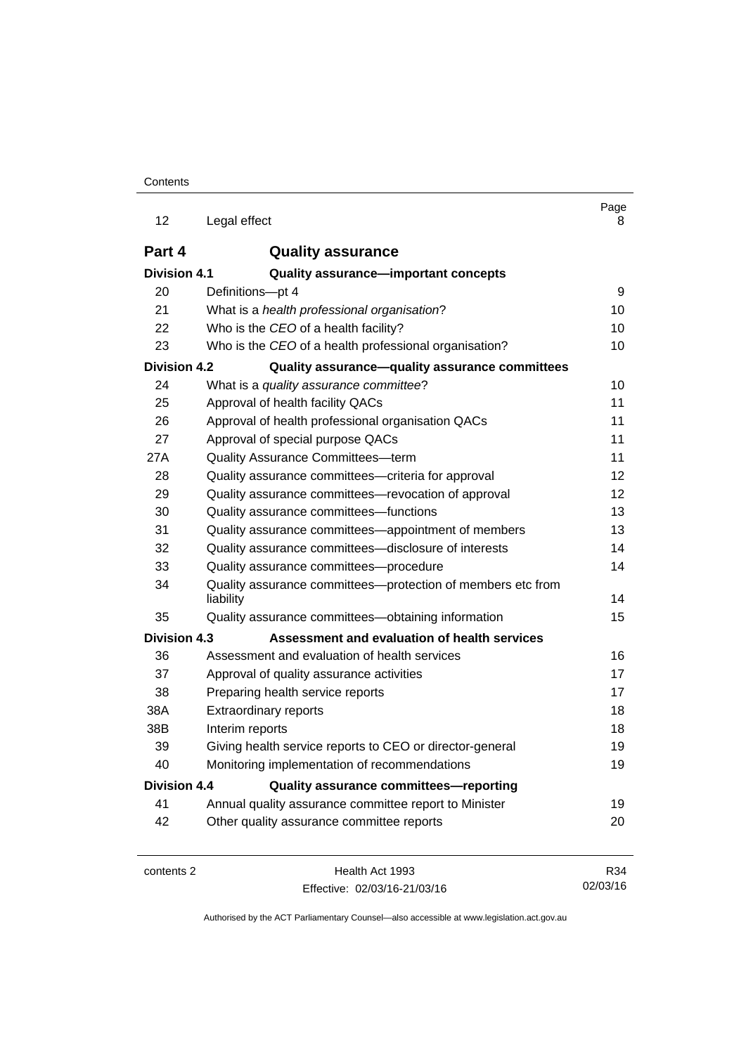| | | Page |
|---|---|---|
| 12 | Legal effect | 8 |
| **Part 4** | **Quality assurance** | |
| **Division 4.1** | **Quality assurance—important concepts** | |
| 20 | Definitions—pt 4 | 9 |
| 21 | What is a *health professional organisation*? | 10 |
| 22 | Who is the *CEO* of a health facility? | 10 |
| 23 | Who is the *CEO* of a health professional organisation? | 10 |
| **Division 4.2** | **Quality assurance—quality assurance committees** | |
| 24 | What is a *quality assurance committee*? | 10 |
| 25 | Approval of health facility QACs | 11 |
| 26 | Approval of health professional organisation QACs | 11 |
| 27 | Approval of special purpose QACs | 11 |
| 27A | Quality Assurance Committees—term | 11 |
| 28 | Quality assurance committees—criteria for approval | 12 |
| 29 | Quality assurance committees—revocation of approval | 12 |
| 30 | Quality assurance committees—functions | 13 |
| 31 | Quality assurance committees—appointment of members | 13 |
| 32 | Quality assurance committees—disclosure of interests | 14 |
| 33 | Quality assurance committees—procedure | 14 |
| 34 | Quality assurance committees—protection of members etc from liability | 14 |
| 35 | Quality assurance committees—obtaining information | 15 |
| **Division 4.3** | **Assessment and evaluation of health services** | |
| 36 | Assessment and evaluation of health services | 16 |
| 37 | Approval of quality assurance activities | 17 |
| 38 | Preparing health service reports | 17 |
| 38A | Extraordinary reports | 18 |
| 38B | Interim reports | 18 |
| 39 | Giving health service reports to CEO or director-general | 19 |
| 40 | Monitoring implementation of recommendations | 19 |
| **Division 4.4** | **Quality assurance committees—reporting** | |
| 41 | Annual quality assurance committee report to Minister | 19 |
| 42 | Other quality assurance committee reports | 20 |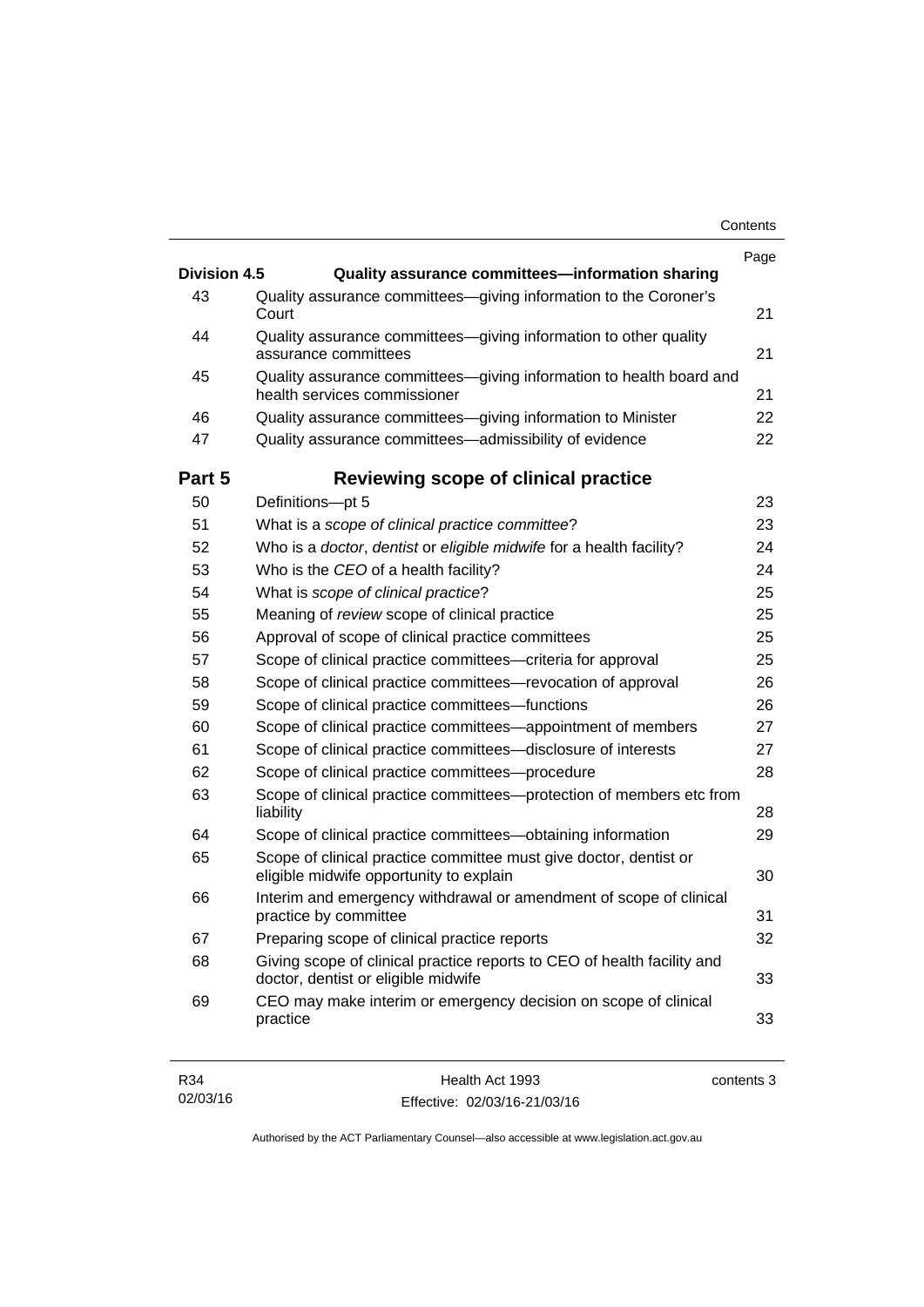| | | Page |
|---|---|---|
| **Division 4.5** | **Quality assurance committees—information sharing** | |
| 43 | Quality assurance committees—giving information to the Coroner's Court | 21 |
| 44 | Quality assurance committees—giving information to other quality assurance committees | 21 |
| 45 | Quality assurance committees—giving information to health board and health services commissioner | 21 |
| 46 | Quality assurance committees—giving information to Minister | 22 |
| 47 | Quality assurance committees—admissibility of evidence | 22 |

## Part 5 Reviewing scope of clinical practice

| | | |
|---|---|---|
| 50 | Definitions—pt 5 | 23 |
| 51 | What is a *scope of clinical practice committee*? | 23 |
| 52 | Who is a *doctor*, *dentist* or *eligible midwife* for a health facility? | 24 |
| 53 | Who is the *CEO* of a health facility? | 24 |
| 54 | What is *scope of clinical practice*? | 25 |
| 55 | Meaning of *review* scope of clinical practice | 25 |
| 56 | Approval of scope of clinical practice committees | 25 |
| 57 | Scope of clinical practice committees—criteria for approval | 25 |
| 58 | Scope of clinical practice committees—revocation of approval | 26 |
| 59 | Scope of clinical practice committees—functions | 26 |
| 60 | Scope of clinical practice committees—appointment of members | 27 |
| 61 | Scope of clinical practice committees—disclosure of interests | 27 |
| 62 | Scope of clinical practice committees—procedure | 28 |
| 63 | Scope of clinical practice committees—protection of members etc from liability | 28 |
| 64 | Scope of clinical practice committees—obtaining information | 29 |
| 65 | Scope of clinical practice committee must give doctor, dentist or eligible midwife opportunity to explain | 30 |
| 66 | Interim and emergency withdrawal or amendment of scope of clinical practice by committee | 31 |
| 67 | Preparing scope of clinical practice reports | 32 |
| 68 | Giving scope of clinical practice reports to CEO of health facility and doctor, dentist or eligible midwife | 33 |
| 69 | CEO may make interim or emergency decision on scope of clinical practice | 33 |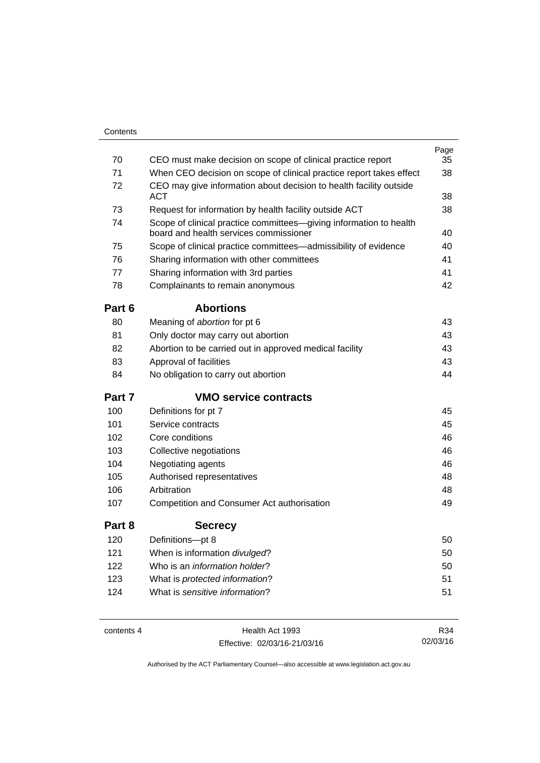| | | Page |
|---|---|---|
| 70 | CEO must make decision on scope of clinical practice report | 35 |
| 71 | When CEO decision on scope of clinical practice report takes effect | 38 |
| 72 | CEO may give information about decision to health facility outside ACT | 38 |
| 73 | Request for information by health facility outside ACT | 38 |
| 74 | Scope of clinical practice committees—giving information to health board and health services commissioner | 40 |
| 75 | Scope of clinical practice committees—admissibility of evidence | 40 |
| 76 | Sharing information with other committees | 41 |
| 77 | Sharing information with 3rd parties | 41 |
| 78 | Complainants to remain anonymous | 42 |

## Part 6 Abortions

| | | |
|---|---|---|
| 80 | Meaning of *abortion* for pt 6 | 43 |
| 81 | Only doctor may carry out abortion | 43 |
| 82 | Abortion to be carried out in approved medical facility | 43 |
| 83 | Approval of facilities | 43 |
| 84 | No obligation to carry out abortion | 44 |

## Part 7 VMO service contracts

| | | |
|---|---|---|
| 100 | Definitions for pt 7 | 45 |
| 101 | Service contracts | 45 |
| 102 | Core conditions | 46 |
| 103 | Collective negotiations | 46 |
| 104 | Negotiating agents | 46 |
| 105 | Authorised representatives | 48 |
| 106 | Arbitration | 48 |
| 107 | Competition and Consumer Act authorisation | 49 |

## Part 8 Secrecy

| | | |
|---|---|---|
| 120 | Definitions—pt 8 | 50 |
| 121 | When is information *divulged*? | 50 |
| 122 | Who is an *information holder*? | 50 |
| 123 | What is *protected information*? | 51 |
| 124 | What is *sensitive information*? | 51 |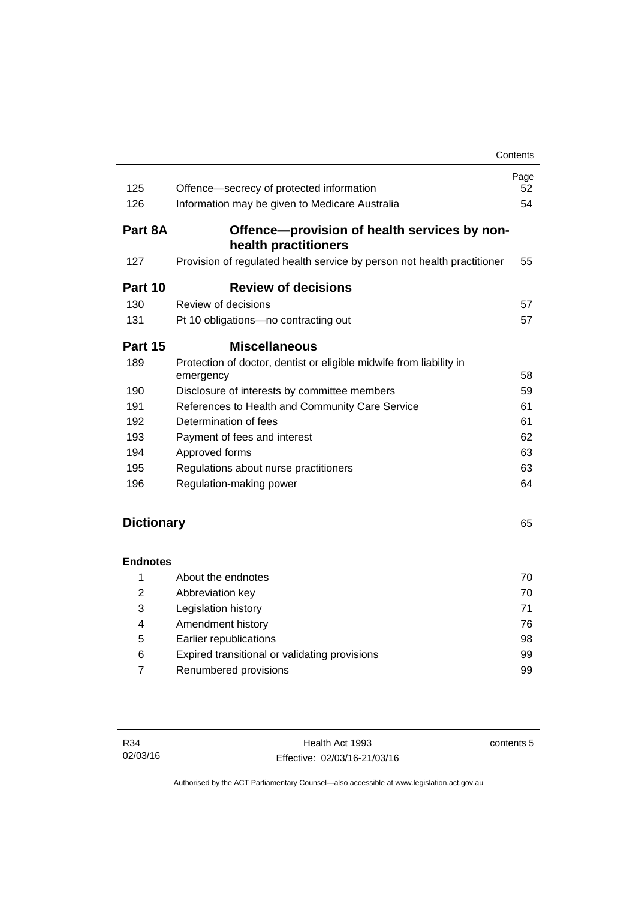| | | Page |
|---|---|---|
| 125 | Offence—secrecy of protected information | 52 |
| 126 | Information may be given to Medicare Australia | 54 |
| **Part 8A** | **Offence—provision of health services by non-health practitioners** | |
| 127 | Provision of regulated health service by person not health practitioner | 55 |
| **Part 10** | **Review of decisions** | |
| 130 | Review of decisions | 57 |
| 131 | Pt 10 obligations—no contracting out | 57 |
| **Part 15** | **Miscellaneous** | |
| 189 | Protection of doctor, dentist or eligible midwife from liability in emergency | 58 |
| 190 | Disclosure of interests by committee members | 59 |
| 191 | References to Health and Community Care Service | 61 |
| 192 | Determination of fees | 61 |
| 193 | Payment of fees and interest | 62 |
| 194 | Approved forms | 63 |
| 195 | Regulations about nurse practitioners | 63 |
| 196 | Regulation-making power | 64 |
| **Dictionary** | | 65 |
| **Endnotes** | | |
| 1 | About the endnotes | 70 |
| 2 | Abbreviation key | 70 |
| 3 | Legislation history | 71 |
| 4 | Amendment history | 76 |
| 5 | Earlier republications | 98 |
| 6 | Expired transitional or validating provisions | 99 |
| 7 | Renumbered provisions | 99 |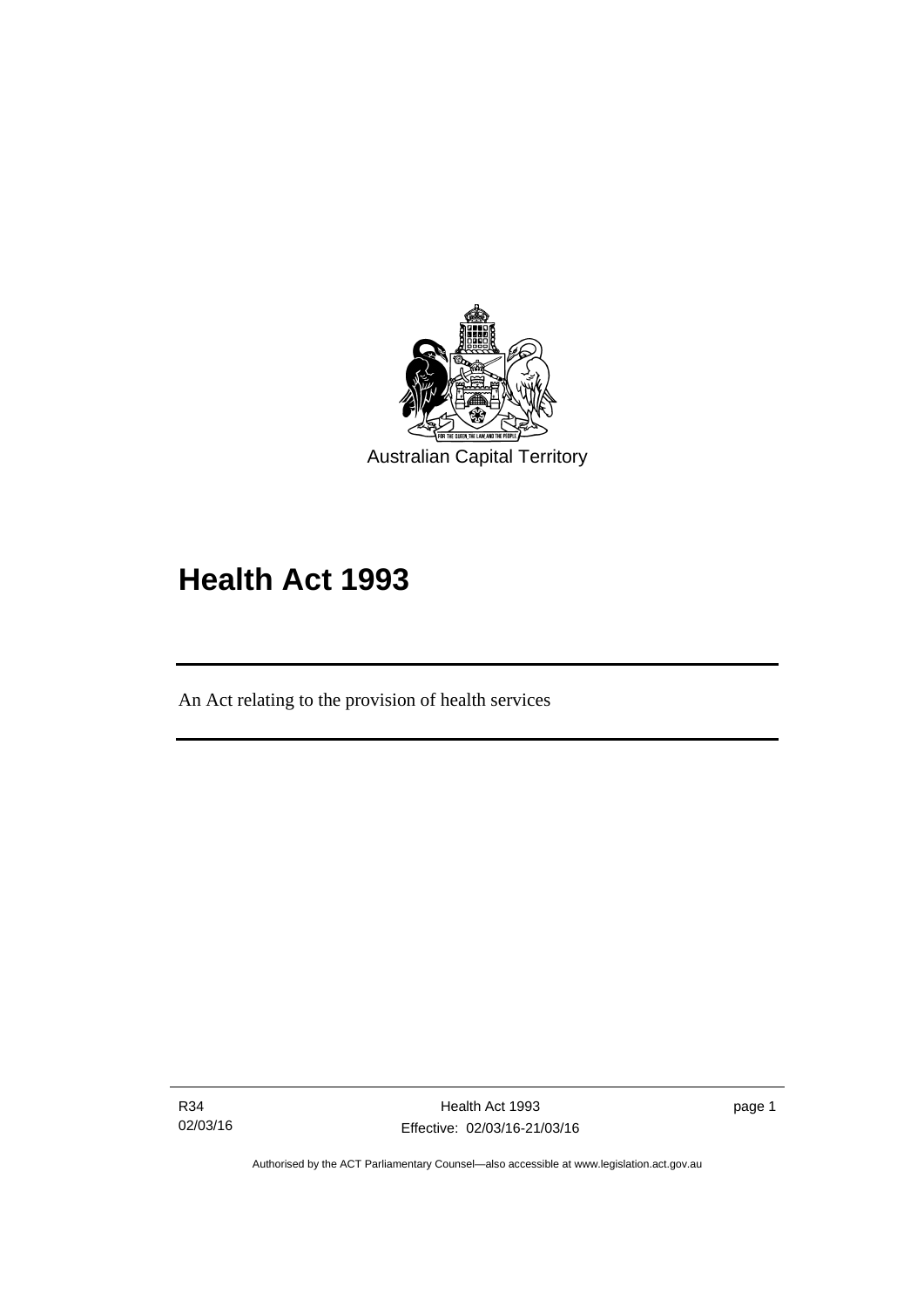Australian Capital Territory

# Health Act 1993

An Act relating to the provision of health services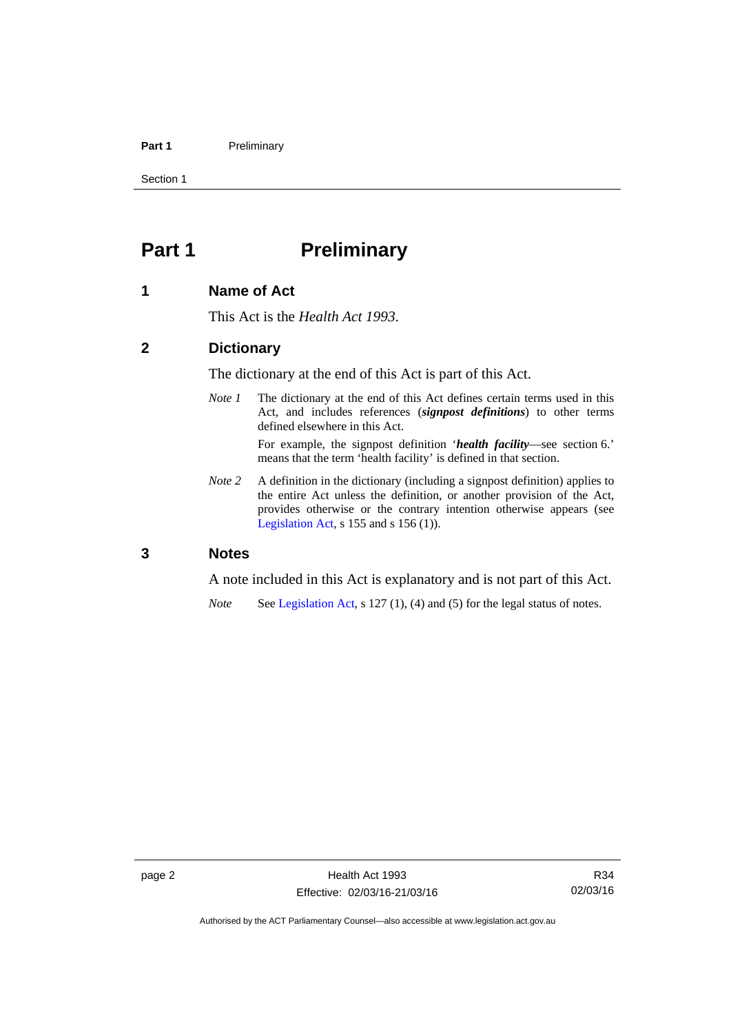# Part 1 Preliminary

## 1 Name of Act

This Act is the *Health Act 1993*.

## 2 Dictionary

The dictionary at the end of this Act is part of this Act.

*Note 1* The dictionary at the end of this Act defines certain terms used in this Act, and includes references (***signpost definitions***) to other terms defined elsewhere in this Act.

For example, the signpost definition '***health facility***—see section 6.' means that the term 'health facility' is defined in that section.

*Note 2* A definition in the dictionary (including a signpost definition) applies to the entire Act unless the definition, or another provision of the Act, provides otherwise or the contrary intention otherwise appears (see Legislation Act, s 155 and s 156 (1)).

## 3 Notes

A note included in this Act is explanatory and is not part of this Act.

*Note* See Legislation Act, s 127 (1), (4) and (5) for the legal status of notes.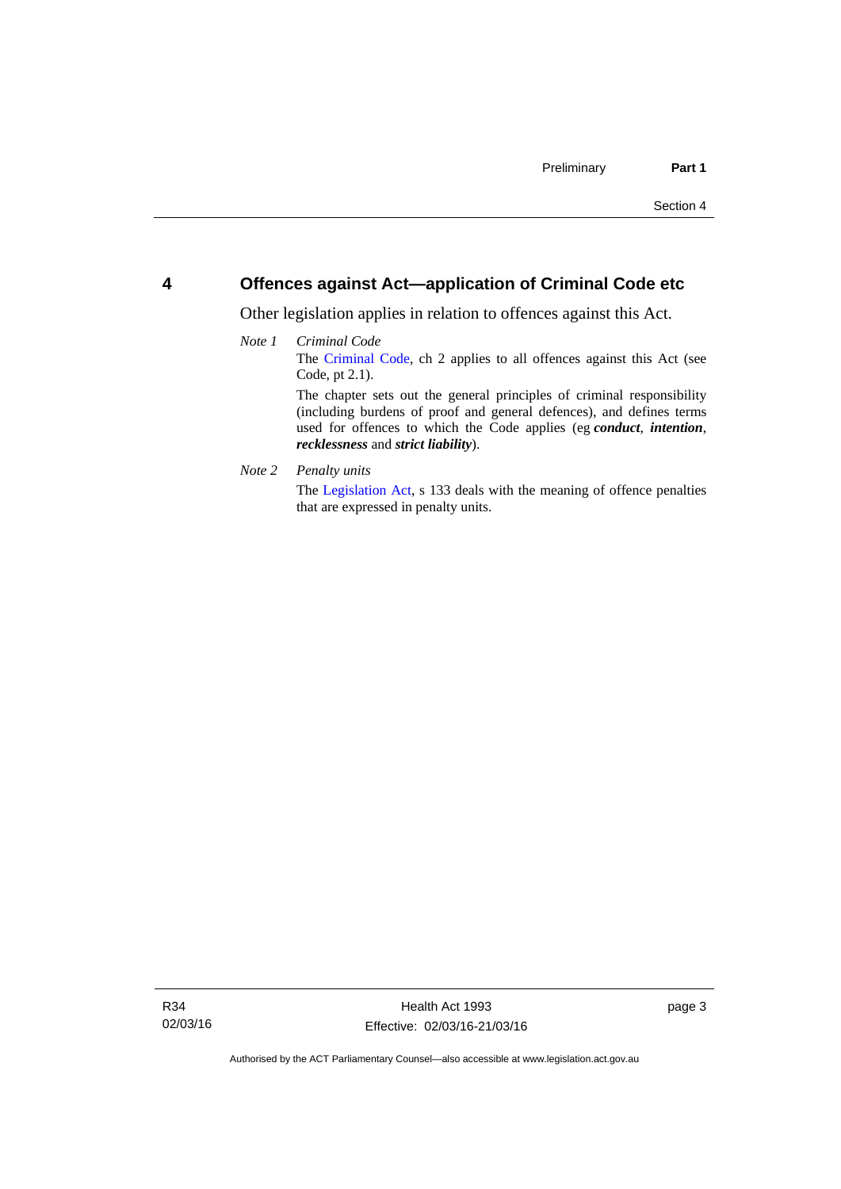## 4 Offences against Act—application of Criminal Code etc

Other legislation applies in relation to offences against this Act.

*Note 1* *Criminal Code*

The Criminal Code, ch 2 applies to all offences against this Act (see Code, pt 2.1).

The chapter sets out the general principles of criminal responsibility (including burdens of proof and general defences), and defines terms used for offences to which the Code applies (eg ***conduct***, ***intention***, ***recklessness*** and ***strict liability***).

*Note 2* *Penalty units*

The Legislation Act, s 133 deals with the meaning of offence penalties that are expressed in penalty units.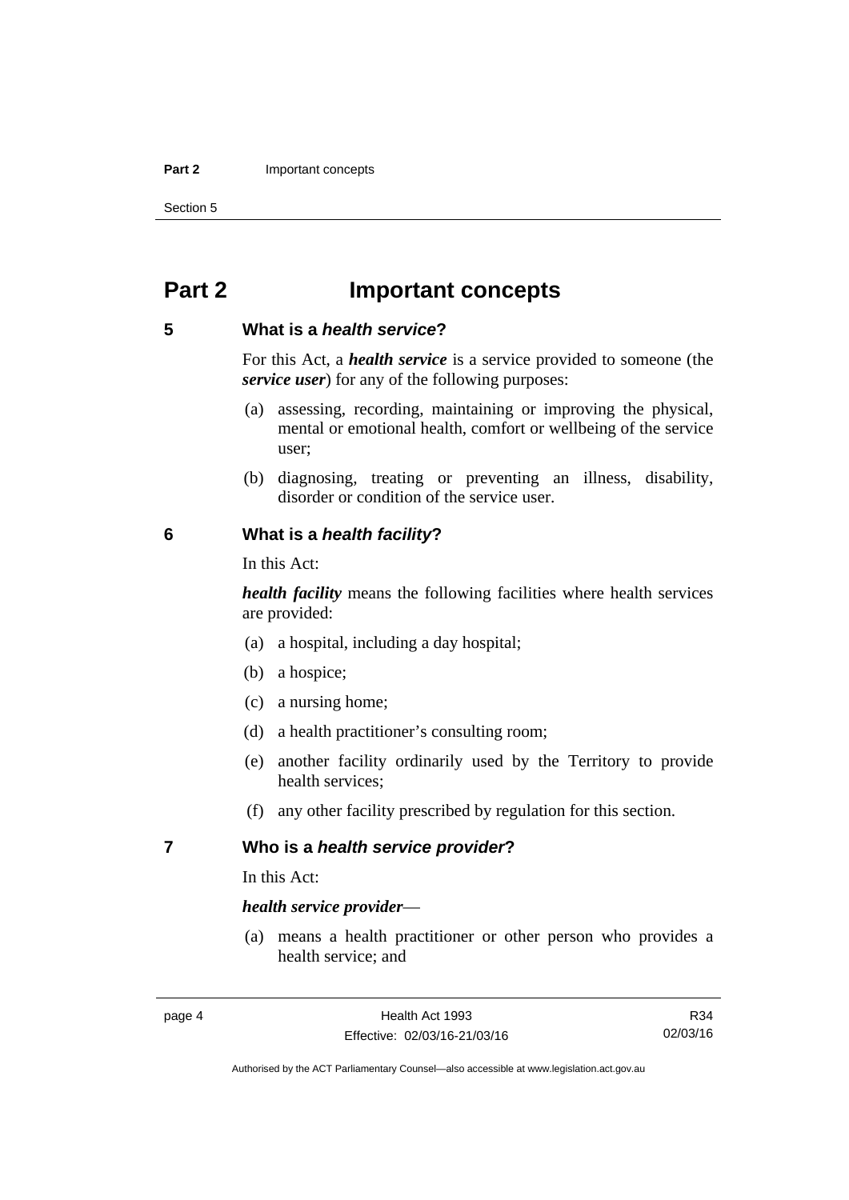# Part 2 Important concepts

## 5 What is a *health service*?

For this Act, a ***health service*** is a service provided to someone (the ***service user***) for any of the following purposes:

(a) assessing, recording, maintaining or improving the physical, mental or emotional health, comfort or wellbeing of the service user;

(b) diagnosing, treating or preventing an illness, disability, disorder or condition of the service user.

## 6 What is a *health facility*?

In this Act:

***health facility*** means the following facilities where health services are provided:

(a) a hospital, including a day hospital;

(b) a hospice;

(c) a nursing home;

(d) a health practitioner's consulting room;

(e) another facility ordinarily used by the Territory to provide health services;

(f) any other facility prescribed by regulation for this section.

## 7 Who is a *health service provider*?

In this Act:

***health service provider***—

(a) means a health practitioner or other person who provides a health service; and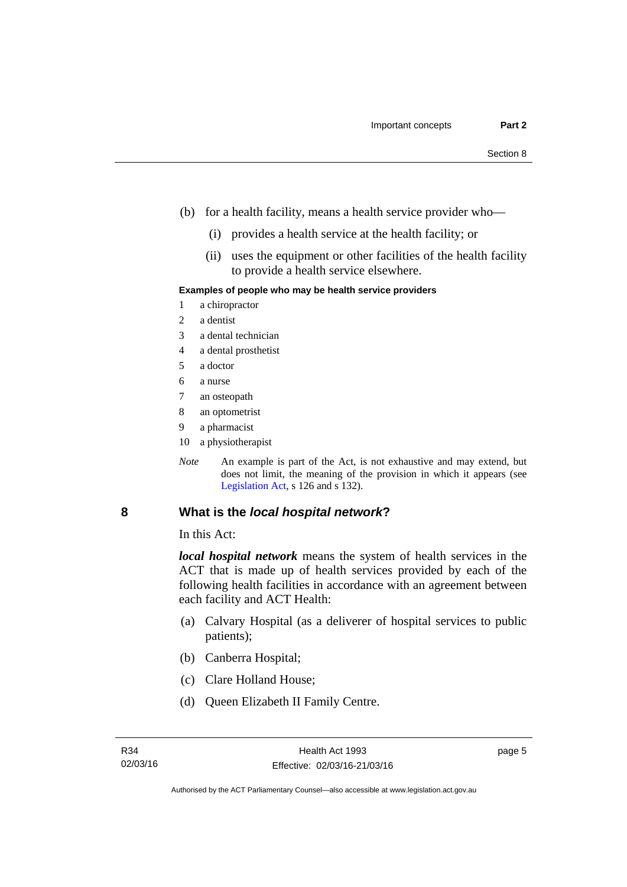(b) for a health facility, means a health service provider who—

(i) provides a health service at the health facility; or

(ii) uses the equipment or other facilities of the health facility to provide a health service elsewhere.

**Examples of people who may be health service providers**

1 a chiropractor
2 a dentist
3 a dental technician
4 a dental prosthetist
5 a doctor
6 a nurse
7 an osteopath
8 an optometrist
9 a pharmacist
10 a physiotherapist

*Note* An example is part of the Act, is not exhaustive and may extend, but does not limit, the meaning of the provision in which it appears (see Legislation Act, s 126 and s 132).

## 8 What is the *local hospital network*?

In this Act:

***local hospital network*** means the system of health services in the ACT that is made up of health services provided by each of the following health facilities in accordance with an agreement between each facility and ACT Health:

(a) Calvary Hospital (as a deliverer of hospital services to public patients);

(b) Canberra Hospital;

(c) Clare Holland House;

(d) Queen Elizabeth II Family Centre.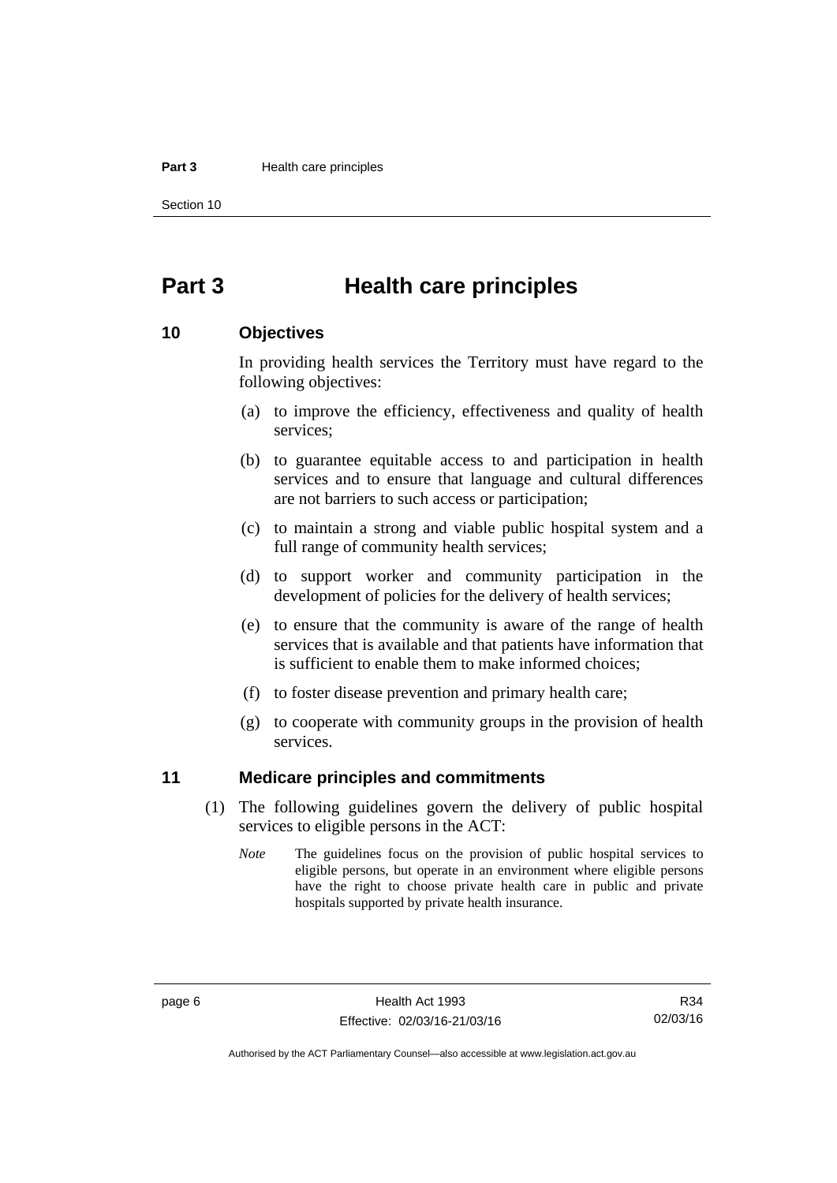# Part 3 Health care principles

## 10 Objectives

In providing health services the Territory must have regard to the following objectives:

(a) to improve the efficiency, effectiveness and quality of health services;

(b) to guarantee equitable access to and participation in health services and to ensure that language and cultural differences are not barriers to such access or participation;

(c) to maintain a strong and viable public hospital system and a full range of community health services;

(d) to support worker and community participation in the development of policies for the delivery of health services;

(e) to ensure that the community is aware of the range of health services that is available and that patients have information that is sufficient to enable them to make informed choices;

(f) to foster disease prevention and primary health care;

(g) to cooperate with community groups in the provision of health services.

## 11 Medicare principles and commitments

(1) The following guidelines govern the delivery of public hospital services to eligible persons in the ACT:

*Note* The guidelines focus on the provision of public hospital services to eligible persons, but operate in an environment where eligible persons have the right to choose private health care in public and private hospitals supported by private health insurance.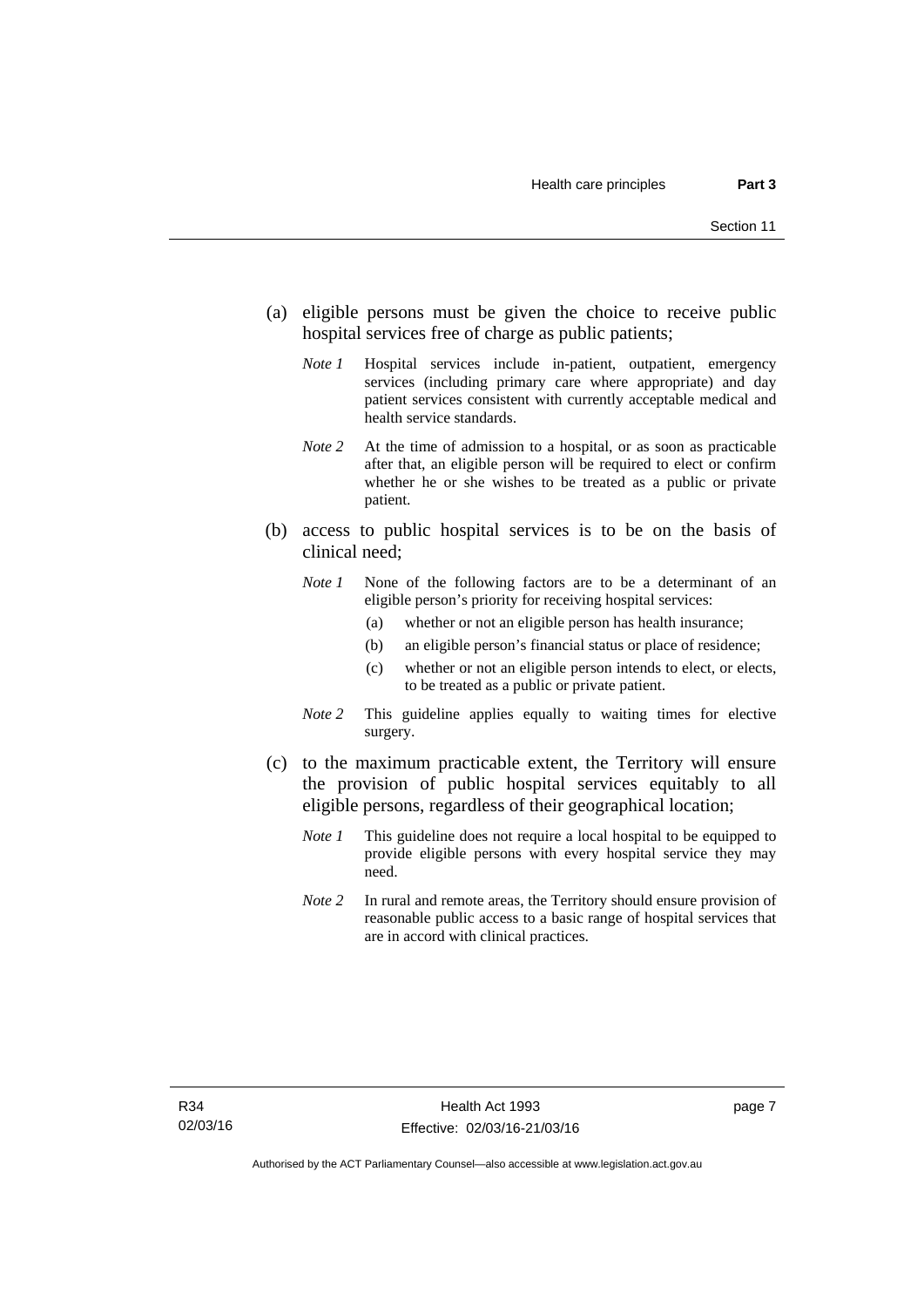(a) eligible persons must be given the choice to receive public hospital services free of charge as public patients;

*Note 1* Hospital services include in-patient, outpatient, emergency services (including primary care where appropriate) and day patient services consistent with currently acceptable medical and health service standards.

*Note 2* At the time of admission to a hospital, or as soon as practicable after that, an eligible person will be required to elect or confirm whether he or she wishes to be treated as a public or private patient.

(b) access to public hospital services is to be on the basis of clinical need;

*Note 1* None of the following factors are to be a determinant of an eligible person's priority for receiving hospital services:

(a) whether or not an eligible person has health insurance;

(b) an eligible person's financial status or place of residence;

(c) whether or not an eligible person intends to elect, or elects, to be treated as a public or private patient.

*Note 2* This guideline applies equally to waiting times for elective surgery.

(c) to the maximum practicable extent, the Territory will ensure the provision of public hospital services equitably to all eligible persons, regardless of their geographical location;

*Note 1* This guideline does not require a local hospital to be equipped to provide eligible persons with every hospital service they may need.

*Note 2* In rural and remote areas, the Territory should ensure provision of reasonable public access to a basic range of hospital services that are in accord with clinical practices.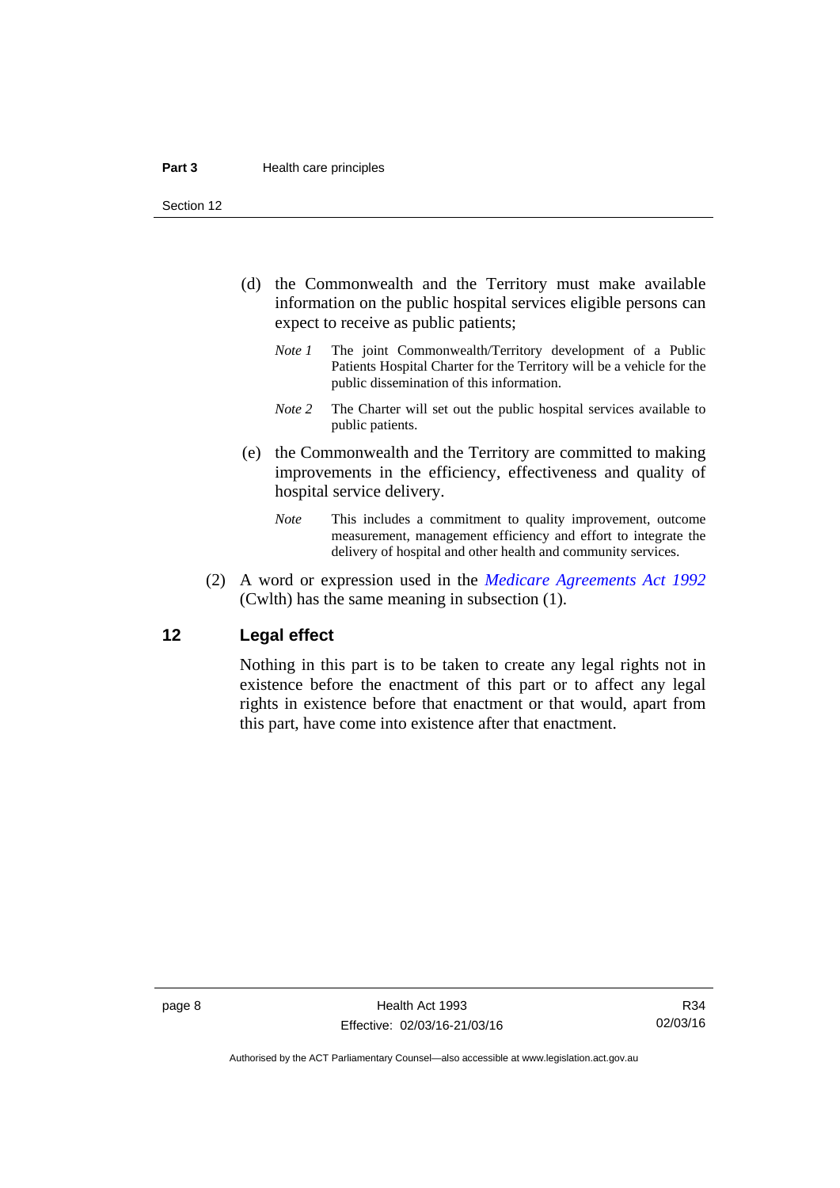(d) the Commonwealth and the Territory must make available information on the public hospital services eligible persons can expect to receive as public patients;

*Note 1* The joint Commonwealth/Territory development of a Public Patients Hospital Charter for the Territory will be a vehicle for the public dissemination of this information.

*Note 2* The Charter will set out the public hospital services available to public patients.

(e) the Commonwealth and the Territory are committed to making improvements in the efficiency, effectiveness and quality of hospital service delivery.

*Note* This includes a commitment to quality improvement, outcome measurement, management efficiency and effort to integrate the delivery of hospital and other health and community services.

(2) A word or expression used in the *Medicare Agreements Act 1992* (Cwlth) has the same meaning in subsection (1).

## 12 Legal effect

Nothing in this part is to be taken to create any legal rights not in existence before the enactment of this part or to affect any legal rights in existence before that enactment or that would, apart from this part, have come into existence after that enactment.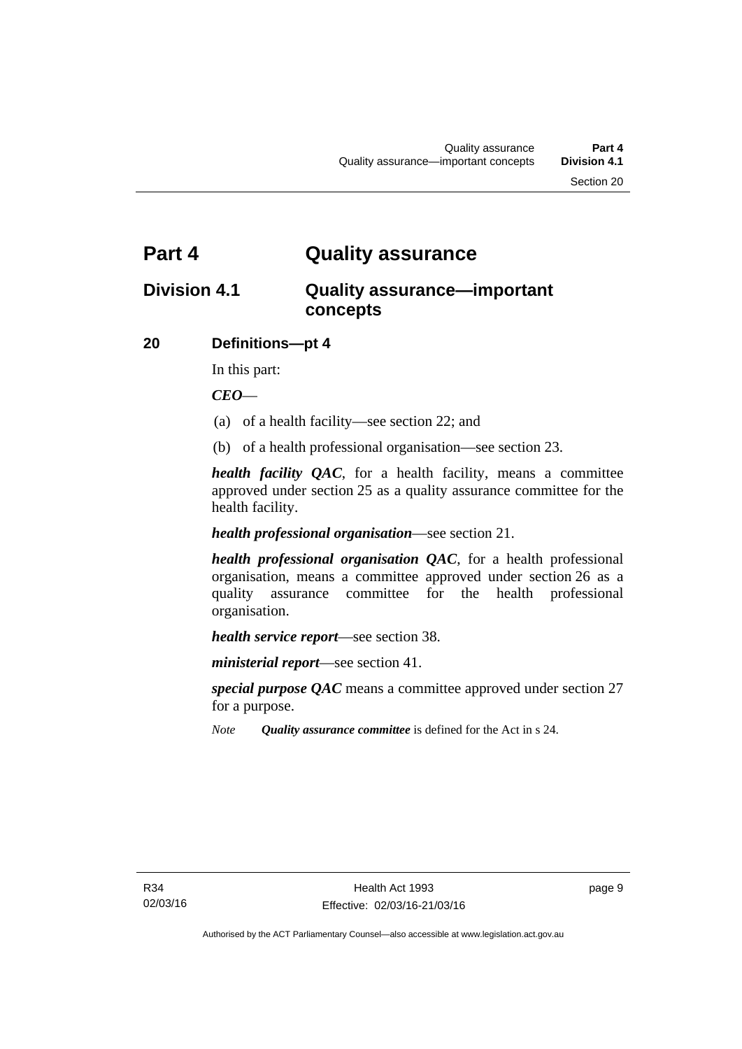# Part 4 Quality assurance

## Division 4.1 Quality assurance—important concepts

### 20 Definitions—pt 4

In this part:

***CEO***—

(a) of a health facility—see section 22; and

(b) of a health professional organisation—see section 23.

***health facility QAC***, for a health facility, means a committee approved under section 25 as a quality assurance committee for the health facility.

***health professional organisation***—see section 21.

***health professional organisation QAC***, for a health professional organisation, means a committee approved under section 26 as a quality assurance committee for the health professional organisation.

***health service report***—see section 38.

***ministerial report***—see section 41.

***special purpose QAC*** means a committee approved under section 27 for a purpose.

*Note* ***Quality assurance committee*** is defined for the Act in s 24.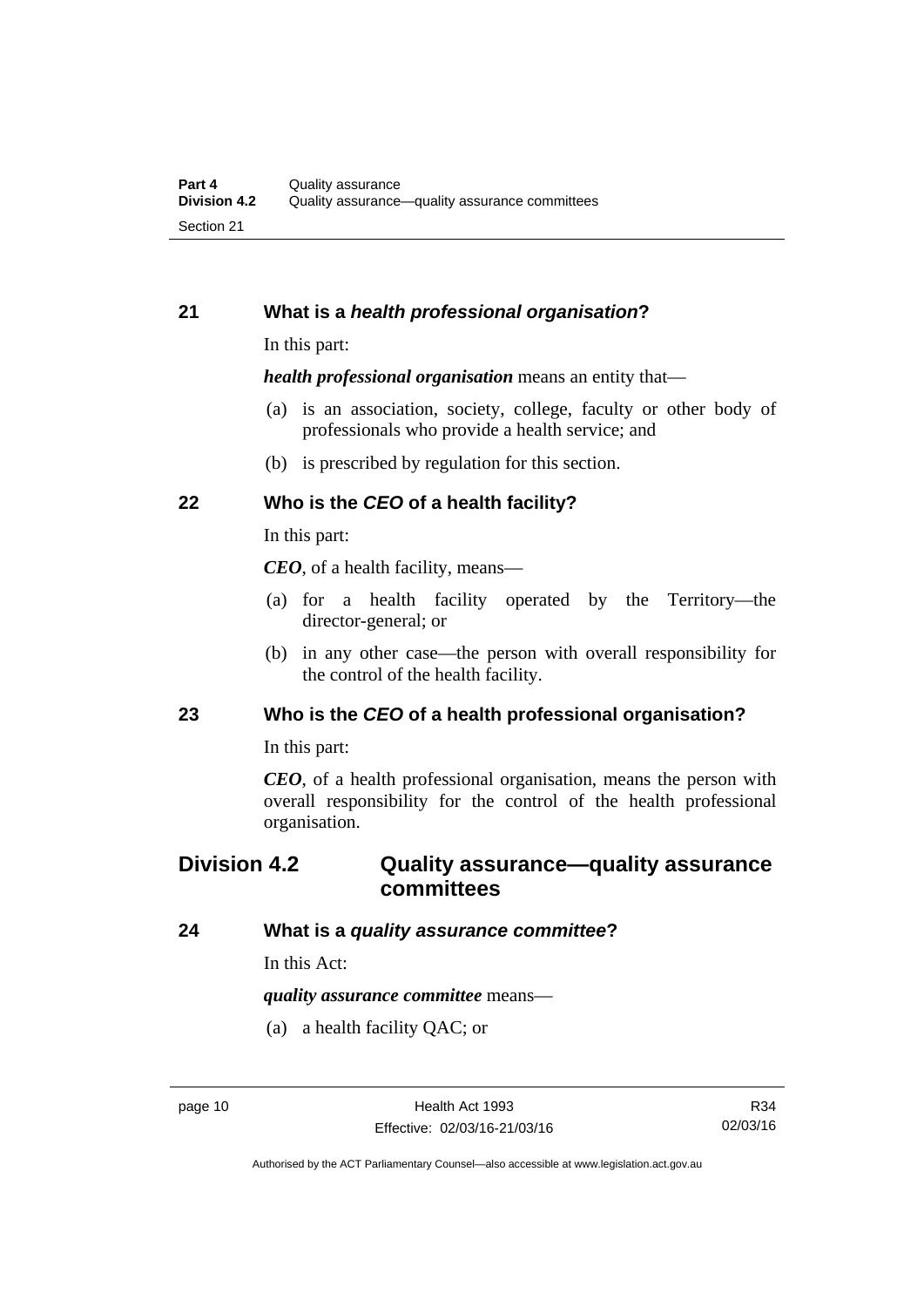### 21 What is a *health professional organisation*?

In this part:

***health professional organisation*** means an entity that—

(a) is an association, society, college, faculty or other body of professionals who provide a health service; and

(b) is prescribed by regulation for this section.

### 22 Who is the *CEO* of a health facility?

In this part:

***CEO***, of a health facility, means—

(a) for a health facility operated by the Territory—the director-general; or

(b) in any other case—the person with overall responsibility for the control of the health facility.

### 23 Who is the *CEO* of a health professional organisation?

In this part:

***CEO***, of a health professional organisation, means the person with overall responsibility for the control of the health professional organisation.

## Division 4.2 Quality assurance—quality assurance committees

### 24 What is a *quality assurance committee*?

In this Act:

***quality assurance committee*** means—

(a) a health facility QAC; or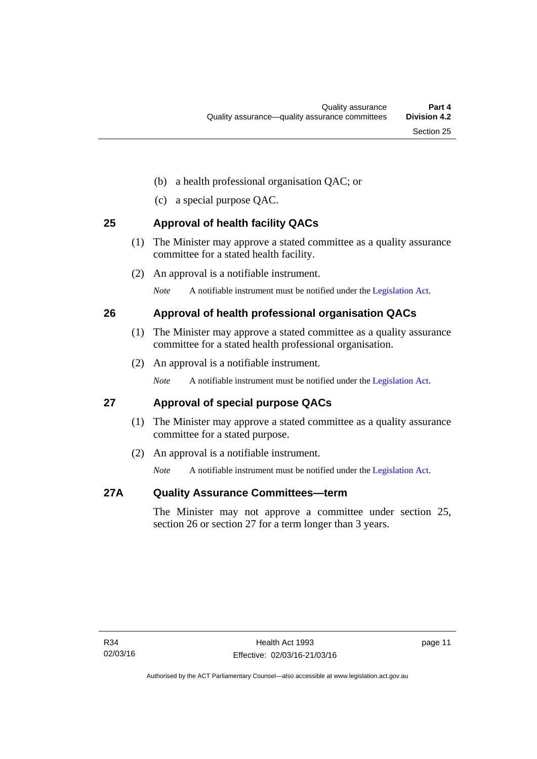(b) a health professional organisation QAC; or

(c) a special purpose QAC.

## 25 Approval of health facility QACs

(1) The Minister may approve a stated committee as a quality assurance committee for a stated health facility.

(2) An approval is a notifiable instrument.

*Note* A notifiable instrument must be notified under the Legislation Act.

## 26 Approval of health professional organisation QACs

(1) The Minister may approve a stated committee as a quality assurance committee for a stated health professional organisation.

(2) An approval is a notifiable instrument.

*Note* A notifiable instrument must be notified under the Legislation Act.

## 27 Approval of special purpose QACs

(1) The Minister may approve a stated committee as a quality assurance committee for a stated purpose.

(2) An approval is a notifiable instrument.

*Note* A notifiable instrument must be notified under the Legislation Act.

## 27A Quality Assurance Committees—term

The Minister may not approve a committee under section 25, section 26 or section 27 for a term longer than 3 years.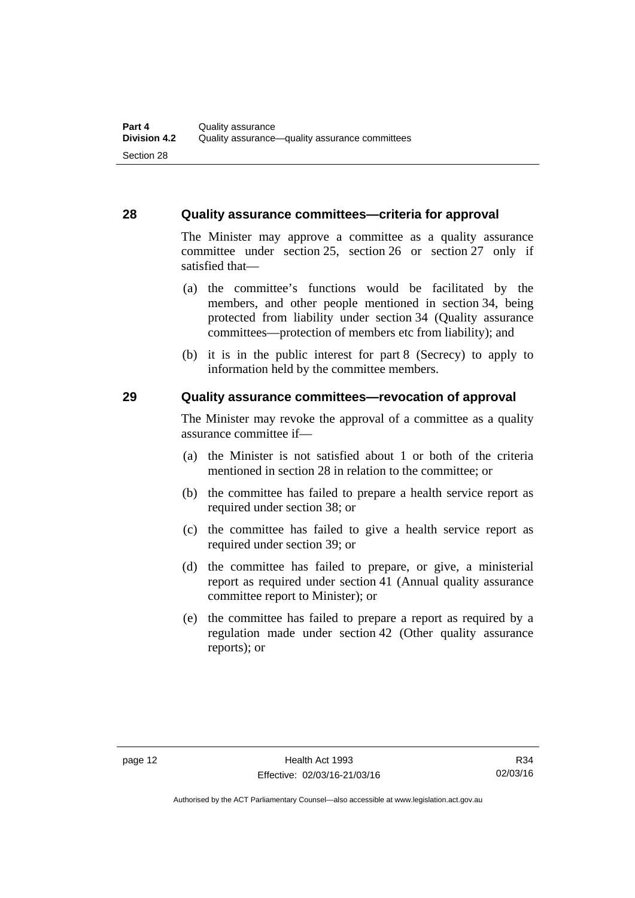## 28 Quality assurance committees—criteria for approval

The Minister may approve a committee as a quality assurance committee under section 25, section 26 or section 27 only if satisfied that—

(a) the committee's functions would be facilitated by the members, and other people mentioned in section 34, being protected from liability under section 34 (Quality assurance committees—protection of members etc from liability); and

(b) it is in the public interest for part 8 (Secrecy) to apply to information held by the committee members.

## 29 Quality assurance committees—revocation of approval

The Minister may revoke the approval of a committee as a quality assurance committee if—

(a) the Minister is not satisfied about 1 or both of the criteria mentioned in section 28 in relation to the committee; or

(b) the committee has failed to prepare a health service report as required under section 38; or

(c) the committee has failed to give a health service report as required under section 39; or

(d) the committee has failed to prepare, or give, a ministerial report as required under section 41 (Annual quality assurance committee report to Minister); or

(e) the committee has failed to prepare a report as required by a regulation made under section 42 (Other quality assurance reports); or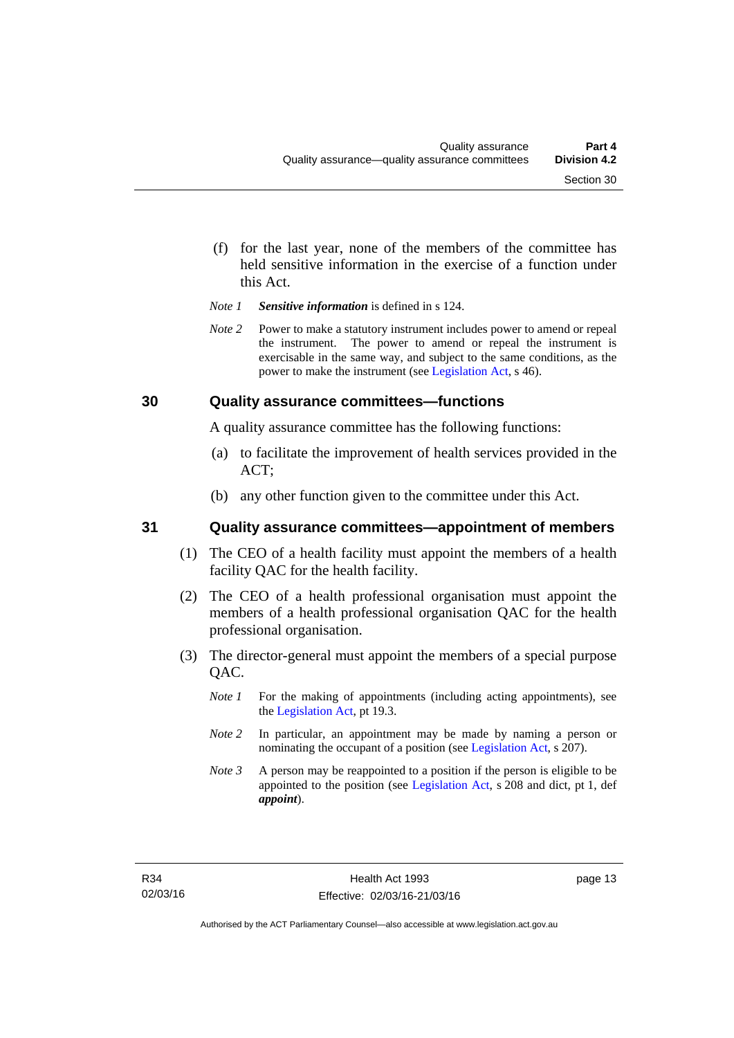(f) for the last year, none of the members of the committee has held sensitive information in the exercise of a function under this Act.

*Note 1* ***Sensitive information*** is defined in s 124.

*Note 2* Power to make a statutory instrument includes power to amend or repeal the instrument. The power to amend or repeal the instrument is exercisable in the same way, and subject to the same conditions, as the power to make the instrument (see Legislation Act, s 46).

## 30 Quality assurance committees—functions

A quality assurance committee has the following functions:

(a) to facilitate the improvement of health services provided in the ACT;

(b) any other function given to the committee under this Act.

## 31 Quality assurance committees—appointment of members

(1) The CEO of a health facility must appoint the members of a health facility QAC for the health facility.

(2) The CEO of a health professional organisation must appoint the members of a health professional organisation QAC for the health professional organisation.

(3) The director-general must appoint the members of a special purpose QAC.

*Note 1* For the making of appointments (including acting appointments), see the Legislation Act, pt 19.3.

*Note 2* In particular, an appointment may be made by naming a person or nominating the occupant of a position (see Legislation Act, s 207).

*Note 3* A person may be reappointed to a position if the person is eligible to be appointed to the position (see Legislation Act, s 208 and dict, pt 1, def ***appoint***).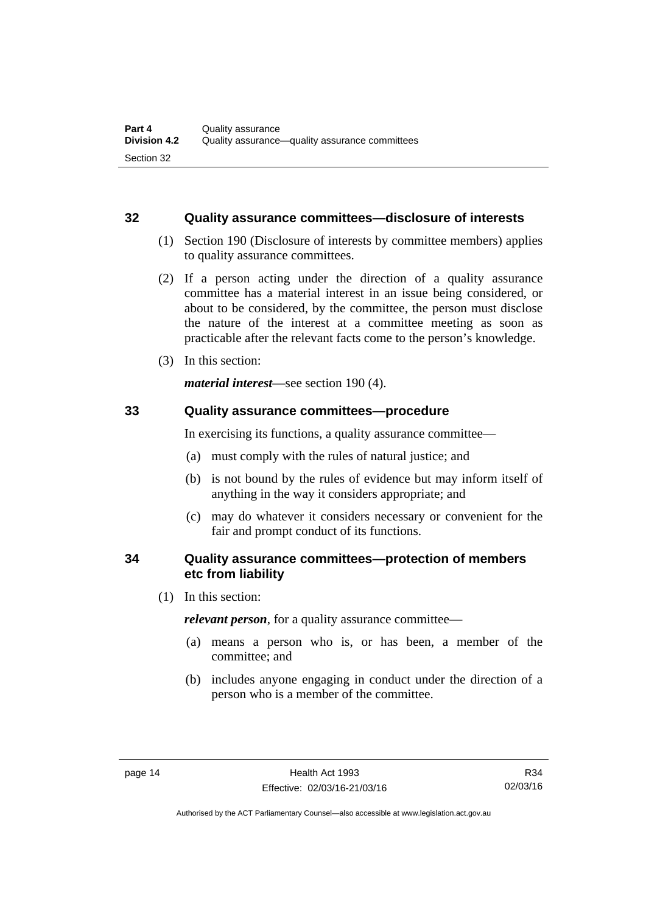### 32 Quality assurance committees—disclosure of interests

(1) Section 190 (Disclosure of interests by committee members) applies to quality assurance committees.

(2) If a person acting under the direction of a quality assurance committee has a material interest in an issue being considered, or about to be considered, by the committee, the person must disclose the nature of the interest at a committee meeting as soon as practicable after the relevant facts come to the person's knowledge.

(3) In this section:

***material interest***—see section 190 (4).

### 33 Quality assurance committees—procedure

In exercising its functions, a quality assurance committee—

(a) must comply with the rules of natural justice; and

(b) is not bound by the rules of evidence but may inform itself of anything in the way it considers appropriate; and

(c) may do whatever it considers necessary or convenient for the fair and prompt conduct of its functions.

### 34 Quality assurance committees—protection of members etc from liability

(1) In this section:

***relevant person***, for a quality assurance committee—

(a) means a person who is, or has been, a member of the committee; and

(b) includes anyone engaging in conduct under the direction of a person who is a member of the committee.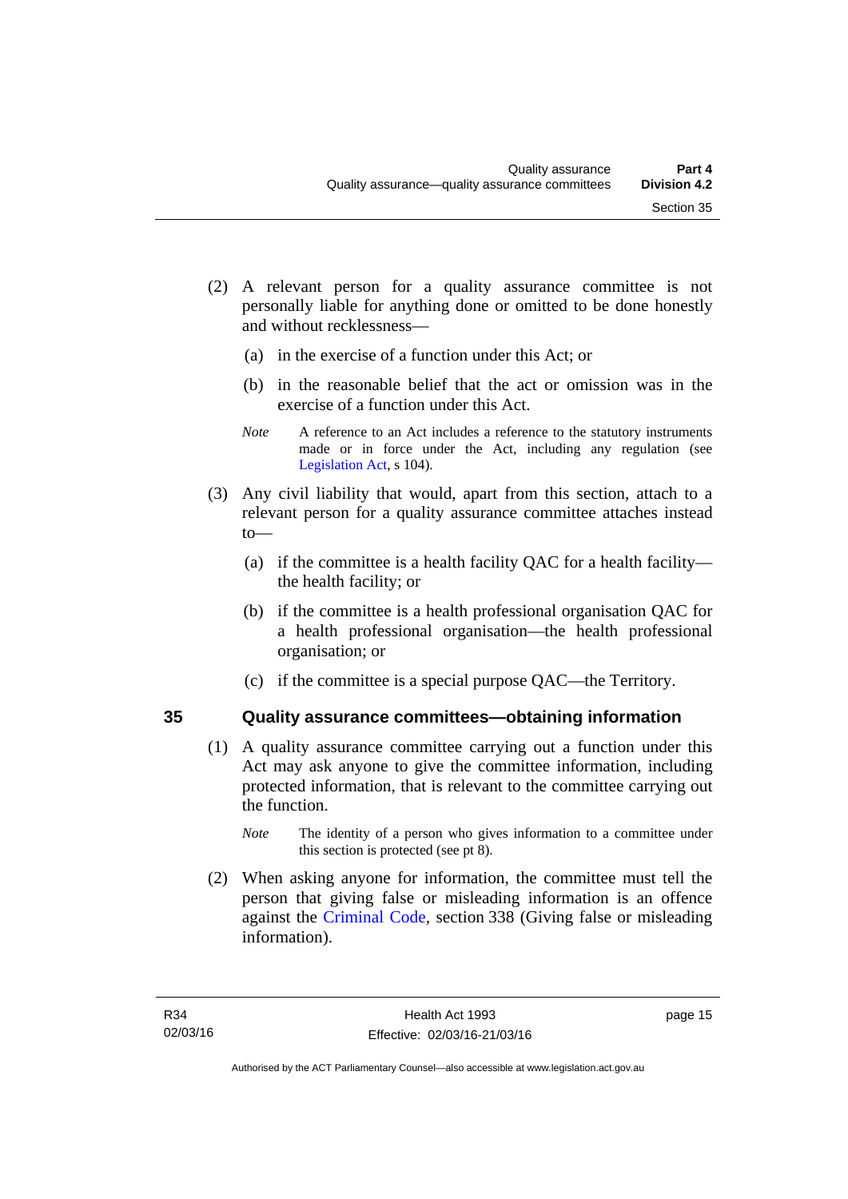(2) A relevant person for a quality assurance committee is not personally liable for anything done or omitted to be done honestly and without recklessness—

(a) in the exercise of a function under this Act; or

(b) in the reasonable belief that the act or omission was in the exercise of a function under this Act.

*Note* A reference to an Act includes a reference to the statutory instruments made or in force under the Act, including any regulation (see Legislation Act, s 104).

(3) Any civil liability that would, apart from this section, attach to a relevant person for a quality assurance committee attaches instead to—

(a) if the committee is a health facility QAC for a health facility—the health facility; or

(b) if the committee is a health professional organisation QAC for a health professional organisation—the health professional organisation; or

(c) if the committee is a special purpose QAC—the Territory.

## 35 Quality assurance committees—obtaining information

(1) A quality assurance committee carrying out a function under this Act may ask anyone to give the committee information, including protected information, that is relevant to the committee carrying out the function.

*Note* The identity of a person who gives information to a committee under this section is protected (see pt 8).

(2) When asking anyone for information, the committee must tell the person that giving false or misleading information is an offence against the Criminal Code, section 338 (Giving false or misleading information).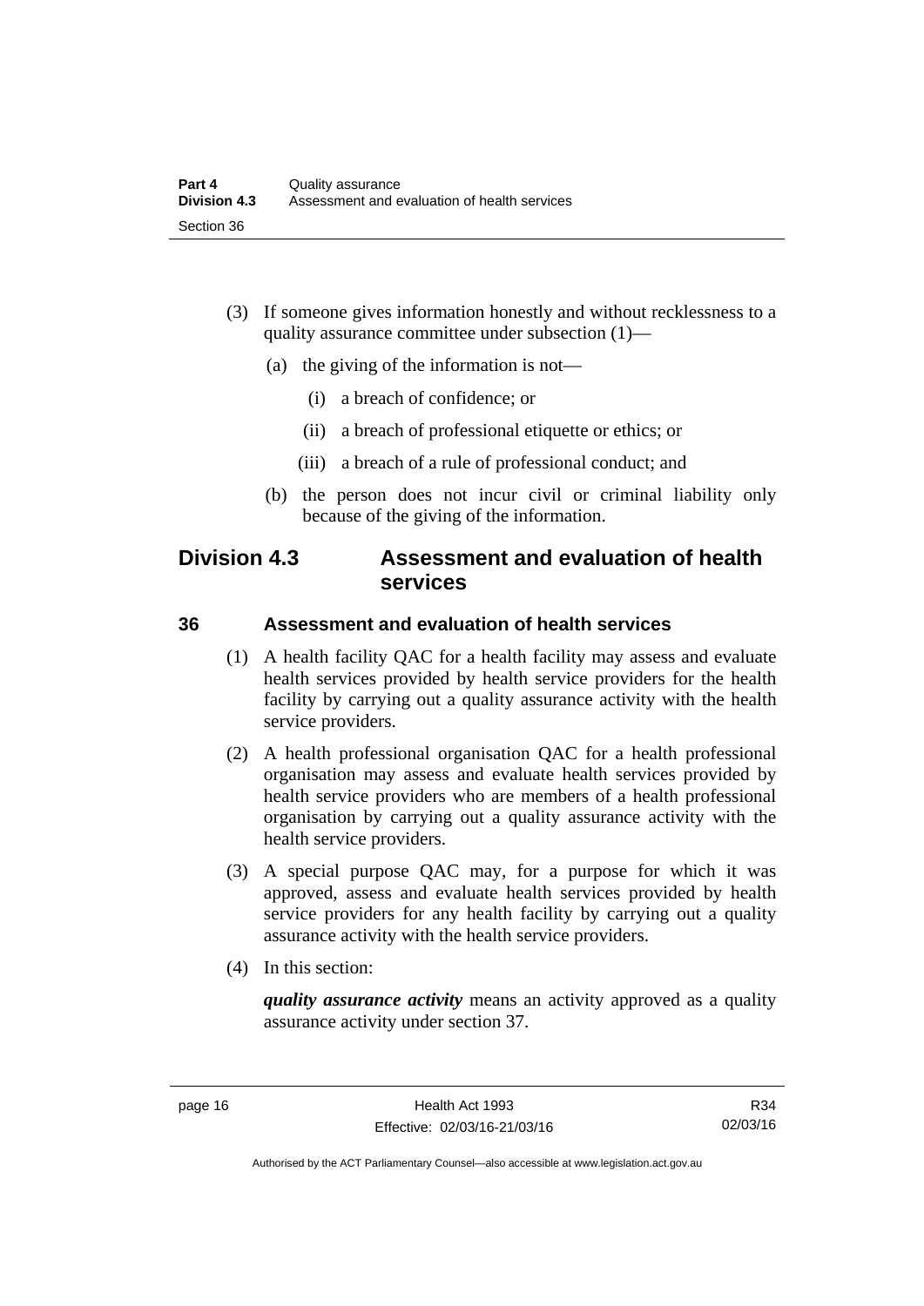(3) If someone gives information honestly and without recklessness to a quality assurance committee under subsection (1)—

(a) the giving of the information is not—

(i) a breach of confidence; or

(ii) a breach of professional etiquette or ethics; or

(iii) a breach of a rule of professional conduct; and

(b) the person does not incur civil or criminal liability only because of the giving of the information.

## Division 4.3 Assessment and evaluation of health services

### 36 Assessment and evaluation of health services

(1) A health facility QAC for a health facility may assess and evaluate health services provided by health service providers for the health facility by carrying out a quality assurance activity with the health service providers.

(2) A health professional organisation QAC for a health professional organisation may assess and evaluate health services provided by health service providers who are members of a health professional organisation by carrying out a quality assurance activity with the health service providers.

(3) A special purpose QAC may, for a purpose for which it was approved, assess and evaluate health services provided by health service providers for any health facility by carrying out a quality assurance activity with the health service providers.

(4) In this section:

***quality assurance activity*** means an activity approved as a quality assurance activity under section 37.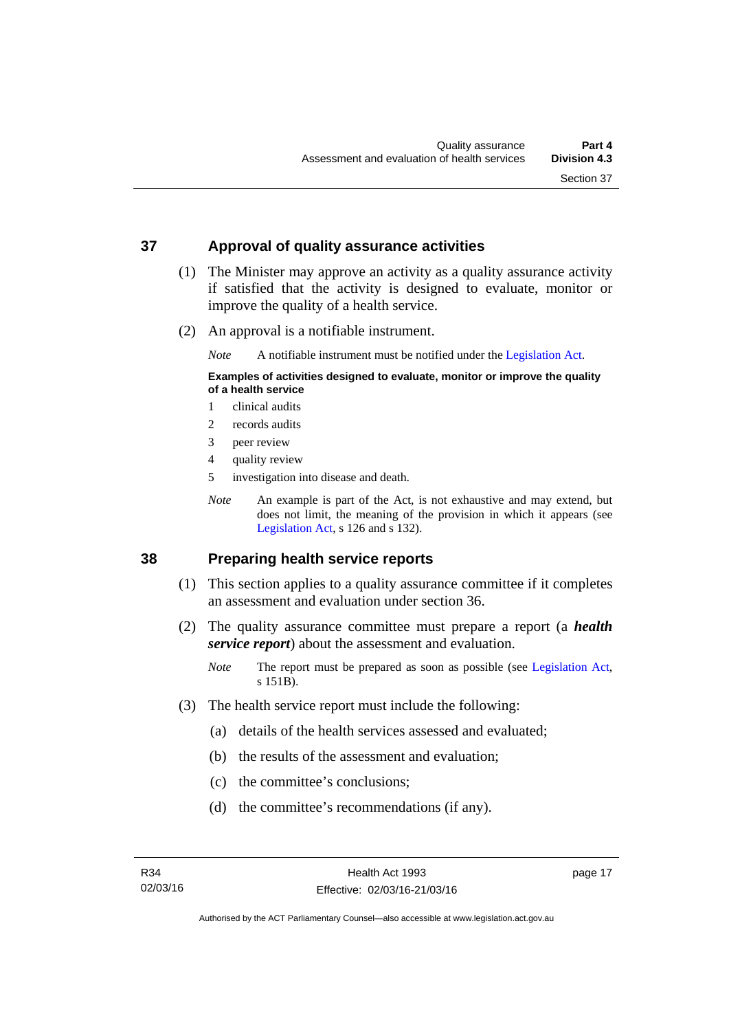## 37 Approval of quality assurance activities

(1) The Minister may approve an activity as a quality assurance activity if satisfied that the activity is designed to evaluate, monitor or improve the quality of a health service.

(2) An approval is a notifiable instrument.

*Note* A notifiable instrument must be notified under the Legislation Act.

**Examples of activities designed to evaluate, monitor or improve the quality of a health service**

1 clinical audits
2 records audits
3 peer review
4 quality review
5 investigation into disease and death.

*Note* An example is part of the Act, is not exhaustive and may extend, but does not limit, the meaning of the provision in which it appears (see Legislation Act, s 126 and s 132).

## 38 Preparing health service reports

(1) This section applies to a quality assurance committee if it completes an assessment and evaluation under section 36.

(2) The quality assurance committee must prepare a report (a ***health service report***) about the assessment and evaluation.

*Note* The report must be prepared as soon as possible (see Legislation Act, s 151B).

(3) The health service report must include the following:

(a) details of the health services assessed and evaluated;

(b) the results of the assessment and evaluation;

(c) the committee's conclusions;

(d) the committee's recommendations (if any).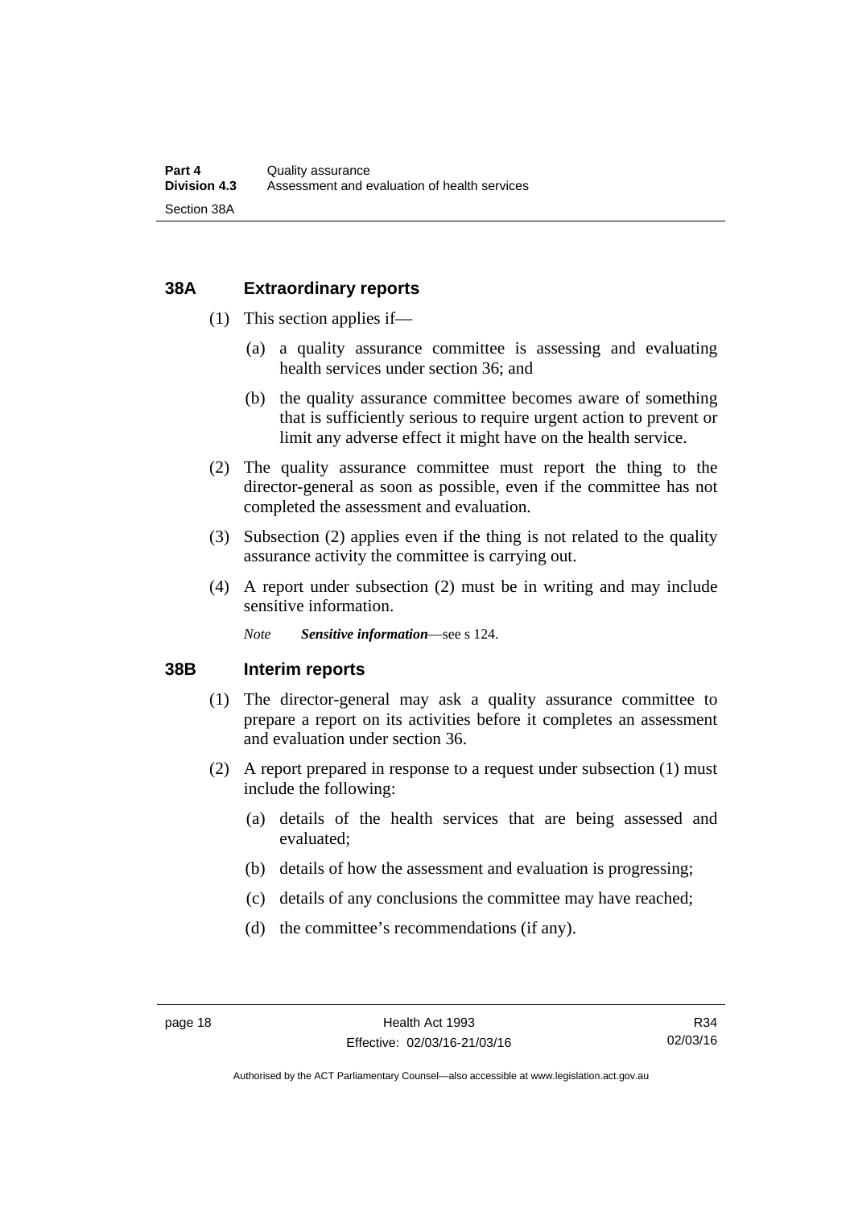## 38A Extraordinary reports

(1) This section applies if—

(a) a quality assurance committee is assessing and evaluating health services under section 36; and

(b) the quality assurance committee becomes aware of something that is sufficiently serious to require urgent action to prevent or limit any adverse effect it might have on the health service.

(2) The quality assurance committee must report the thing to the director-general as soon as possible, even if the committee has not completed the assessment and evaluation.

(3) Subsection (2) applies even if the thing is not related to the quality assurance activity the committee is carrying out.

(4) A report under subsection (2) must be in writing and may include sensitive information.

*Note* ***Sensitive information***—see s 124.

## 38B Interim reports

(1) The director-general may ask a quality assurance committee to prepare a report on its activities before it completes an assessment and evaluation under section 36.

(2) A report prepared in response to a request under subsection (1) must include the following:

(a) details of the health services that are being assessed and evaluated;

(b) details of how the assessment and evaluation is progressing;

(c) details of any conclusions the committee may have reached;

(d) the committee's recommendations (if any).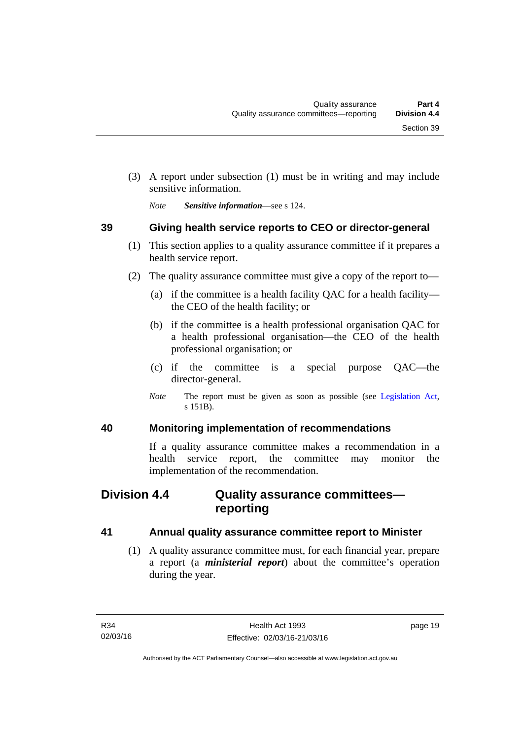(3) A report under subsection (1) must be in writing and may include sensitive information.

*Note* ***Sensitive information***—see s 124.

### 39 Giving health service reports to CEO or director-general

(1) This section applies to a quality assurance committee if it prepares a health service report.

(2) The quality assurance committee must give a copy of the report to—

(a) if the committee is a health facility QAC for a health facility—the CEO of the health facility; or

(b) if the committee is a health professional organisation QAC for a health professional organisation—the CEO of the health professional organisation; or

(c) if the committee is a special purpose QAC—the director-general.

*Note* The report must be given as soon as possible (see Legislation Act, s 151B).

### 40 Monitoring implementation of recommendations

If a quality assurance committee makes a recommendation in a health service report, the committee may monitor the implementation of the recommendation.

## Division 4.4 Quality assurance committees—reporting

### 41 Annual quality assurance committee report to Minister

(1) A quality assurance committee must, for each financial year, prepare a report (a ***ministerial report***) about the committee's operation during the year.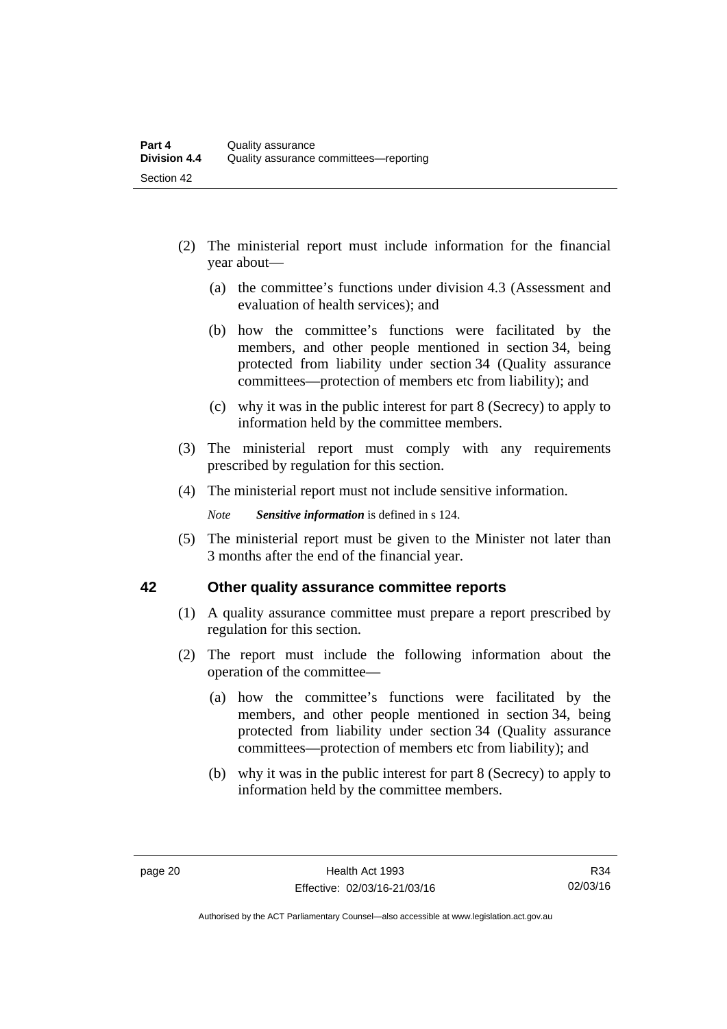(2) The ministerial report must include information for the financial year about—

  (a) the committee's functions under division 4.3 (Assessment and evaluation of health services); and

  (b) how the committee's functions were facilitated by the members, and other people mentioned in section 34, being protected from liability under section 34 (Quality assurance committees—protection of members etc from liability); and

  (c) why it was in the public interest for part 8 (Secrecy) to apply to information held by the committee members.

(3) The ministerial report must comply with any requirements prescribed by regulation for this section.

(4) The ministerial report must not include sensitive information.

*Note* ***Sensitive information*** is defined in s 124.

(5) The ministerial report must be given to the Minister not later than 3 months after the end of the financial year.

## 42 Other quality assurance committee reports

(1) A quality assurance committee must prepare a report prescribed by regulation for this section.

(2) The report must include the following information about the operation of the committee—

  (a) how the committee's functions were facilitated by the members, and other people mentioned in section 34, being protected from liability under section 34 (Quality assurance committees—protection of members etc from liability); and

  (b) why it was in the public interest for part 8 (Secrecy) to apply to information held by the committee members.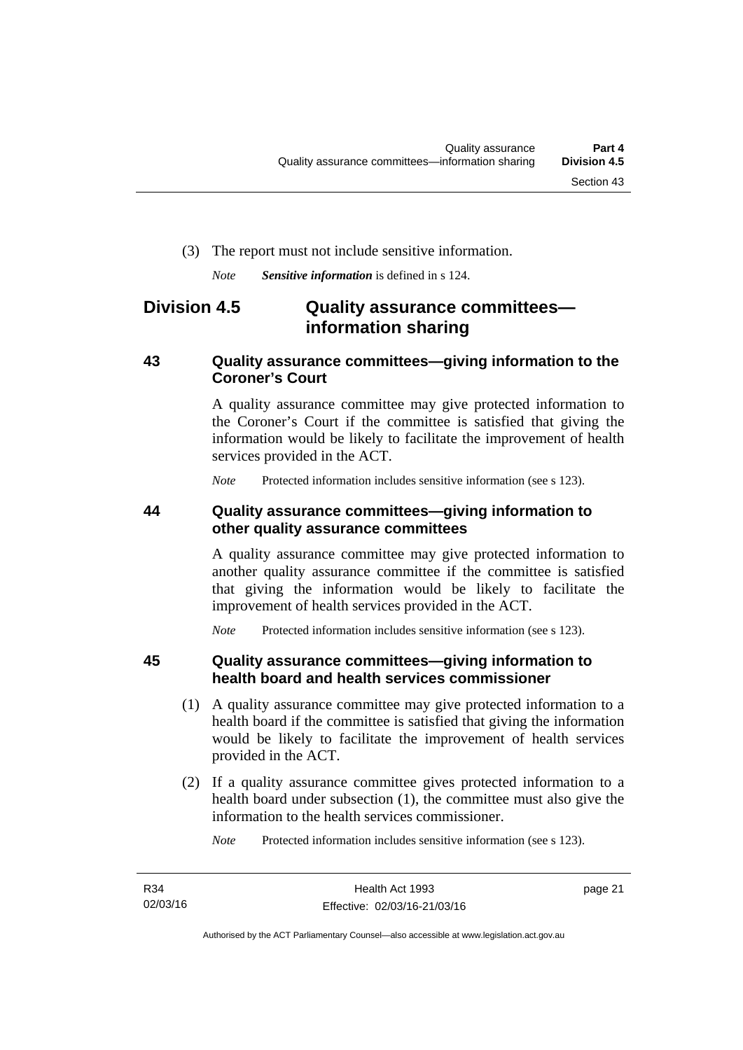(3) The report must not include sensitive information.

*Note* ***Sensitive information*** is defined in s 124.

## Division 4.5 Quality assurance committees—information sharing

### 43 Quality assurance committees—giving information to the Coroner's Court

A quality assurance committee may give protected information to the Coroner's Court if the committee is satisfied that giving the information would be likely to facilitate the improvement of health services provided in the ACT.

*Note* Protected information includes sensitive information (see s 123).

### 44 Quality assurance committees—giving information to other quality assurance committees

A quality assurance committee may give protected information to another quality assurance committee if the committee is satisfied that giving the information would be likely to facilitate the improvement of health services provided in the ACT.

*Note* Protected information includes sensitive information (see s 123).

### 45 Quality assurance committees—giving information to health board and health services commissioner

(1) A quality assurance committee may give protected information to a health board if the committee is satisfied that giving the information would be likely to facilitate the improvement of health services provided in the ACT.

(2) If a quality assurance committee gives protected information to a health board under subsection (1), the committee must also give the information to the health services commissioner.

*Note* Protected information includes sensitive information (see s 123).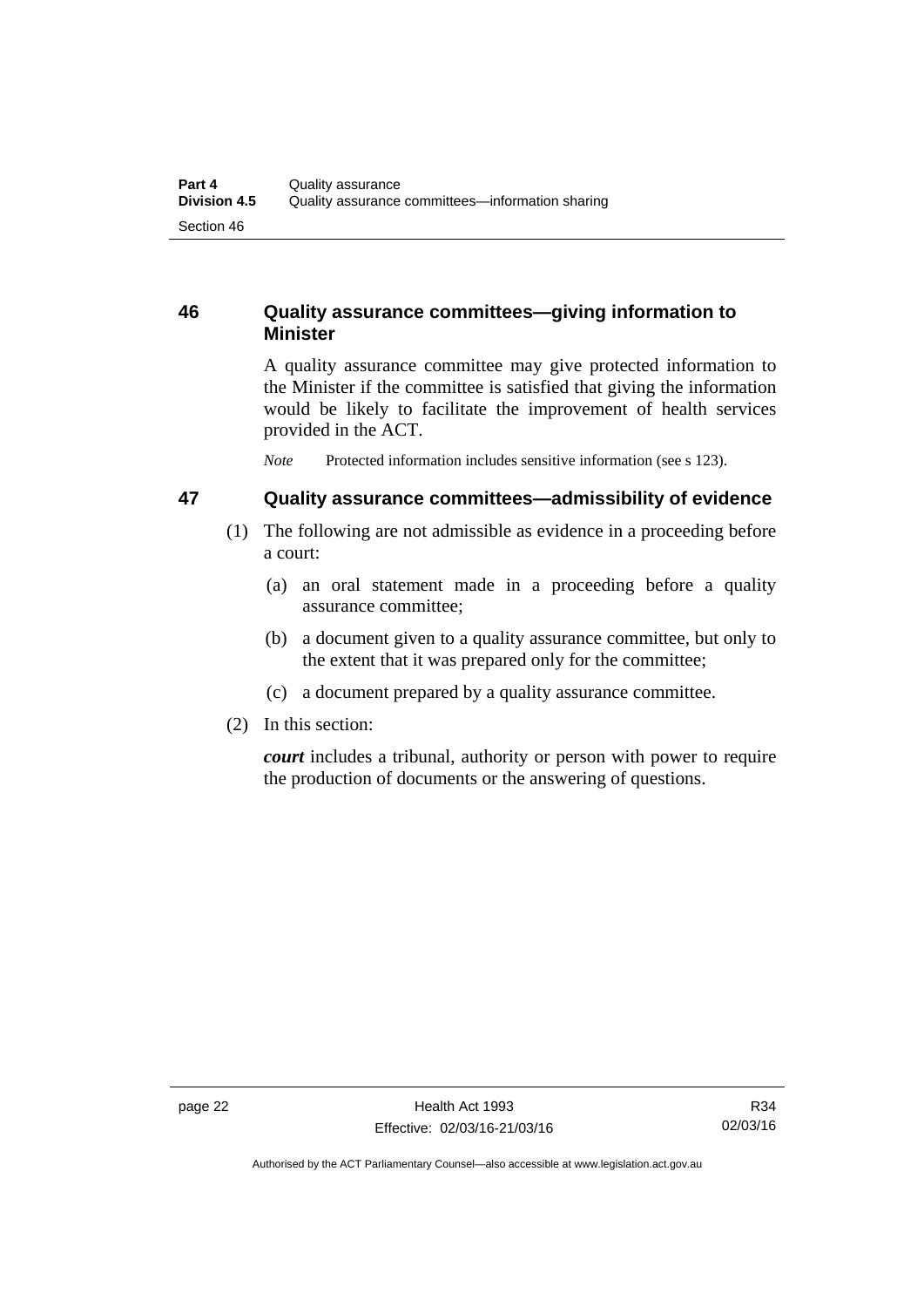## 46 Quality assurance committees—giving information to Minister

A quality assurance committee may give protected information to the Minister if the committee is satisfied that giving the information would be likely to facilitate the improvement of health services provided in the ACT.

*Note* Protected information includes sensitive information (see s 123).

## 47 Quality assurance committees—admissibility of evidence

(1) The following are not admissible as evidence in a proceeding before a court:

(a) an oral statement made in a proceeding before a quality assurance committee;

(b) a document given to a quality assurance committee, but only to the extent that it was prepared only for the committee;

(c) a document prepared by a quality assurance committee.

(2) In this section:

***court*** includes a tribunal, authority or person with power to require the production of documents or the answering of questions.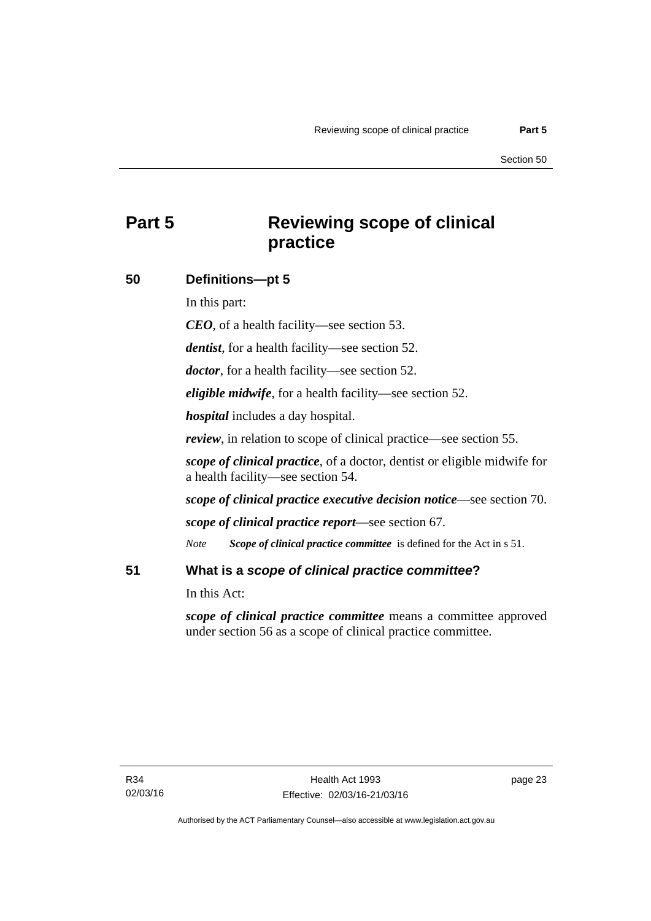# Part 5 Reviewing scope of clinical practice

## 50 Definitions—pt 5

In this part:

***CEO***, of a health facility—see section 53.

***dentist***, for a health facility—see section 52.

***doctor***, for a health facility—see section 52.

***eligible midwife***, for a health facility—see section 52.

***hospital*** includes a day hospital.

***review***, in relation to scope of clinical practice—see section 55.

***scope of clinical practice***, of a doctor, dentist or eligible midwife for a health facility—see section 54.

***scope of clinical practice executive decision notice***—see section 70.

***scope of clinical practice report***—see section 67.

*Note* ***Scope of clinical practice committee*** is defined for the Act in s 51.

## 51 What is a *scope of clinical practice committee*?

In this Act:

***scope of clinical practice committee*** means a committee approved under section 56 as a scope of clinical practice committee.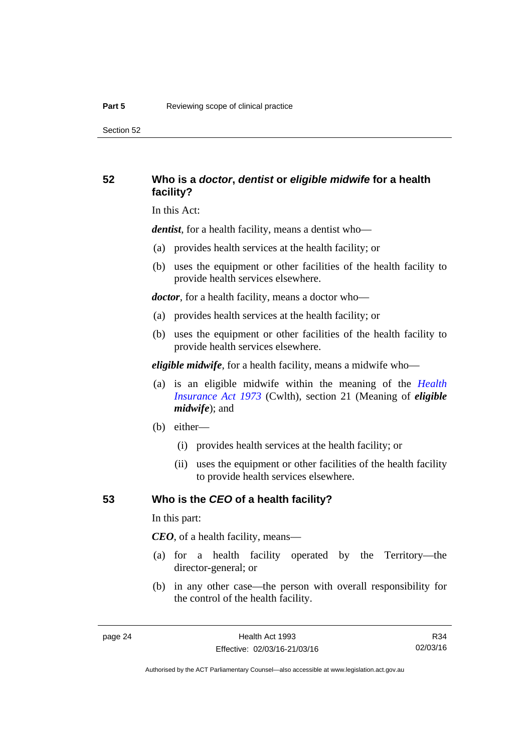## 52 Who is a *doctor*, *dentist* or *eligible midwife* for a health facility?

In this Act:

***dentist***, for a health facility, means a dentist who—

(a) provides health services at the health facility; or

(b) uses the equipment or other facilities of the health facility to provide health services elsewhere.

***doctor***, for a health facility, means a doctor who—

(a) provides health services at the health facility; or

(b) uses the equipment or other facilities of the health facility to provide health services elsewhere.

***eligible midwife***, for a health facility, means a midwife who—

(a) is an eligible midwife within the meaning of the *Health Insurance Act 1973* (Cwlth), section 21 (Meaning of ***eligible midwife***); and

(b) either—

(i) provides health services at the health facility; or

(ii) uses the equipment or other facilities of the health facility to provide health services elsewhere.

## 53 Who is the *CEO* of a health facility?

In this part:

***CEO***, of a health facility, means—

(a) for a health facility operated by the Territory—the director-general; or

(b) in any other case—the person with overall responsibility for the control of the health facility.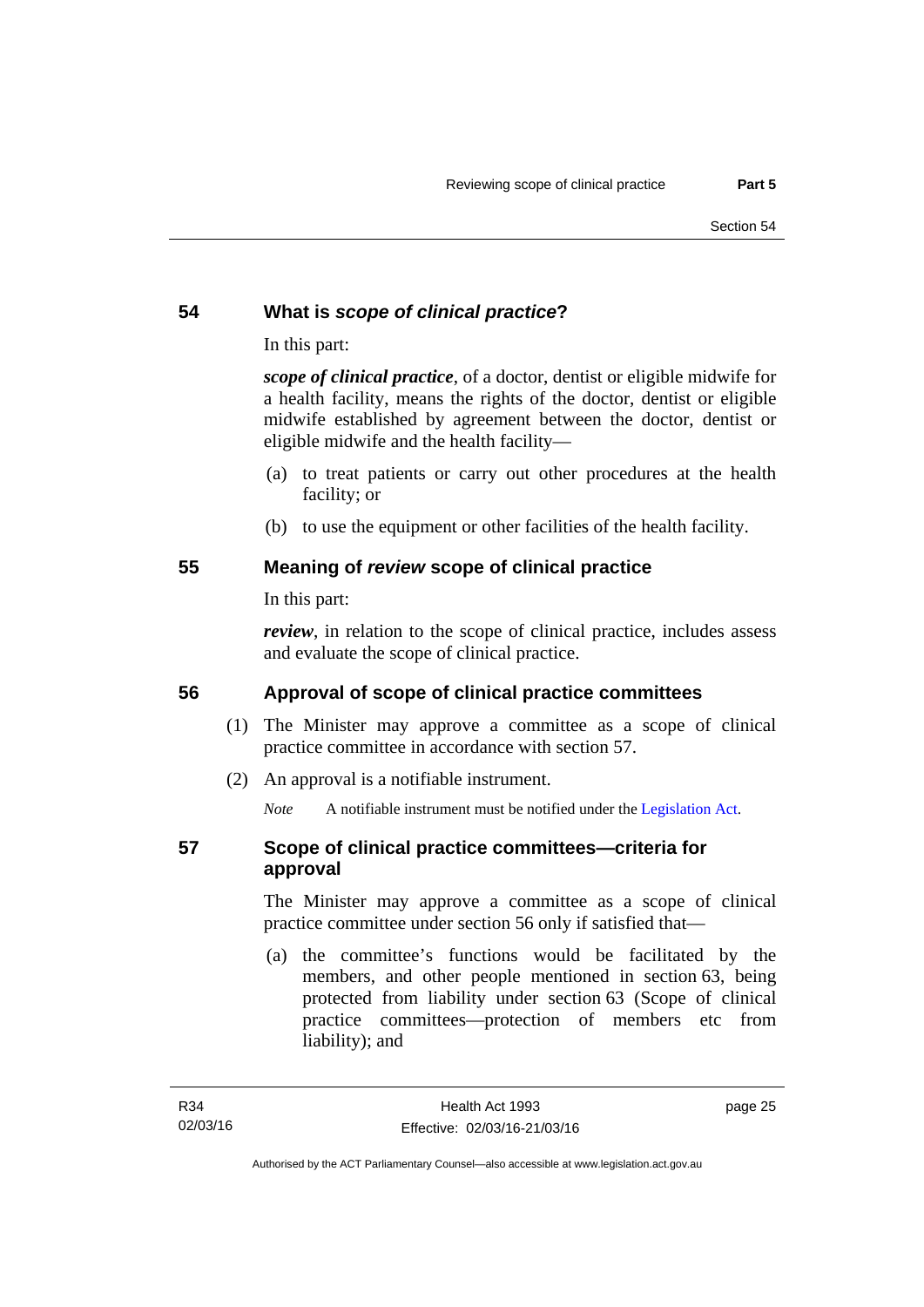## 54 What is *scope of clinical practice*?

In this part:

***scope of clinical practice***, of a doctor, dentist or eligible midwife for a health facility, means the rights of the doctor, dentist or eligible midwife established by agreement between the doctor, dentist or eligible midwife and the health facility—

(a) to treat patients or carry out other procedures at the health facility; or

(b) to use the equipment or other facilities of the health facility.

## 55 Meaning of *review* scope of clinical practice

In this part:

***review***, in relation to the scope of clinical practice, includes assess and evaluate the scope of clinical practice.

## 56 Approval of scope of clinical practice committees

(1) The Minister may approve a committee as a scope of clinical practice committee in accordance with section 57.

(2) An approval is a notifiable instrument.

*Note* A notifiable instrument must be notified under the Legislation Act.

## 57 Scope of clinical practice committees—criteria for approval

The Minister may approve a committee as a scope of clinical practice committee under section 56 only if satisfied that—

(a) the committee's functions would be facilitated by the members, and other people mentioned in section 63, being protected from liability under section 63 (Scope of clinical practice committees—protection of members etc from liability); and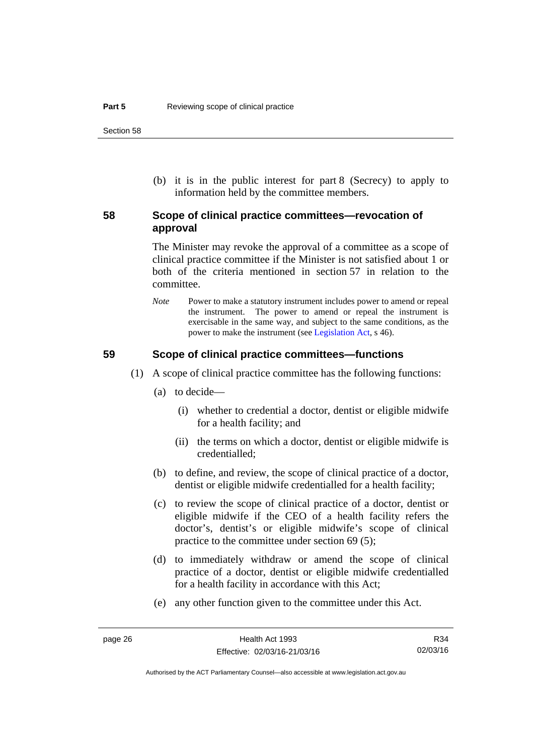(b) it is in the public interest for part 8 (Secrecy) to apply to information held by the committee members.

## 58 Scope of clinical practice committees—revocation of approval

The Minister may revoke the approval of a committee as a scope of clinical practice committee if the Minister is not satisfied about 1 or both of the criteria mentioned in section 57 in relation to the committee.

*Note* Power to make a statutory instrument includes power to amend or repeal the instrument. The power to amend or repeal the instrument is exercisable in the same way, and subject to the same conditions, as the power to make the instrument (see Legislation Act, s 46).

## 59 Scope of clinical practice committees—functions

(1) A scope of clinical practice committee has the following functions:

(a) to decide—

(i) whether to credential a doctor, dentist or eligible midwife for a health facility; and

(ii) the terms on which a doctor, dentist or eligible midwife is credentialled;

(b) to define, and review, the scope of clinical practice of a doctor, dentist or eligible midwife credentialled for a health facility;

(c) to review the scope of clinical practice of a doctor, dentist or eligible midwife if the CEO of a health facility refers the doctor's, dentist's or eligible midwife's scope of clinical practice to the committee under section 69 (5);

(d) to immediately withdraw or amend the scope of clinical practice of a doctor, dentist or eligible midwife credentialled for a health facility in accordance with this Act;

(e) any other function given to the committee under this Act.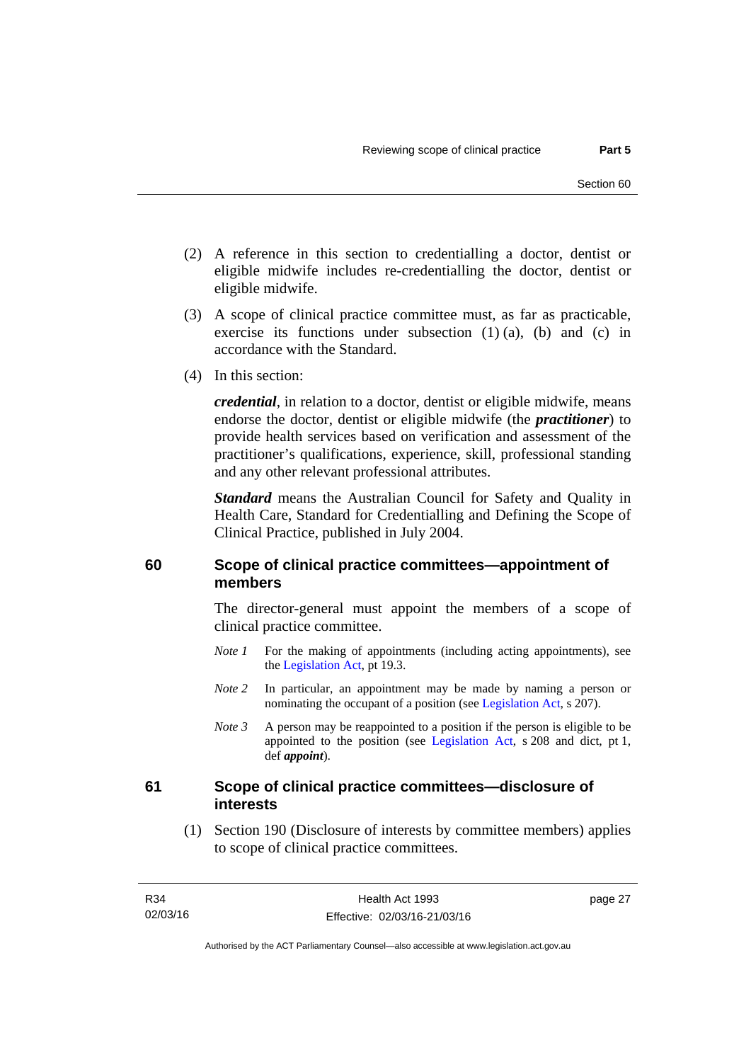(2) A reference in this section to credentialling a doctor, dentist or eligible midwife includes re-credentialling the doctor, dentist or eligible midwife.

(3) A scope of clinical practice committee must, as far as practicable, exercise its functions under subsection (1) (a), (b) and (c) in accordance with the Standard.

(4) In this section:

***credential***, in relation to a doctor, dentist or eligible midwife, means endorse the doctor, dentist or eligible midwife (the ***practitioner***) to provide health services based on verification and assessment of the practitioner's qualifications, experience, skill, professional standing and any other relevant professional attributes.

***Standard*** means the Australian Council for Safety and Quality in Health Care, Standard for Credentialling and Defining the Scope of Clinical Practice, published in July 2004.

## 60 Scope of clinical practice committees—appointment of members

The director-general must appoint the members of a scope of clinical practice committee.

*Note 1* For the making of appointments (including acting appointments), see the Legislation Act, pt 19.3.

*Note 2* In particular, an appointment may be made by naming a person or nominating the occupant of a position (see Legislation Act, s 207).

*Note 3* A person may be reappointed to a position if the person is eligible to be appointed to the position (see Legislation Act, s 208 and dict, pt 1, def ***appoint***).

## 61 Scope of clinical practice committees—disclosure of interests

(1) Section 190 (Disclosure of interests by committee members) applies to scope of clinical practice committees.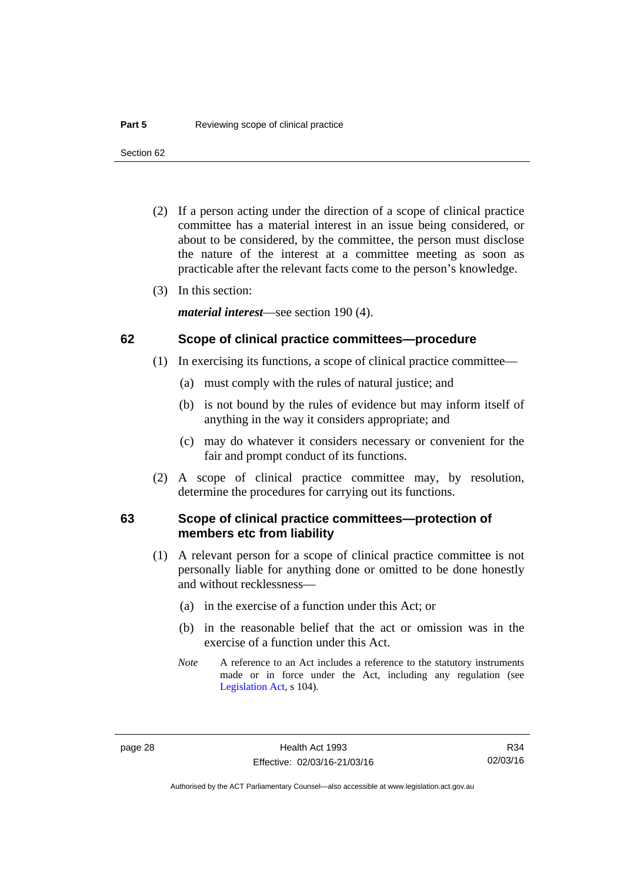(2) If a person acting under the direction of a scope of clinical practice committee has a material interest in an issue being considered, or about to be considered, by the committee, the person must disclose the nature of the interest at a committee meeting as soon as practicable after the relevant facts come to the person's knowledge.

(3) In this section:

***material interest***—see section 190 (4).

## 62 Scope of clinical practice committees—procedure

(1) In exercising its functions, a scope of clinical practice committee—

(a) must comply with the rules of natural justice; and

(b) is not bound by the rules of evidence but may inform itself of anything in the way it considers appropriate; and

(c) may do whatever it considers necessary or convenient for the fair and prompt conduct of its functions.

(2) A scope of clinical practice committee may, by resolution, determine the procedures for carrying out its functions.

## 63 Scope of clinical practice committees—protection of members etc from liability

(1) A relevant person for a scope of clinical practice committee is not personally liable for anything done or omitted to be done honestly and without recklessness—

(a) in the exercise of a function under this Act; or

(b) in the reasonable belief that the act or omission was in the exercise of a function under this Act.

*Note* A reference to an Act includes a reference to the statutory instruments made or in force under the Act, including any regulation (see Legislation Act, s 104).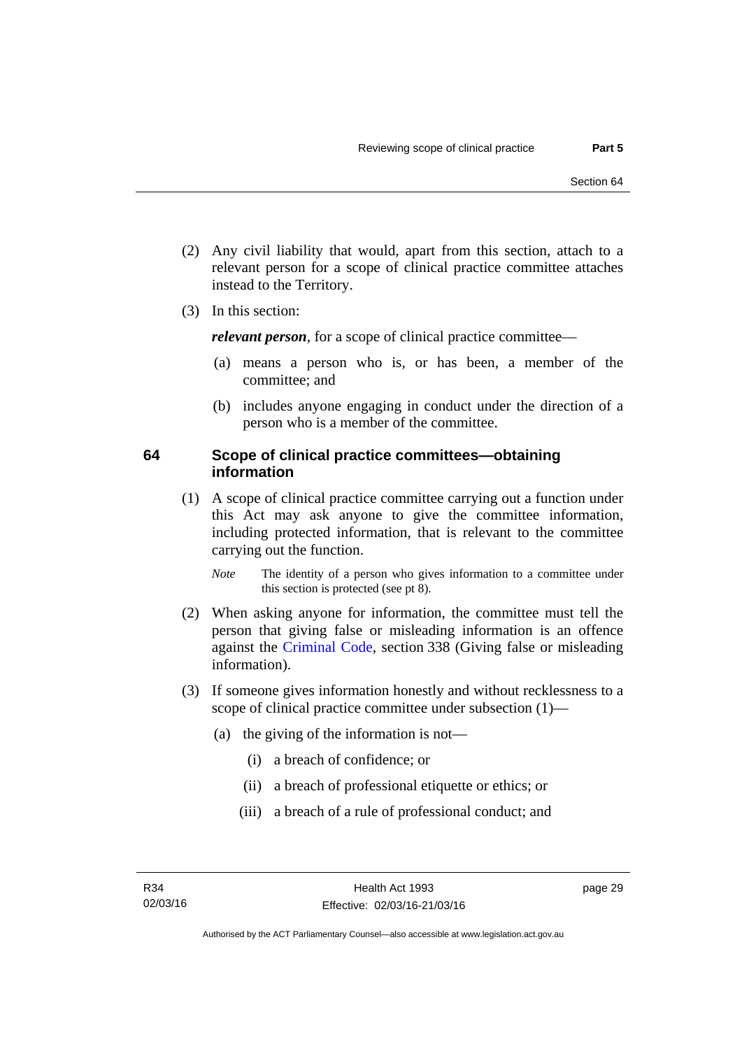(2) Any civil liability that would, apart from this section, attach to a relevant person for a scope of clinical practice committee attaches instead to the Territory.

(3) In this section:

***relevant person***, for a scope of clinical practice committee—

(a) means a person who is, or has been, a member of the committee; and

(b) includes anyone engaging in conduct under the direction of a person who is a member of the committee.

## 64 Scope of clinical practice committees—obtaining information

(1) A scope of clinical practice committee carrying out a function under this Act may ask anyone to give the committee information, including protected information, that is relevant to the committee carrying out the function.

*Note* The identity of a person who gives information to a committee under this section is protected (see pt 8).

(2) When asking anyone for information, the committee must tell the person that giving false or misleading information is an offence against the Criminal Code, section 338 (Giving false or misleading information).

(3) If someone gives information honestly and without recklessness to a scope of clinical practice committee under subsection (1)—

(a) the giving of the information is not—

(i) a breach of confidence; or

(ii) a breach of professional etiquette or ethics; or

(iii) a breach of a rule of professional conduct; and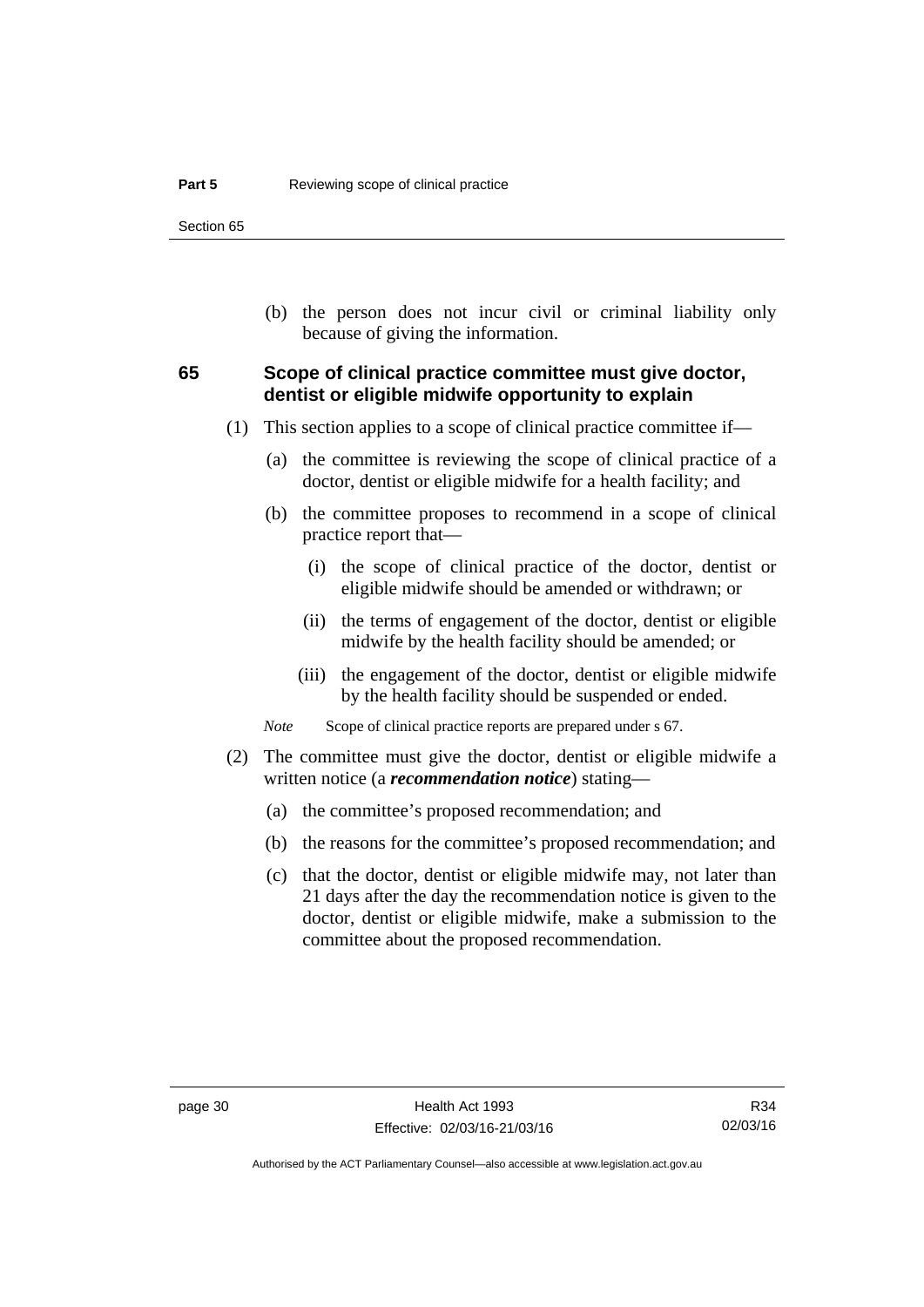(b) the person does not incur civil or criminal liability only because of giving the information.

### 65 Scope of clinical practice committee must give doctor, dentist or eligible midwife opportunity to explain

(1) This section applies to a scope of clinical practice committee if—

(a) the committee is reviewing the scope of clinical practice of a doctor, dentist or eligible midwife for a health facility; and

(b) the committee proposes to recommend in a scope of clinical practice report that—

(i) the scope of clinical practice of the doctor, dentist or eligible midwife should be amended or withdrawn; or

(ii) the terms of engagement of the doctor, dentist or eligible midwife by the health facility should be amended; or

(iii) the engagement of the doctor, dentist or eligible midwife by the health facility should be suspended or ended.

*Note* Scope of clinical practice reports are prepared under s 67.

(2) The committee must give the doctor, dentist or eligible midwife a written notice (a ***recommendation notice***) stating—

(a) the committee's proposed recommendation; and

(b) the reasons for the committee's proposed recommendation; and

(c) that the doctor, dentist or eligible midwife may, not later than 21 days after the day the recommendation notice is given to the doctor, dentist or eligible midwife, make a submission to the committee about the proposed recommendation.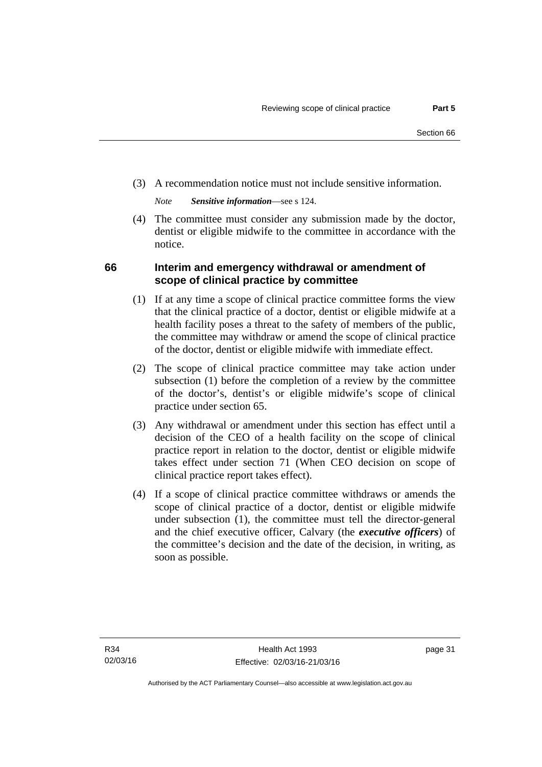(3) A recommendation notice must not include sensitive information.

*Note* ***Sensitive information***—see s 124.

(4) The committee must consider any submission made by the doctor, dentist or eligible midwife to the committee in accordance with the notice.

### 66 Interim and emergency withdrawal or amendment of scope of clinical practice by committee

(1) If at any time a scope of clinical practice committee forms the view that the clinical practice of a doctor, dentist or eligible midwife at a health facility poses a threat to the safety of members of the public, the committee may withdraw or amend the scope of clinical practice of the doctor, dentist or eligible midwife with immediate effect.

(2) The scope of clinical practice committee may take action under subsection (1) before the completion of a review by the committee of the doctor's, dentist's or eligible midwife's scope of clinical practice under section 65.

(3) Any withdrawal or amendment under this section has effect until a decision of the CEO of a health facility on the scope of clinical practice report in relation to the doctor, dentist or eligible midwife takes effect under section 71 (When CEO decision on scope of clinical practice report takes effect).

(4) If a scope of clinical practice committee withdraws or amends the scope of clinical practice of a doctor, dentist or eligible midwife under subsection (1), the committee must tell the director-general and the chief executive officer, Calvary (the ***executive officers***) of the committee's decision and the date of the decision, in writing, as soon as possible.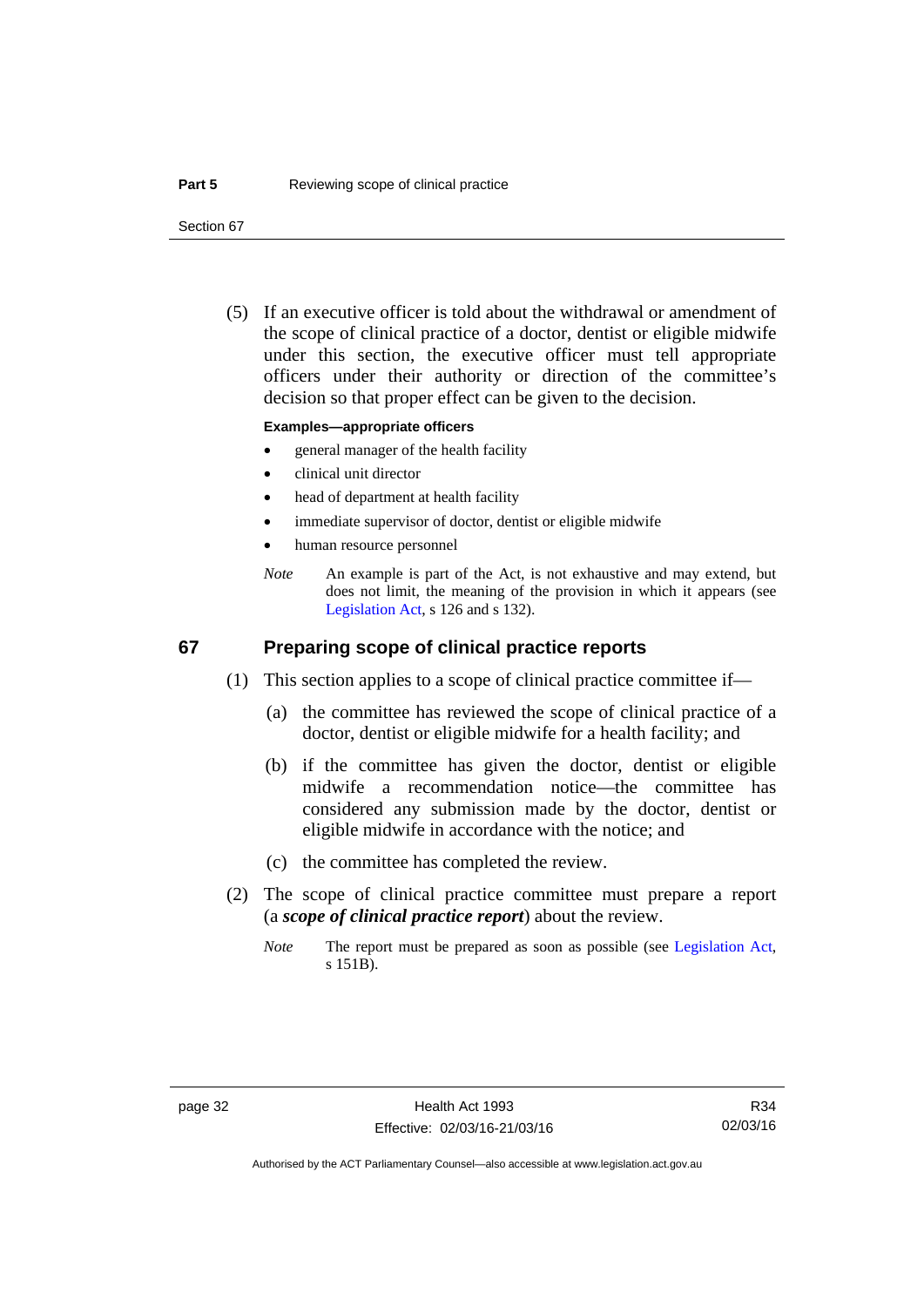(5) If an executive officer is told about the withdrawal or amendment of the scope of clinical practice of a doctor, dentist or eligible midwife under this section, the executive officer must tell appropriate officers under their authority or direction of the committee's decision so that proper effect can be given to the decision.

**Examples—appropriate officers**

- general manager of the health facility
- clinical unit director
- head of department at health facility
- immediate supervisor of doctor, dentist or eligible midwife
- human resource personnel

*Note* An example is part of the Act, is not exhaustive and may extend, but does not limit, the meaning of the provision in which it appears (see Legislation Act, s 126 and s 132).

## 67 Preparing scope of clinical practice reports

(1) This section applies to a scope of clinical practice committee if—

(a) the committee has reviewed the scope of clinical practice of a doctor, dentist or eligible midwife for a health facility; and

(b) if the committee has given the doctor, dentist or eligible midwife a recommendation notice—the committee has considered any submission made by the doctor, dentist or eligible midwife in accordance with the notice; and

(c) the committee has completed the review.

(2) The scope of clinical practice committee must prepare a report (a ***scope of clinical practice report***) about the review.

*Note* The report must be prepared as soon as possible (see Legislation Act, s 151B).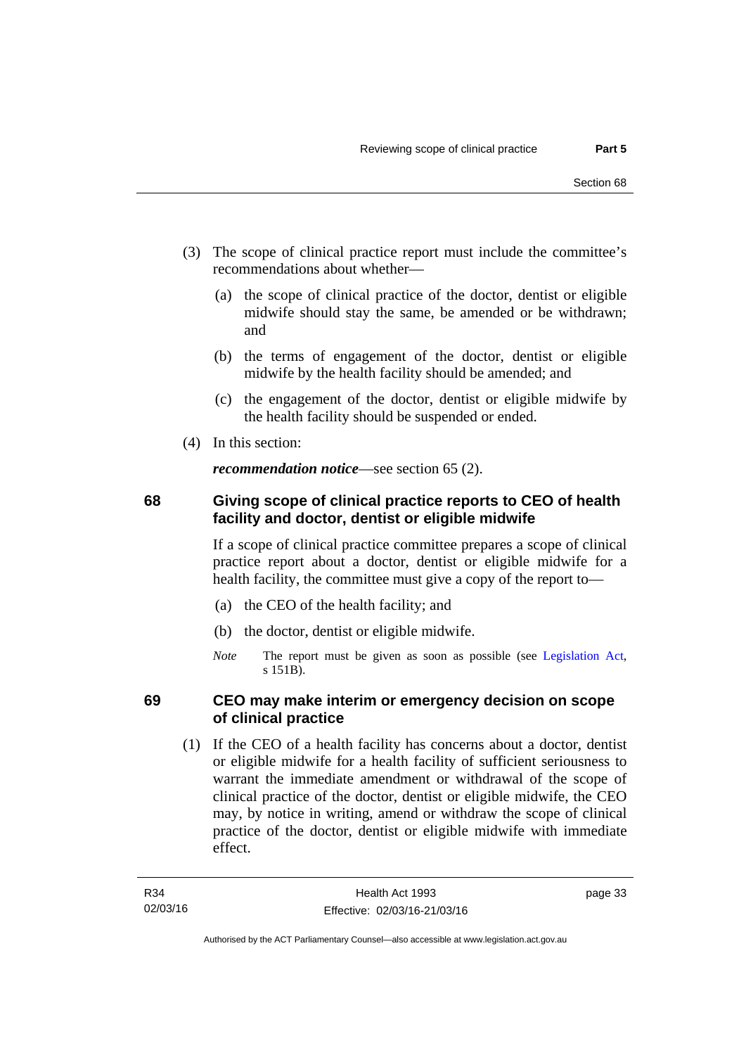(3) The scope of clinical practice report must include the committee's recommendations about whether—

  (a) the scope of clinical practice of the doctor, dentist or eligible midwife should stay the same, be amended or be withdrawn; and

  (b) the terms of engagement of the doctor, dentist or eligible midwife by the health facility should be amended; and

  (c) the engagement of the doctor, dentist or eligible midwife by the health facility should be suspended or ended.

(4) In this section:

***recommendation notice***—see section 65 (2).

## 68 Giving scope of clinical practice reports to CEO of health facility and doctor, dentist or eligible midwife

If a scope of clinical practice committee prepares a scope of clinical practice report about a doctor, dentist or eligible midwife for a health facility, the committee must give a copy of the report to—

  (a) the CEO of the health facility; and

  (b) the doctor, dentist or eligible midwife.

*Note* The report must be given as soon as possible (see Legislation Act, s 151B).

## 69 CEO may make interim or emergency decision on scope of clinical practice

(1) If the CEO of a health facility has concerns about a doctor, dentist or eligible midwife for a health facility of sufficient seriousness to warrant the immediate amendment or withdrawal of the scope of clinical practice of the doctor, dentist or eligible midwife, the CEO may, by notice in writing, amend or withdraw the scope of clinical practice of the doctor, dentist or eligible midwife with immediate effect.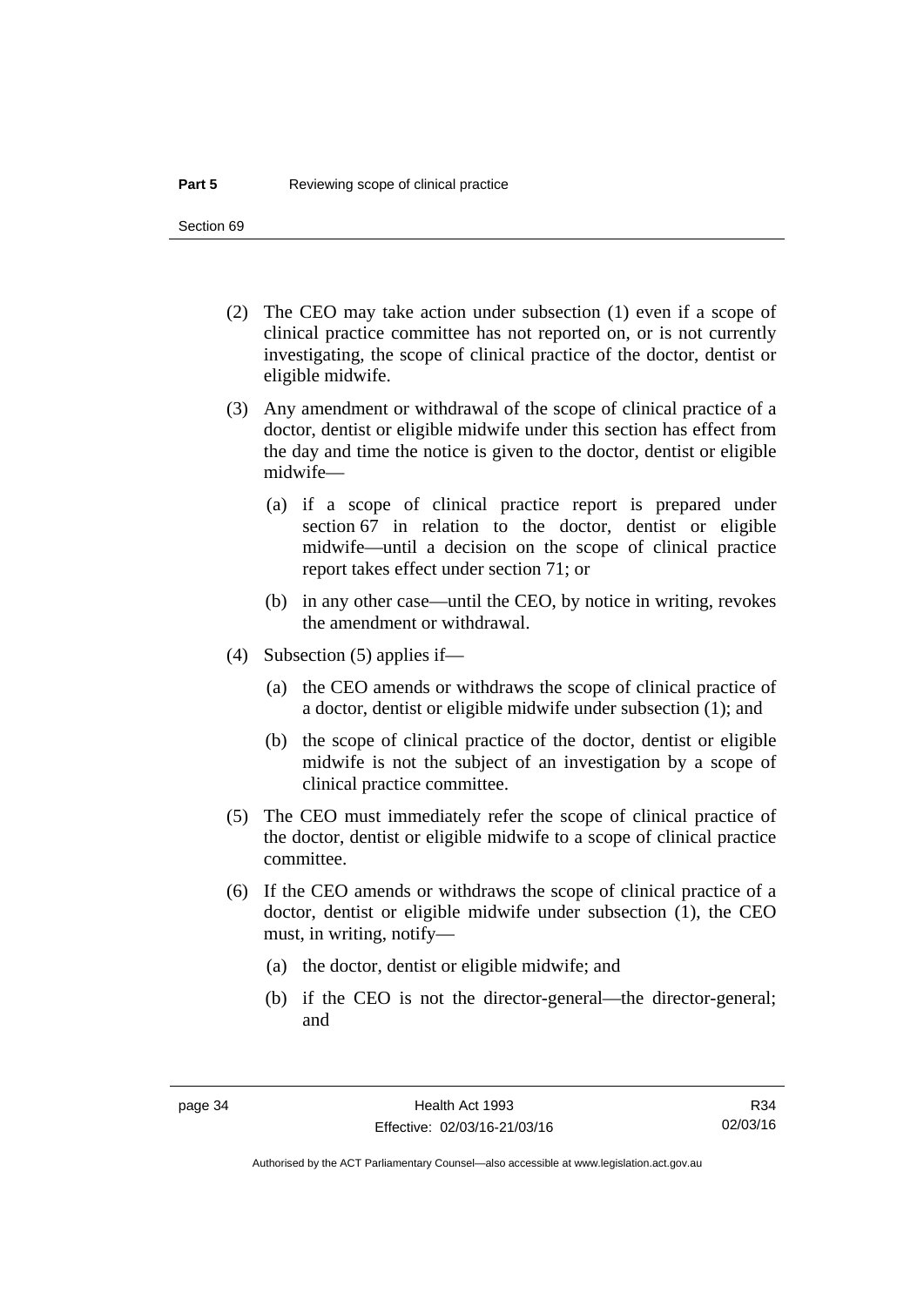(2) The CEO may take action under subsection (1) even if a scope of clinical practice committee has not reported on, or is not currently investigating, the scope of clinical practice of the doctor, dentist or eligible midwife.

(3) Any amendment or withdrawal of the scope of clinical practice of a doctor, dentist or eligible midwife under this section has effect from the day and time the notice is given to the doctor, dentist or eligible midwife—

  (a) if a scope of clinical practice report is prepared under section 67 in relation to the doctor, dentist or eligible midwife—until a decision on the scope of clinical practice report takes effect under section 71; or

  (b) in any other case—until the CEO, by notice in writing, revokes the amendment or withdrawal.

(4) Subsection (5) applies if—

  (a) the CEO amends or withdraws the scope of clinical practice of a doctor, dentist or eligible midwife under subsection (1); and

  (b) the scope of clinical practice of the doctor, dentist or eligible midwife is not the subject of an investigation by a scope of clinical practice committee.

(5) The CEO must immediately refer the scope of clinical practice of the doctor, dentist or eligible midwife to a scope of clinical practice committee.

(6) If the CEO amends or withdraws the scope of clinical practice of a doctor, dentist or eligible midwife under subsection (1), the CEO must, in writing, notify—

  (a) the doctor, dentist or eligible midwife; and

  (b) if the CEO is not the director-general—the director-general; and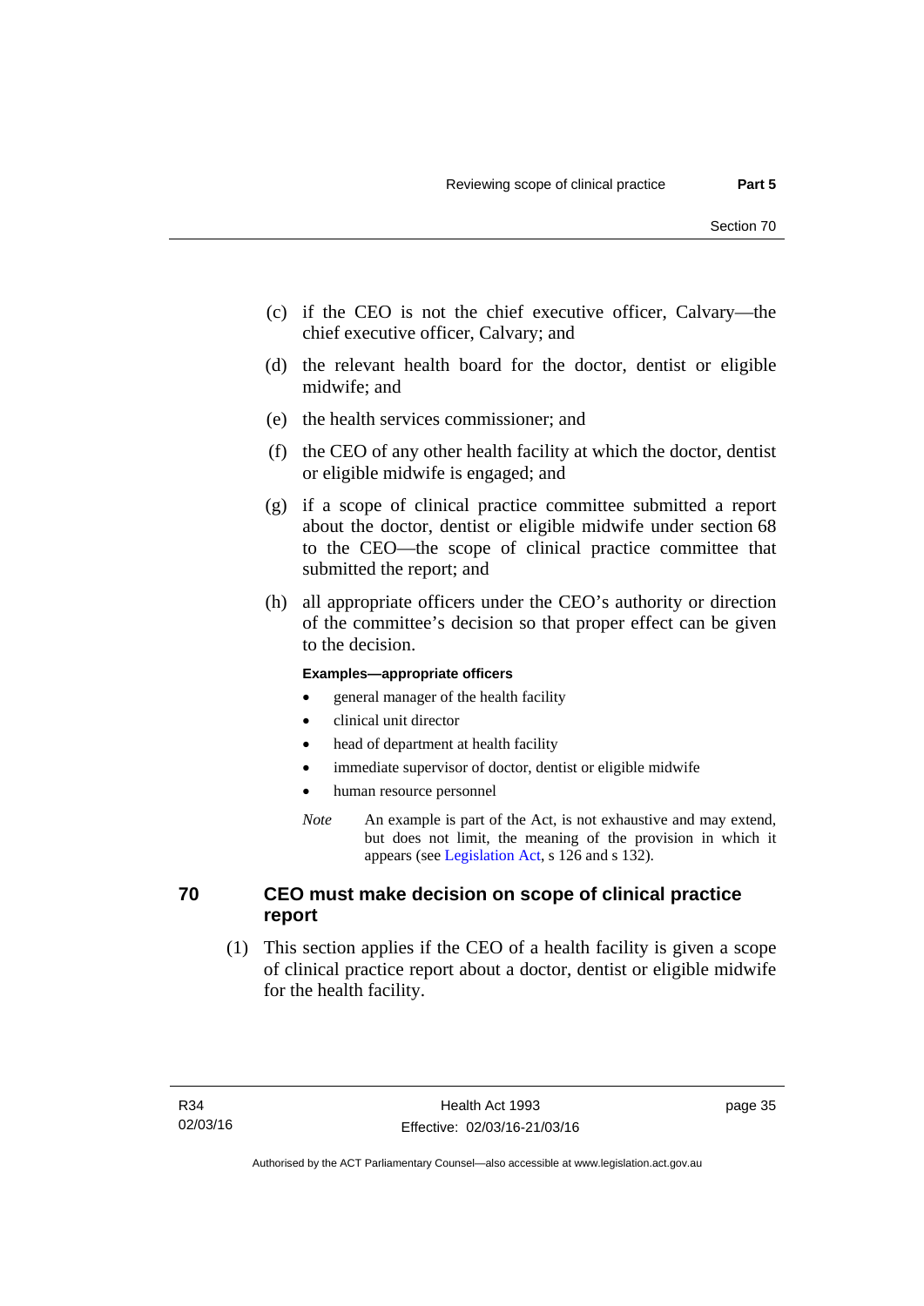(c) if the CEO is not the chief executive officer, Calvary—the chief executive officer, Calvary; and

(d) the relevant health board for the doctor, dentist or eligible midwife; and

(e) the health services commissioner; and

(f) the CEO of any other health facility at which the doctor, dentist or eligible midwife is engaged; and

(g) if a scope of clinical practice committee submitted a report about the doctor, dentist or eligible midwife under section 68 to the CEO—the scope of clinical practice committee that submitted the report; and

(h) all appropriate officers under the CEO's authority or direction of the committee's decision so that proper effect can be given to the decision.

**Examples—appropriate officers**

- general manager of the health facility
- clinical unit director
- head of department at health facility
- immediate supervisor of doctor, dentist or eligible midwife
- human resource personnel

*Note* An example is part of the Act, is not exhaustive and may extend, but does not limit, the meaning of the provision in which it appears (see Legislation Act, s 126 and s 132).

## 70 CEO must make decision on scope of clinical practice report

(1) This section applies if the CEO of a health facility is given a scope of clinical practice report about a doctor, dentist or eligible midwife for the health facility.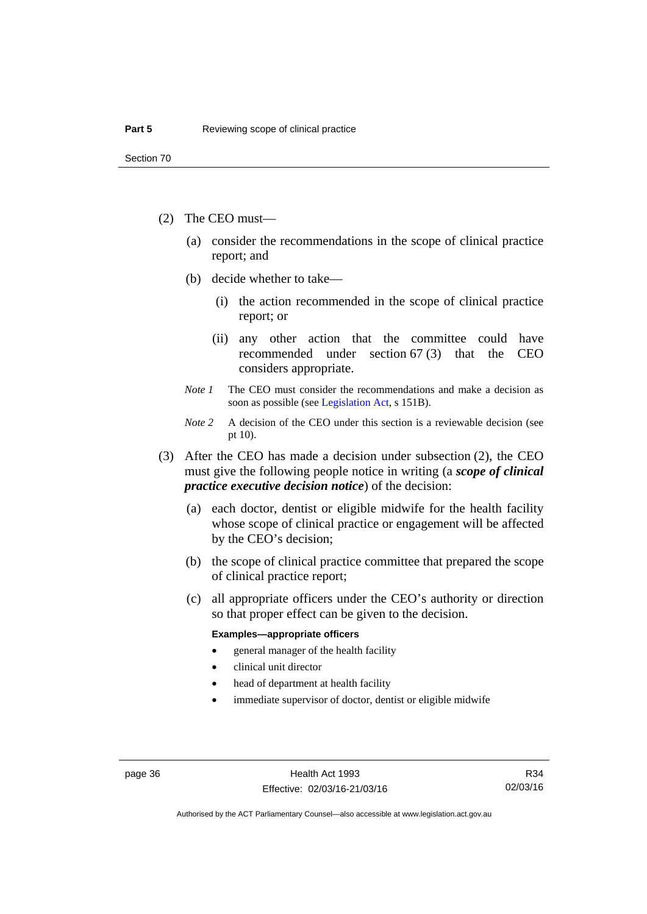(2) The CEO must—

(a) consider the recommendations in the scope of clinical practice report; and

(b) decide whether to take—

(i) the action recommended in the scope of clinical practice report; or

(ii) any other action that the committee could have recommended under section 67 (3) that the CEO considers appropriate.

*Note 1* The CEO must consider the recommendations and make a decision as soon as possible (see Legislation Act, s 151B).

*Note 2* A decision of the CEO under this section is a reviewable decision (see pt 10).

(3) After the CEO has made a decision under subsection (2), the CEO must give the following people notice in writing (a ***scope of clinical practice executive decision notice***) of the decision:

(a) each doctor, dentist or eligible midwife for the health facility whose scope of clinical practice or engagement will be affected by the CEO's decision;

(b) the scope of clinical practice committee that prepared the scope of clinical practice report;

(c) all appropriate officers under the CEO's authority or direction so that proper effect can be given to the decision.

**Examples—appropriate officers**

- general manager of the health facility
- clinical unit director
- head of department at health facility
- immediate supervisor of doctor, dentist or eligible midwife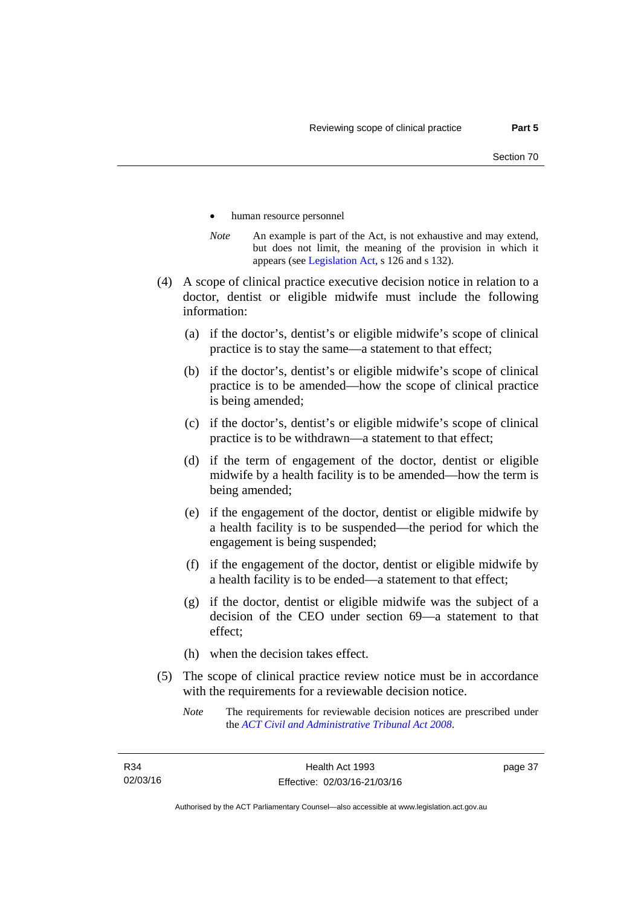- human resource personnel

*Note* An example is part of the Act, is not exhaustive and may extend, but does not limit, the meaning of the provision in which it appears (see Legislation Act, s 126 and s 132).

(4) A scope of clinical practice executive decision notice in relation to a doctor, dentist or eligible midwife must include the following information:

(a) if the doctor's, dentist's or eligible midwife's scope of clinical practice is to stay the same—a statement to that effect;

(b) if the doctor's, dentist's or eligible midwife's scope of clinical practice is to be amended—how the scope of clinical practice is being amended;

(c) if the doctor's, dentist's or eligible midwife's scope of clinical practice is to be withdrawn—a statement to that effect;

(d) if the term of engagement of the doctor, dentist or eligible midwife by a health facility is to be amended—how the term is being amended;

(e) if the engagement of the doctor, dentist or eligible midwife by a health facility is to be suspended—the period for which the engagement is being suspended;

(f) if the engagement of the doctor, dentist or eligible midwife by a health facility is to be ended—a statement to that effect;

(g) if the doctor, dentist or eligible midwife was the subject of a decision of the CEO under section 69—a statement to that effect;

(h) when the decision takes effect.

(5) The scope of clinical practice review notice must be in accordance with the requirements for a reviewable decision notice.

*Note* The requirements for reviewable decision notices are prescribed under the *ACT Civil and Administrative Tribunal Act 2008*.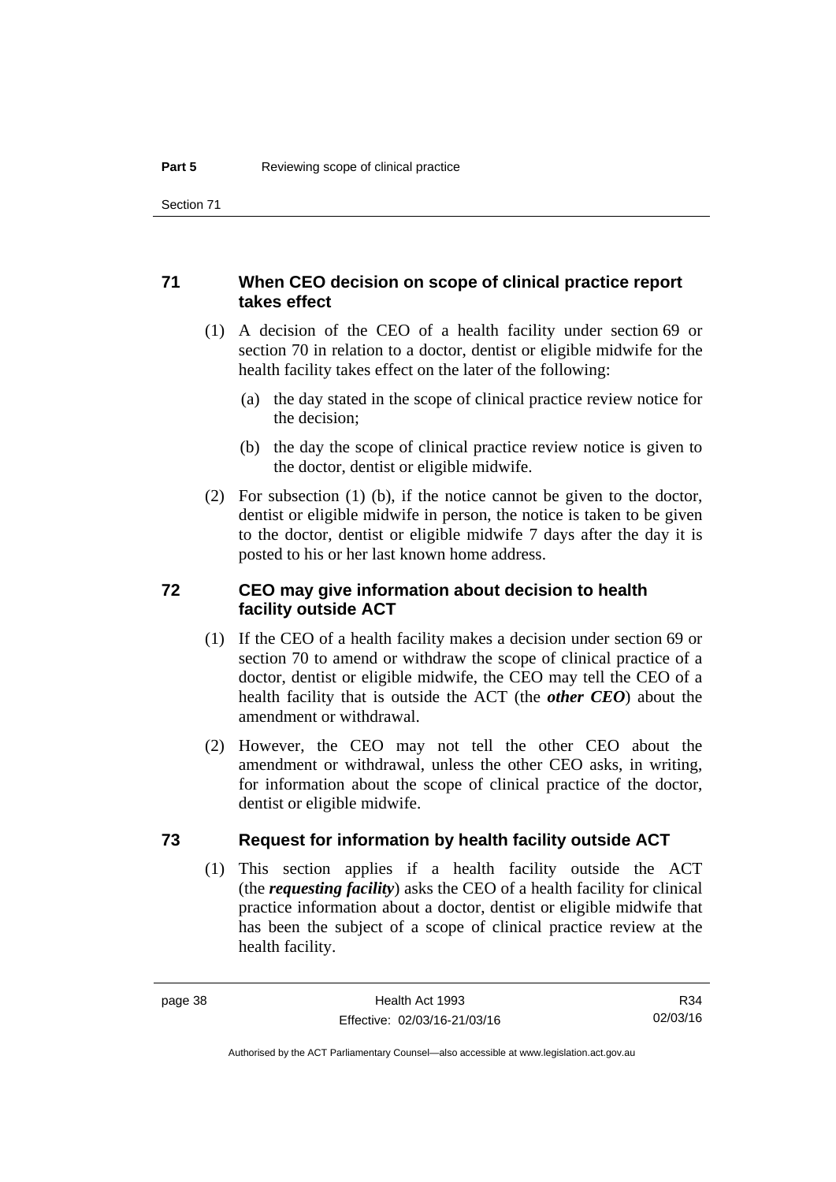## 71 When CEO decision on scope of clinical practice report takes effect

(1) A decision of the CEO of a health facility under section 69 or section 70 in relation to a doctor, dentist or eligible midwife for the health facility takes effect on the later of the following:

(a) the day stated in the scope of clinical practice review notice for the decision;

(b) the day the scope of clinical practice review notice is given to the doctor, dentist or eligible midwife.

(2) For subsection (1) (b), if the notice cannot be given to the doctor, dentist or eligible midwife in person, the notice is taken to be given to the doctor, dentist or eligible midwife 7 days after the day it is posted to his or her last known home address.

## 72 CEO may give information about decision to health facility outside ACT

(1) If the CEO of a health facility makes a decision under section 69 or section 70 to amend or withdraw the scope of clinical practice of a doctor, dentist or eligible midwife, the CEO may tell the CEO of a health facility that is outside the ACT (the ***other CEO***) about the amendment or withdrawal.

(2) However, the CEO may not tell the other CEO about the amendment or withdrawal, unless the other CEO asks, in writing, for information about the scope of clinical practice of the doctor, dentist or eligible midwife.

## 73 Request for information by health facility outside ACT

(1) This section applies if a health facility outside the ACT (the ***requesting facility***) asks the CEO of a health facility for clinical practice information about a doctor, dentist or eligible midwife that has been the subject of a scope of clinical practice review at the health facility.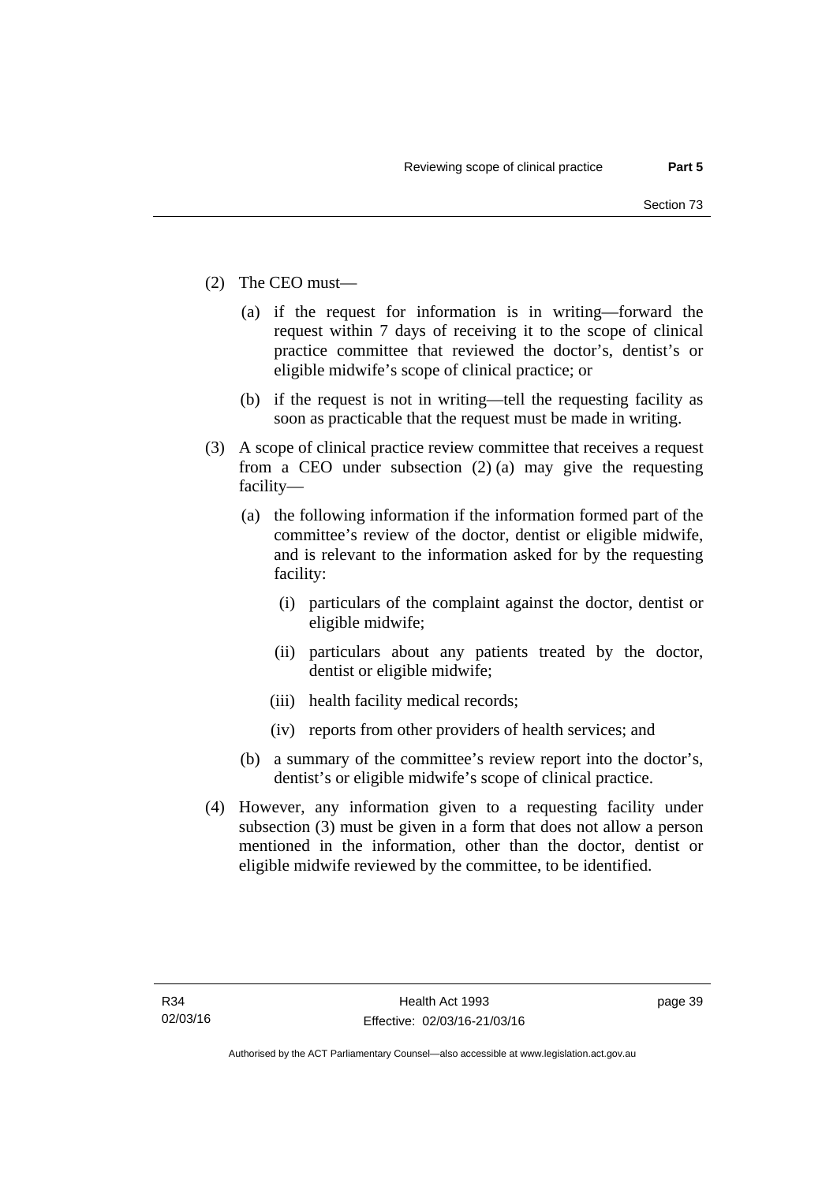(2) The CEO must—

(a) if the request for information is in writing—forward the request within 7 days of receiving it to the scope of clinical practice committee that reviewed the doctor's, dentist's or eligible midwife's scope of clinical practice; or

(b) if the request is not in writing—tell the requesting facility as soon as practicable that the request must be made in writing.

(3) A scope of clinical practice review committee that receives a request from a CEO under subsection (2) (a) may give the requesting facility—

(a) the following information if the information formed part of the committee's review of the doctor, dentist or eligible midwife, and is relevant to the information asked for by the requesting facility:

(i) particulars of the complaint against the doctor, dentist or eligible midwife;

(ii) particulars about any patients treated by the doctor, dentist or eligible midwife;

(iii) health facility medical records;

(iv) reports from other providers of health services; and

(b) a summary of the committee's review report into the doctor's, dentist's or eligible midwife's scope of clinical practice.

(4) However, any information given to a requesting facility under subsection (3) must be given in a form that does not allow a person mentioned in the information, other than the doctor, dentist or eligible midwife reviewed by the committee, to be identified.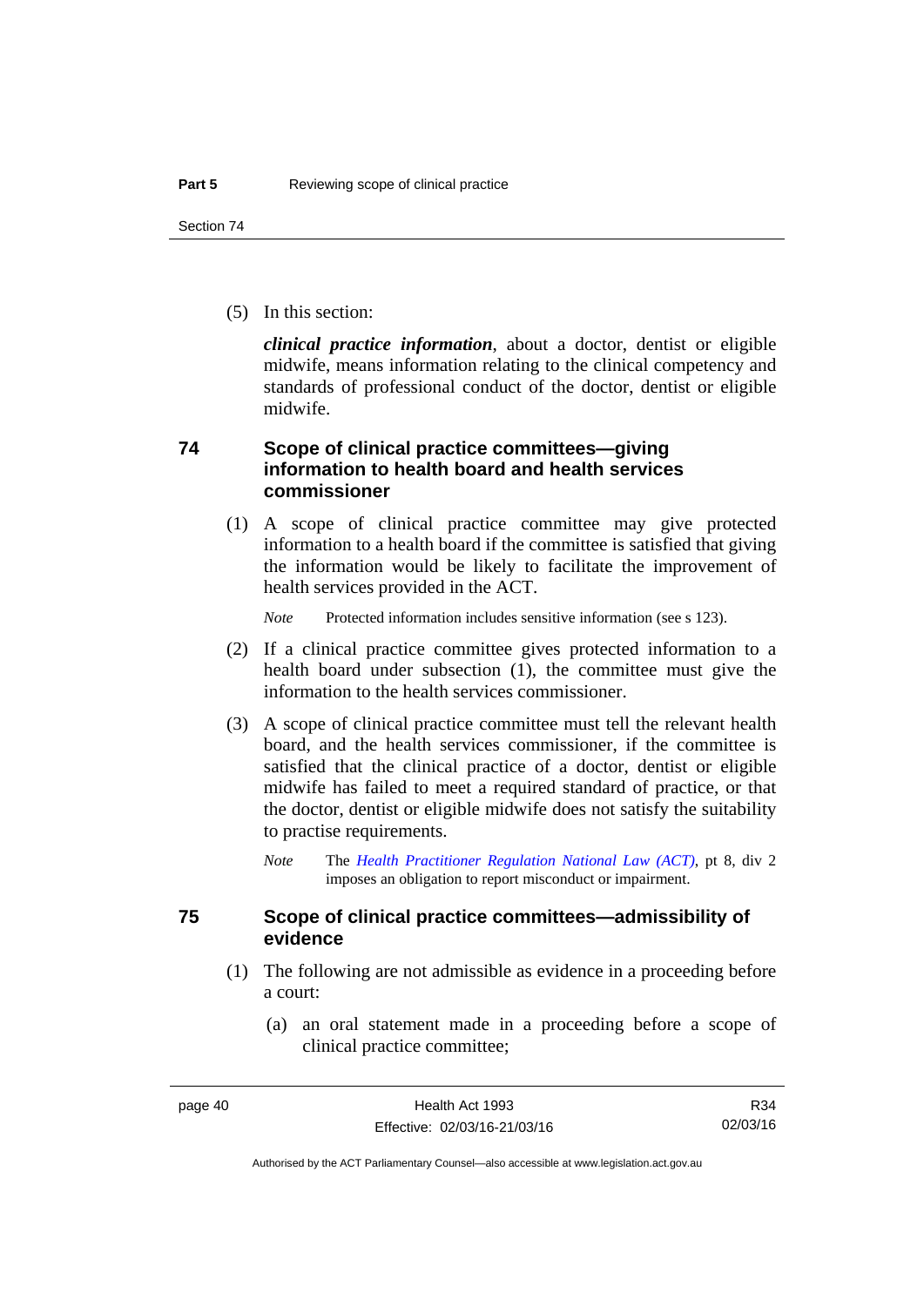(5) In this section:

***clinical practice information***, about a doctor, dentist or eligible midwife, means information relating to the clinical competency and standards of professional conduct of the doctor, dentist or eligible midwife.

## 74 Scope of clinical practice committees—giving information to health board and health services commissioner

(1) A scope of clinical practice committee may give protected information to a health board if the committee is satisfied that giving the information would be likely to facilitate the improvement of health services provided in the ACT.

*Note* Protected information includes sensitive information (see s 123).

(2) If a clinical practice committee gives protected information to a health board under subsection (1), the committee must give the information to the health services commissioner.

(3) A scope of clinical practice committee must tell the relevant health board, and the health services commissioner, if the committee is satisfied that the clinical practice of a doctor, dentist or eligible midwife has failed to meet a required standard of practice, or that the doctor, dentist or eligible midwife does not satisfy the suitability to practise requirements.

*Note* The *Health Practitioner Regulation National Law (ACT)*, pt 8, div 2 imposes an obligation to report misconduct or impairment.

## 75 Scope of clinical practice committees—admissibility of evidence

(1) The following are not admissible as evidence in a proceeding before a court:

(a) an oral statement made in a proceeding before a scope of clinical practice committee;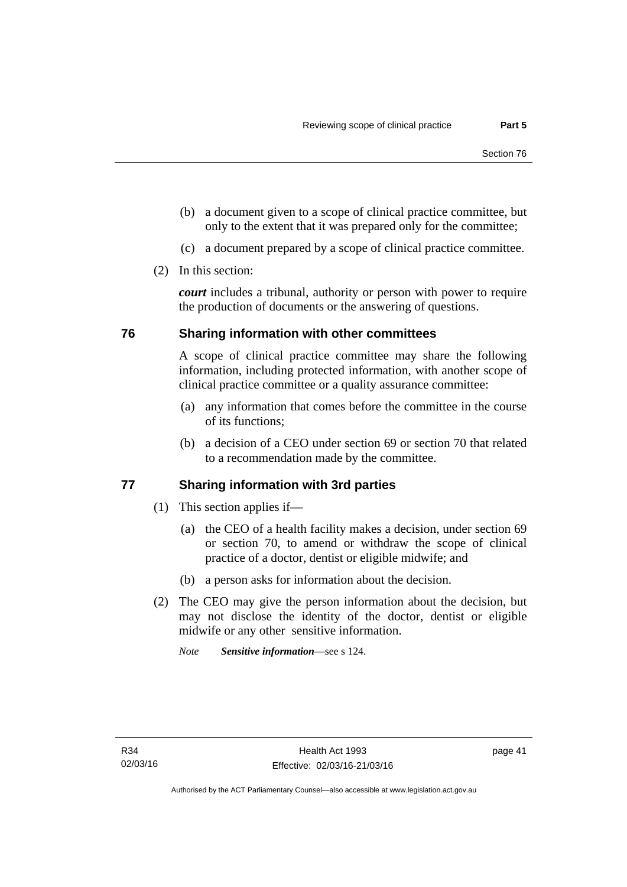(b) a document given to a scope of clinical practice committee, but only to the extent that it was prepared only for the committee;

(c) a document prepared by a scope of clinical practice committee.

(2) In this section:

***court*** includes a tribunal, authority or person with power to require the production of documents or the answering of questions.

## 76 Sharing information with other committees

A scope of clinical practice committee may share the following information, including protected information, with another scope of clinical practice committee or a quality assurance committee:

(a) any information that comes before the committee in the course of its functions;

(b) a decision of a CEO under section 69 or section 70 that related to a recommendation made by the committee.

## 77 Sharing information with 3rd parties

(1) This section applies if—

(a) the CEO of a health facility makes a decision, under section 69 or section 70, to amend or withdraw the scope of clinical practice of a doctor, dentist or eligible midwife; and

(b) a person asks for information about the decision.

(2) The CEO may give the person information about the decision, but may not disclose the identity of the doctor, dentist or eligible midwife or any other sensitive information.

*Note* ***Sensitive information***—see s 124.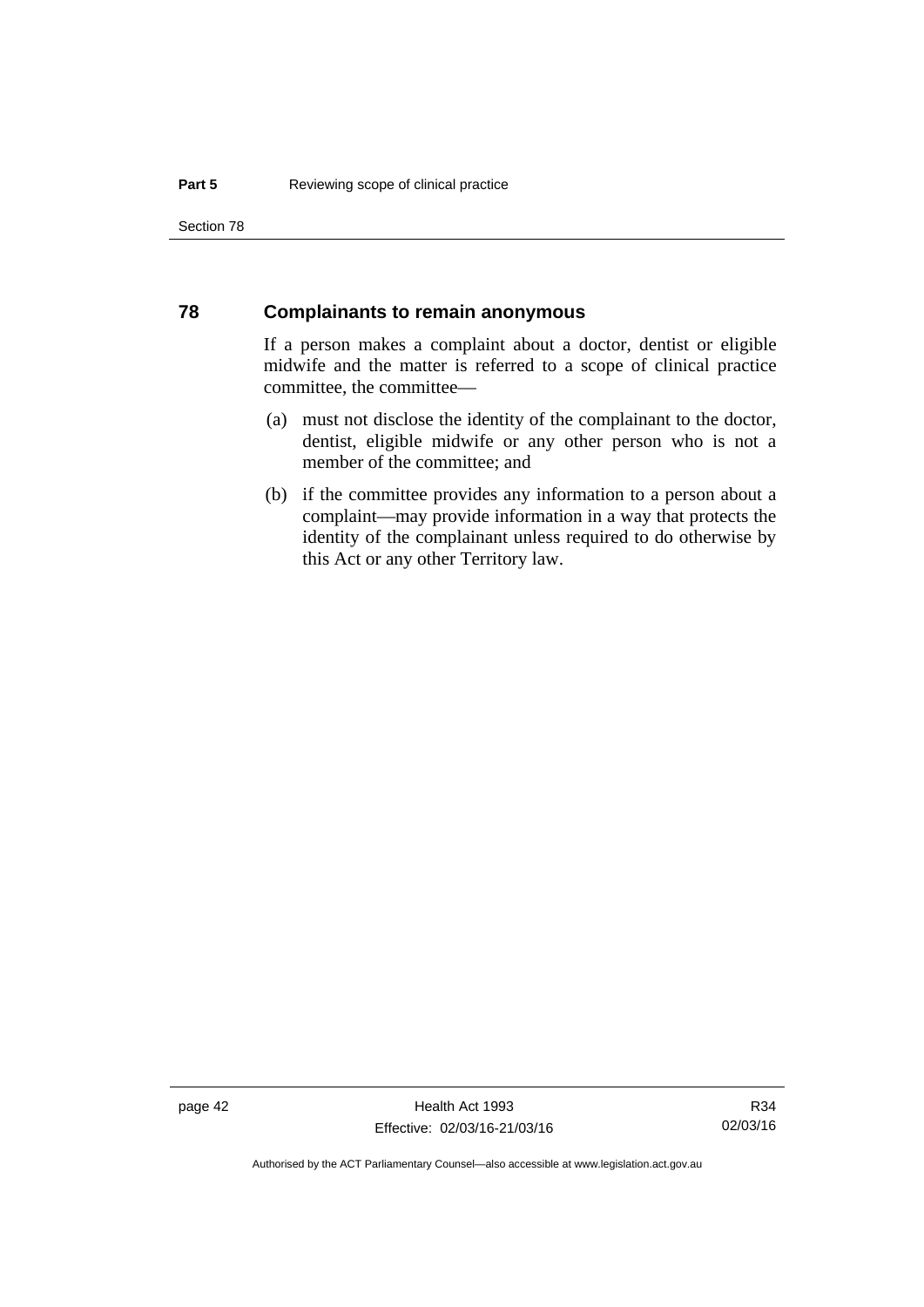## 78 Complainants to remain anonymous

If a person makes a complaint about a doctor, dentist or eligible midwife and the matter is referred to a scope of clinical practice committee, the committee—

(a) must not disclose the identity of the complainant to the doctor, dentist, eligible midwife or any other person who is not a member of the committee; and

(b) if the committee provides any information to a person about a complaint—may provide information in a way that protects the identity of the complainant unless required to do otherwise by this Act or any other Territory law.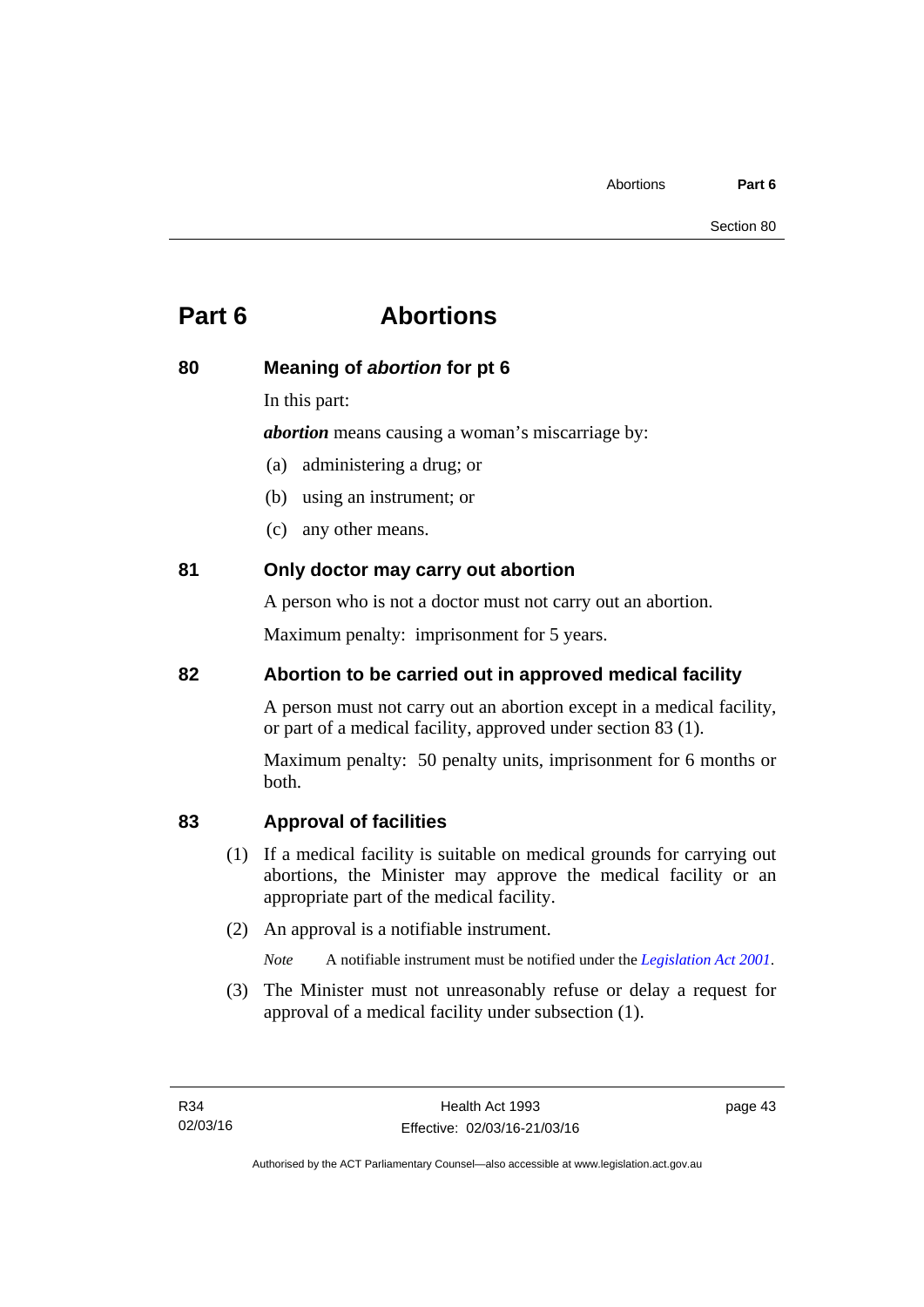# Part 6 Abortions

## 80 Meaning of *abortion* for pt 6

In this part:

***abortion*** means causing a woman's miscarriage by:

(a) administering a drug; or

(b) using an instrument; or

(c) any other means.

## 81 Only doctor may carry out abortion

A person who is not a doctor must not carry out an abortion.

Maximum penalty: imprisonment for 5 years.

## 82 Abortion to be carried out in approved medical facility

A person must not carry out an abortion except in a medical facility, or part of a medical facility, approved under section 83 (1).

Maximum penalty: 50 penalty units, imprisonment for 6 months or both.

## 83 Approval of facilities

(1) If a medical facility is suitable on medical grounds for carrying out abortions, the Minister may approve the medical facility or an appropriate part of the medical facility.

(2) An approval is a notifiable instrument.

*Note* A notifiable instrument must be notified under the *Legislation Act 2001*.

(3) The Minister must not unreasonably refuse or delay a request for approval of a medical facility under subsection (1).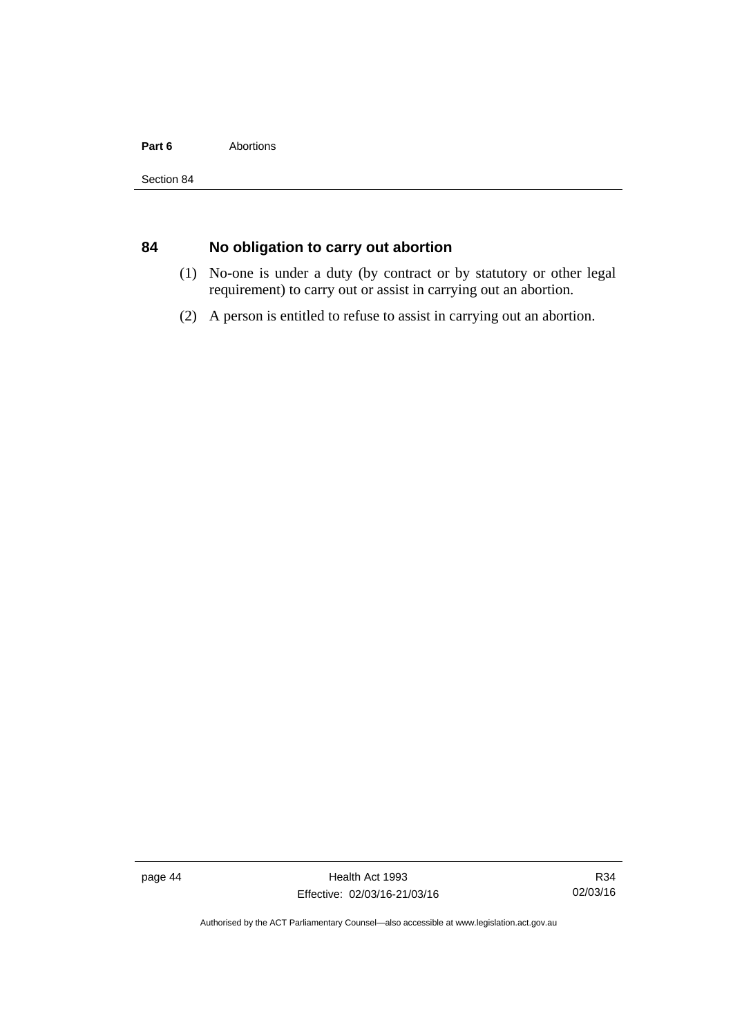## 84 No obligation to carry out abortion

(1) No-one is under a duty (by contract or by statutory or other legal requirement) to carry out or assist in carrying out an abortion.

(2) A person is entitled to refuse to assist in carrying out an abortion.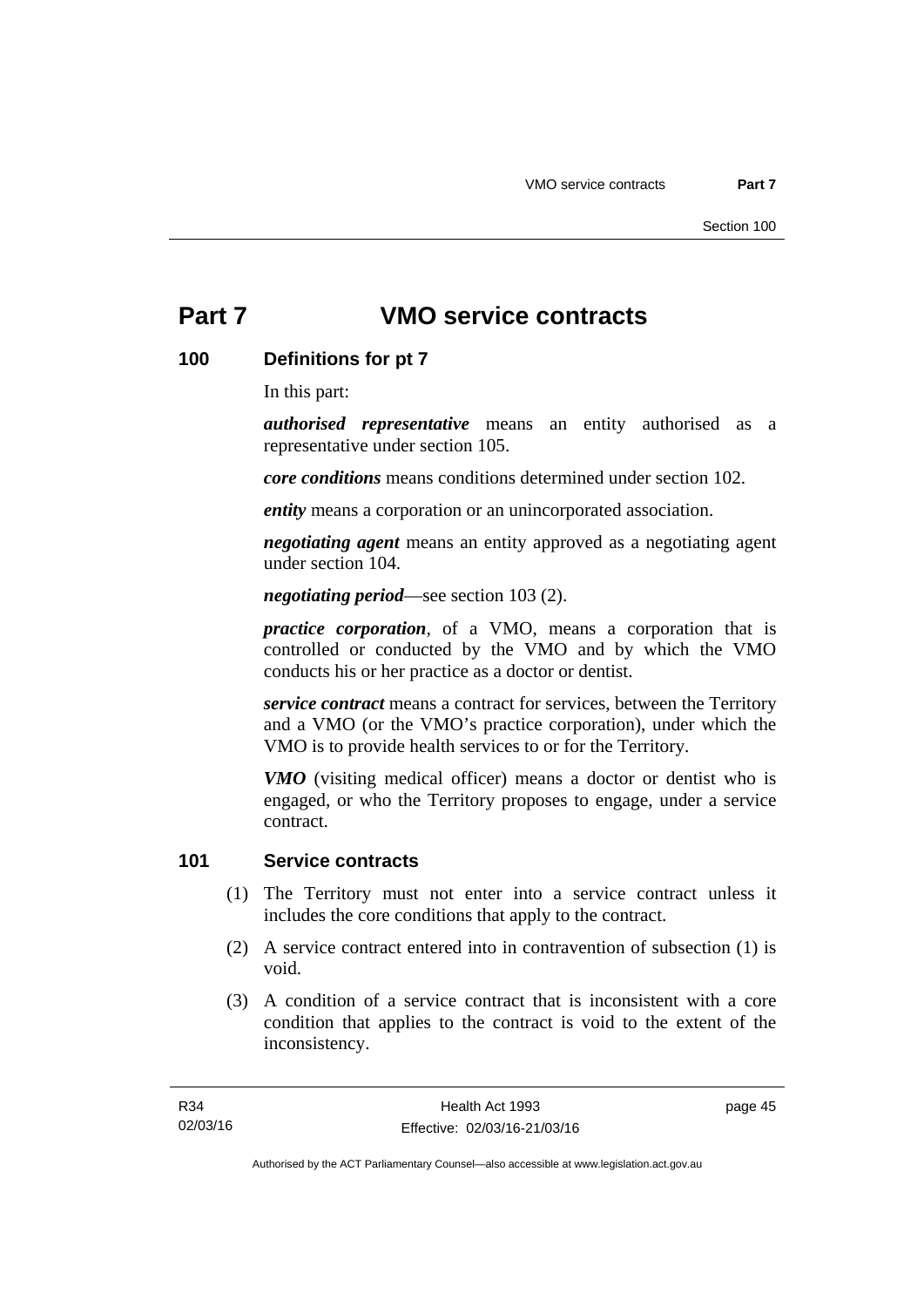# Part 7 VMO service contracts

## 100 Definitions for pt 7

In this part:

***authorised representative*** means an entity authorised as a representative under section 105.

***core conditions*** means conditions determined under section 102.

***entity*** means a corporation or an unincorporated association.

***negotiating agent*** means an entity approved as a negotiating agent under section 104.

***negotiating period***—see section 103 (2).

***practice corporation***, of a VMO, means a corporation that is controlled or conducted by the VMO and by which the VMO conducts his or her practice as a doctor or dentist.

***service contract*** means a contract for services, between the Territory and a VMO (or the VMO's practice corporation), under which the VMO is to provide health services to or for the Territory.

***VMO*** (visiting medical officer) means a doctor or dentist who is engaged, or who the Territory proposes to engage, under a service contract.

## 101 Service contracts

(1) The Territory must not enter into a service contract unless it includes the core conditions that apply to the contract.

(2) A service contract entered into in contravention of subsection (1) is void.

(3) A condition of a service contract that is inconsistent with a core condition that applies to the contract is void to the extent of the inconsistency.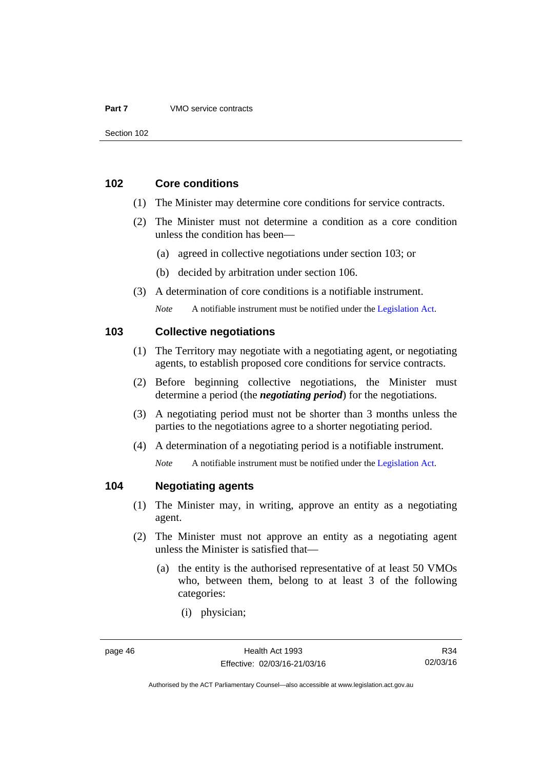### 102 Core conditions

(1) The Minister may determine core conditions for service contracts.

(2) The Minister must not determine a condition as a core condition unless the condition has been—

(a) agreed in collective negotiations under section 103; or

(b) decided by arbitration under section 106.

(3) A determination of core conditions is a notifiable instrument.

*Note* A notifiable instrument must be notified under the Legislation Act.

### 103 Collective negotiations

(1) The Territory may negotiate with a negotiating agent, or negotiating agents, to establish proposed core conditions for service contracts.

(2) Before beginning collective negotiations, the Minister must determine a period (the ***negotiating period***) for the negotiations.

(3) A negotiating period must not be shorter than 3 months unless the parties to the negotiations agree to a shorter negotiating period.

(4) A determination of a negotiating period is a notifiable instrument.

*Note* A notifiable instrument must be notified under the Legislation Act.

### 104 Negotiating agents

(1) The Minister may, in writing, approve an entity as a negotiating agent.

(2) The Minister must not approve an entity as a negotiating agent unless the Minister is satisfied that—

(a) the entity is the authorised representative of at least 50 VMOs who, between them, belong to at least 3 of the following categories:

(i) physician;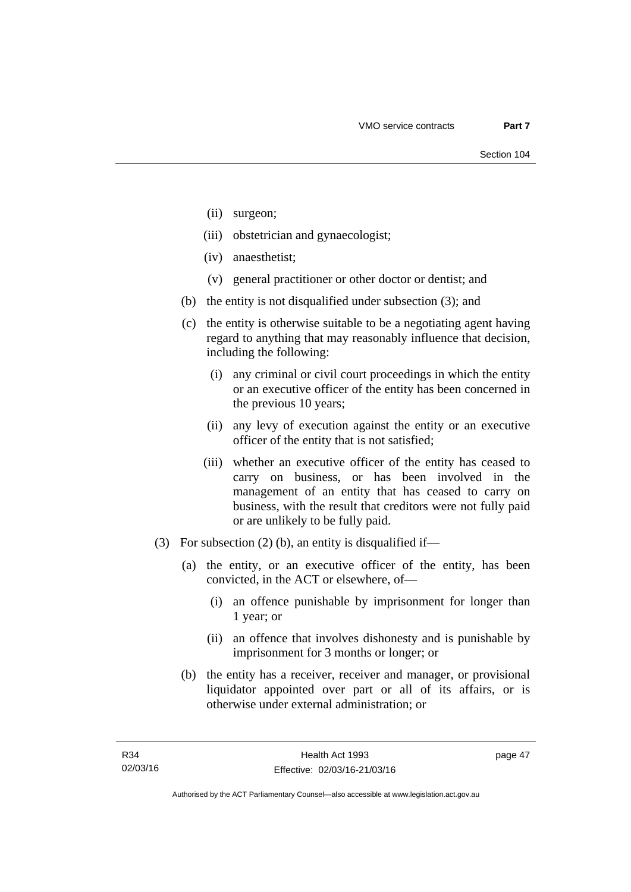(ii) surgeon;

(iii) obstetrician and gynaecologist;

(iv) anaesthetist;

(v) general practitioner or other doctor or dentist; and

(b) the entity is not disqualified under subsection (3); and

(c) the entity is otherwise suitable to be a negotiating agent having regard to anything that may reasonably influence that decision, including the following:

(i) any criminal or civil court proceedings in which the entity or an executive officer of the entity has been concerned in the previous 10 years;

(ii) any levy of execution against the entity or an executive officer of the entity that is not satisfied;

(iii) whether an executive officer of the entity has ceased to carry on business, or has been involved in the management of an entity that has ceased to carry on business, with the result that creditors were not fully paid or are unlikely to be fully paid.

(3) For subsection (2) (b), an entity is disqualified if—

(a) the entity, or an executive officer of the entity, has been convicted, in the ACT or elsewhere, of—

(i) an offence punishable by imprisonment for longer than 1 year; or

(ii) an offence that involves dishonesty and is punishable by imprisonment for 3 months or longer; or

(b) the entity has a receiver, receiver and manager, or provisional liquidator appointed over part or all of its affairs, or is otherwise under external administration; or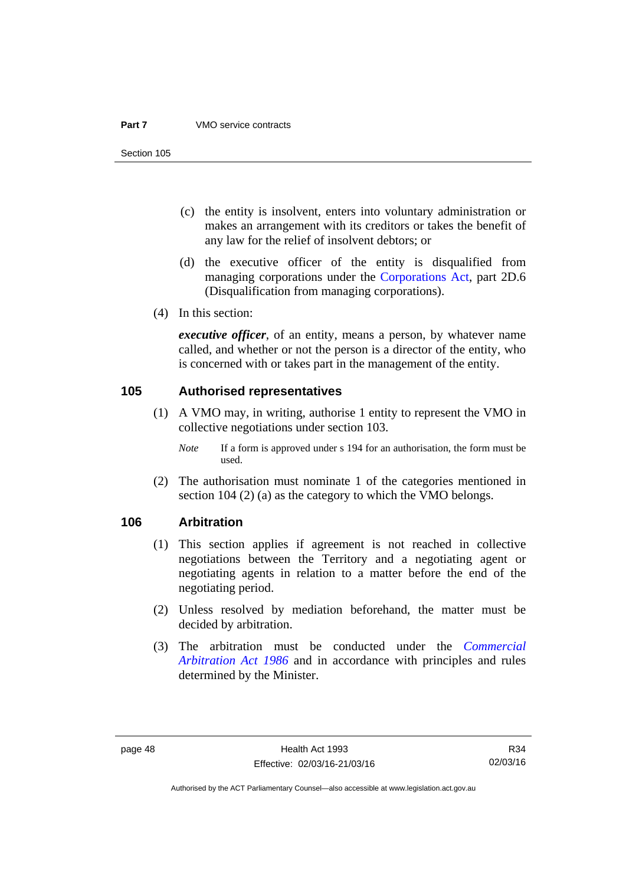(c) the entity is insolvent, enters into voluntary administration or makes an arrangement with its creditors or takes the benefit of any law for the relief of insolvent debtors; or

(d) the executive officer of the entity is disqualified from managing corporations under the Corporations Act, part 2D.6 (Disqualification from managing corporations).

(4) In this section:

***executive officer***, of an entity, means a person, by whatever name called, and whether or not the person is a director of the entity, who is concerned with or takes part in the management of the entity.

## 105 Authorised representatives

(1) A VMO may, in writing, authorise 1 entity to represent the VMO in collective negotiations under section 103.

*Note* If a form is approved under s 194 for an authorisation, the form must be used.

(2) The authorisation must nominate 1 of the categories mentioned in section 104 (2) (a) as the category to which the VMO belongs.

## 106 Arbitration

(1) This section applies if agreement is not reached in collective negotiations between the Territory and a negotiating agent or negotiating agents in relation to a matter before the end of the negotiating period.

(2) Unless resolved by mediation beforehand, the matter must be decided by arbitration.

(3) The arbitration must be conducted under the *Commercial Arbitration Act 1986* and in accordance with principles and rules determined by the Minister.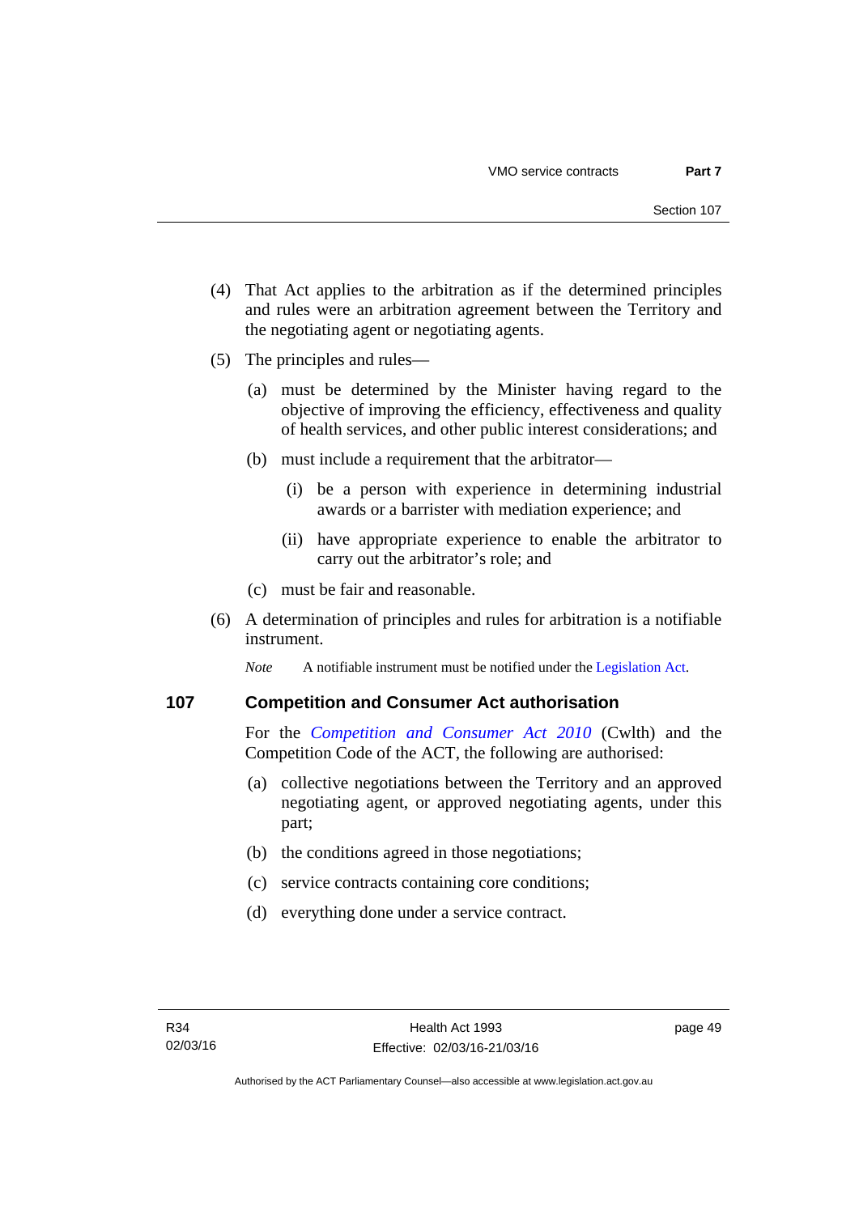(4) That Act applies to the arbitration as if the determined principles and rules were an arbitration agreement between the Territory and the negotiating agent or negotiating agents.

(5) The principles and rules—

(a) must be determined by the Minister having regard to the objective of improving the efficiency, effectiveness and quality of health services, and other public interest considerations; and

(b) must include a requirement that the arbitrator—

(i) be a person with experience in determining industrial awards or a barrister with mediation experience; and

(ii) have appropriate experience to enable the arbitrator to carry out the arbitrator's role; and

(c) must be fair and reasonable.

(6) A determination of principles and rules for arbitration is a notifiable instrument.

*Note* A notifiable instrument must be notified under the Legislation Act.

## 107 Competition and Consumer Act authorisation

For the *Competition and Consumer Act 2010* (Cwlth) and the Competition Code of the ACT, the following are authorised:

(a) collective negotiations between the Territory and an approved negotiating agent, or approved negotiating agents, under this part;

(b) the conditions agreed in those negotiations;

(c) service contracts containing core conditions;

(d) everything done under a service contract.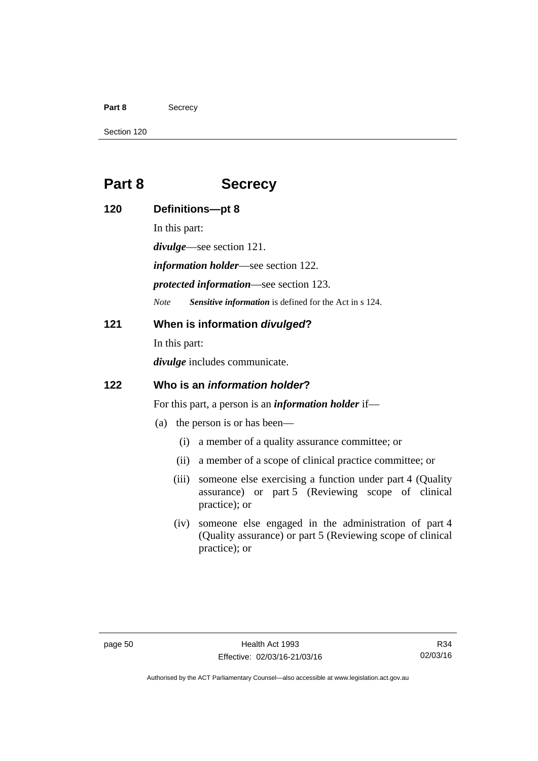# Part 8 Secrecy

## 120 Definitions—pt 8

In this part:

***divulge***—see section 121.

***information holder***—see section 122.

***protected information***—see section 123.

*Note* ***Sensitive information*** is defined for the Act in s 124.

## 121 When is information *divulged*?

In this part:

***divulge*** includes communicate.

## 122 Who is an *information holder*?

For this part, a person is an ***information holder*** if—

(a) the person is or has been—

(i) a member of a quality assurance committee; or

(ii) a member of a scope of clinical practice committee; or

(iii) someone else exercising a function under part 4 (Quality assurance) or part 5 (Reviewing scope of clinical practice); or

(iv) someone else engaged in the administration of part 4 (Quality assurance) or part 5 (Reviewing scope of clinical practice); or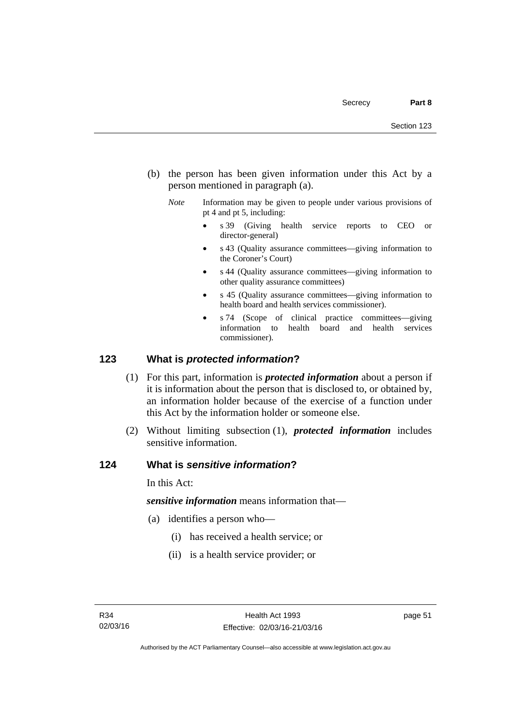(b) the person has been given information under this Act by a person mentioned in paragraph (a).

*Note* Information may be given to people under various provisions of pt 4 and pt 5, including:

- s 39 (Giving health service reports to CEO or director-general)
- s 43 (Quality assurance committees—giving information to the Coroner's Court)
- s 44 (Quality assurance committees—giving information to other quality assurance committees)
- s 45 (Quality assurance committees—giving information to health board and health services commissioner).
- s 74 (Scope of clinical practice committees—giving information to health board and health services commissioner).

## 123 What is *protected information*?

(1) For this part, information is ***protected information*** about a person if it is information about the person that is disclosed to, or obtained by, an information holder because of the exercise of a function under this Act by the information holder or someone else.

(2) Without limiting subsection (1), ***protected information*** includes sensitive information.

## 124 What is *sensitive information*?

In this Act:

***sensitive information*** means information that—

(a) identifies a person who—

(i) has received a health service; or

(ii) is a health service provider; or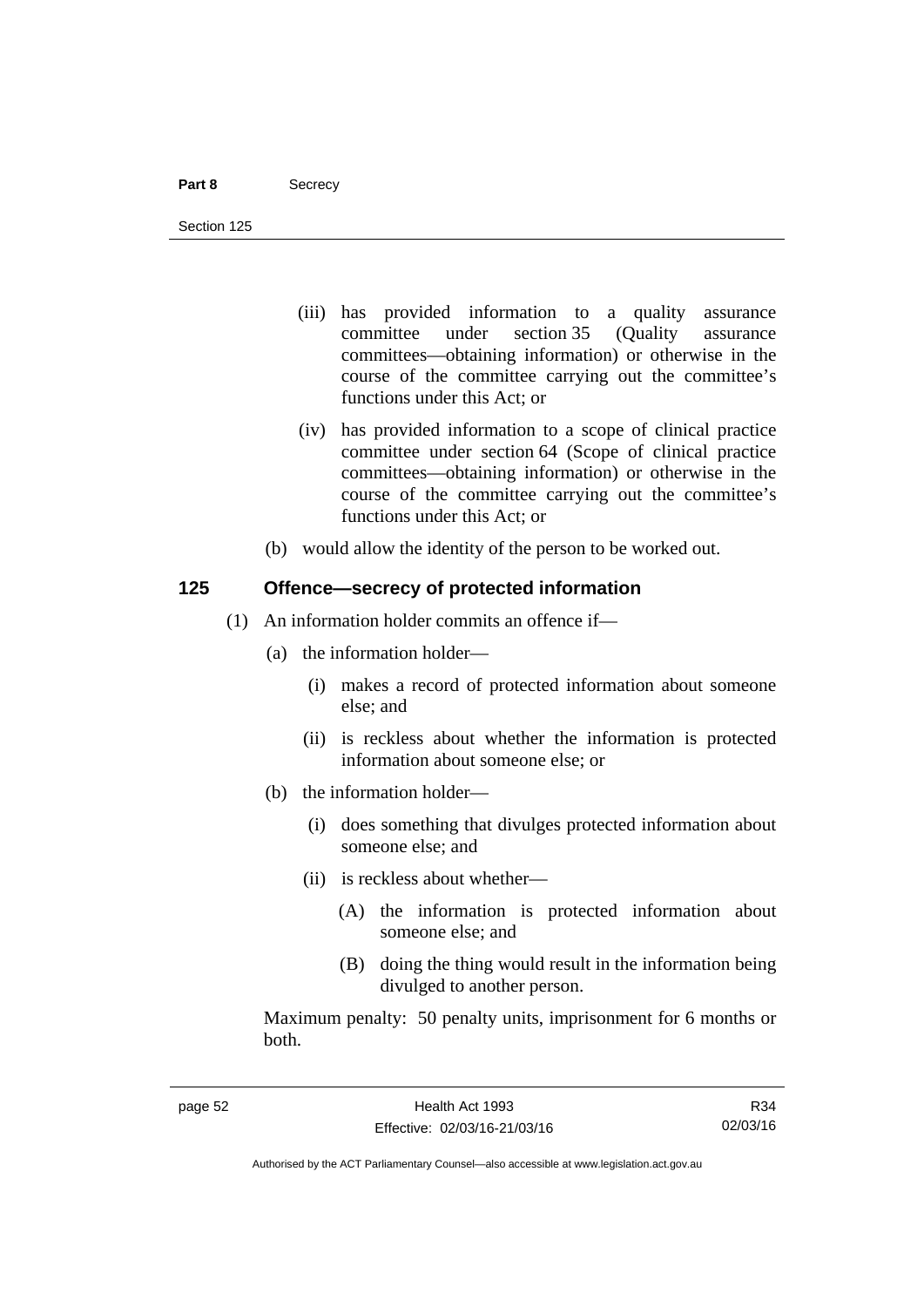(iii) has provided information to a quality assurance committee under section 35 (Quality assurance committees—obtaining information) or otherwise in the course of the committee carrying out the committee's functions under this Act; or

(iv) has provided information to a scope of clinical practice committee under section 64 (Scope of clinical practice committees—obtaining information) or otherwise in the course of the committee carrying out the committee's functions under this Act; or

(b) would allow the identity of the person to be worked out.

### 125 Offence—secrecy of protected information

(1) An information holder commits an offence if—

(a) the information holder—

(i) makes a record of protected information about someone else; and

(ii) is reckless about whether the information is protected information about someone else; or

(b) the information holder—

(i) does something that divulges protected information about someone else; and

(ii) is reckless about whether—

(A) the information is protected information about someone else; and

(B) doing the thing would result in the information being divulged to another person.

Maximum penalty: 50 penalty units, imprisonment for 6 months or both.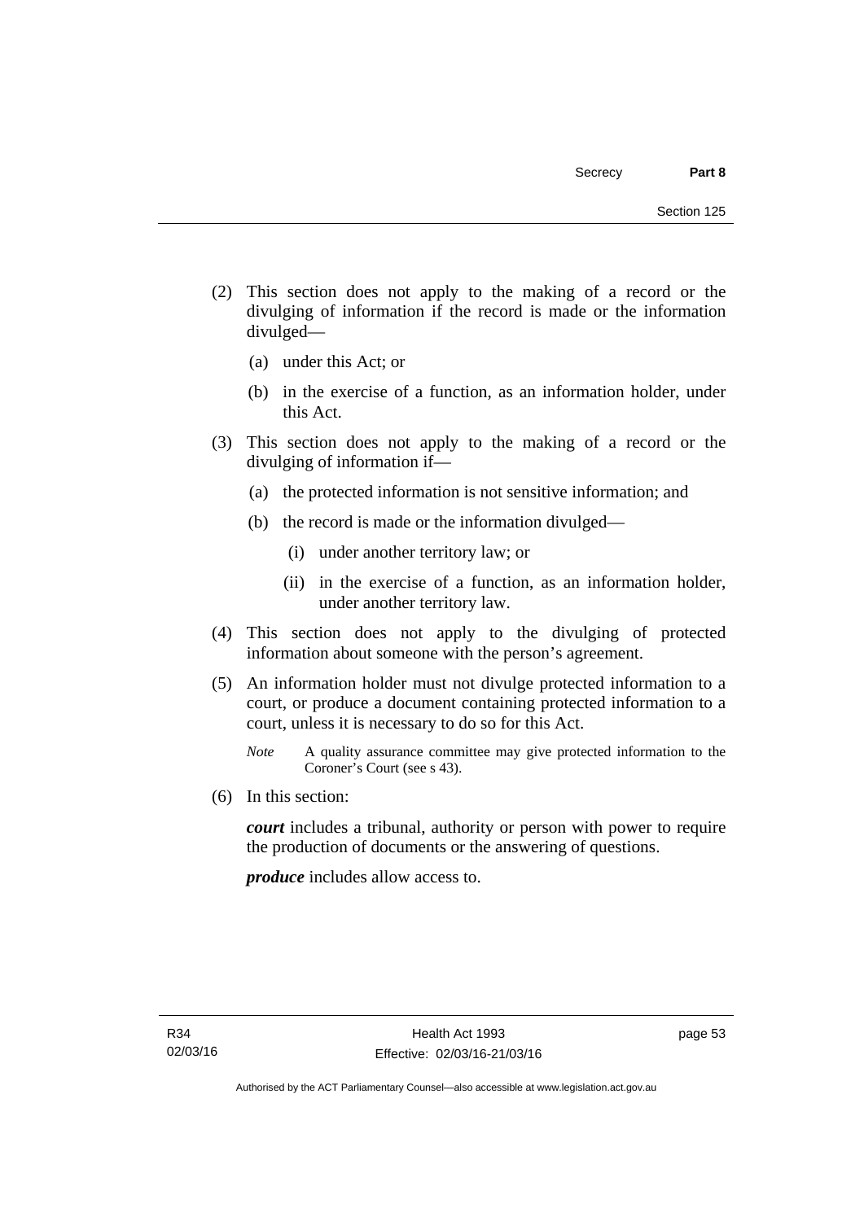(2) This section does not apply to the making of a record or the divulging of information if the record is made or the information divulged—

(a) under this Act; or

(b) in the exercise of a function, as an information holder, under this Act.

(3) This section does not apply to the making of a record or the divulging of information if—

(a) the protected information is not sensitive information; and

(b) the record is made or the information divulged—

(i) under another territory law; or

(ii) in the exercise of a function, as an information holder, under another territory law.

(4) This section does not apply to the divulging of protected information about someone with the person's agreement.

(5) An information holder must not divulge protected information to a court, or produce a document containing protected information to a court, unless it is necessary to do so for this Act.

*Note* A quality assurance committee may give protected information to the Coroner's Court (see s 43).

(6) In this section:

***court*** includes a tribunal, authority or person with power to require the production of documents or the answering of questions.

***produce*** includes allow access to.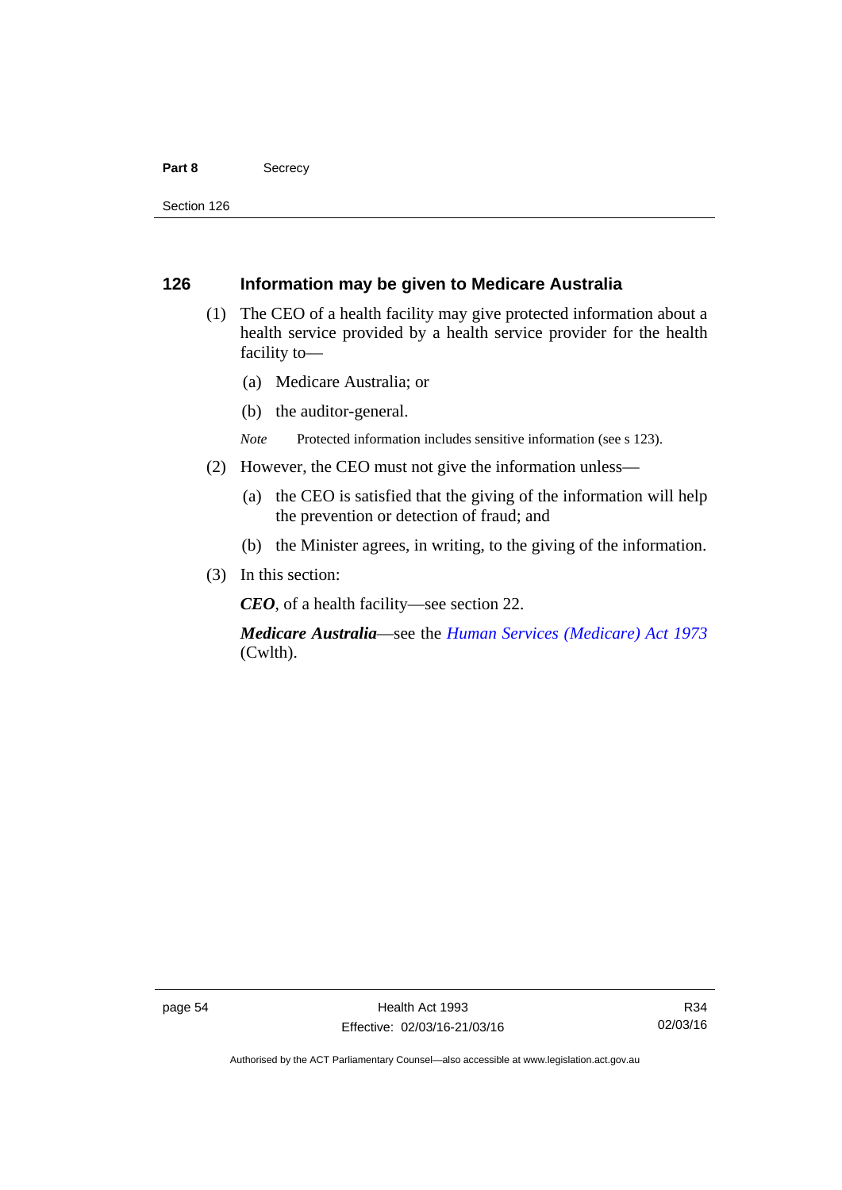## 126 Information may be given to Medicare Australia

(1) The CEO of a health facility may give protected information about a health service provided by a health service provider for the health facility to—

(a) Medicare Australia; or

(b) the auditor-general.

*Note* Protected information includes sensitive information (see s 123).

(2) However, the CEO must not give the information unless—

(a) the CEO is satisfied that the giving of the information will help the prevention or detection of fraud; and

(b) the Minister agrees, in writing, to the giving of the information.

(3) In this section:

***CEO***, of a health facility—see section 22.

***Medicare Australia***—see the *Human Services (Medicare) Act 1973* (Cwlth).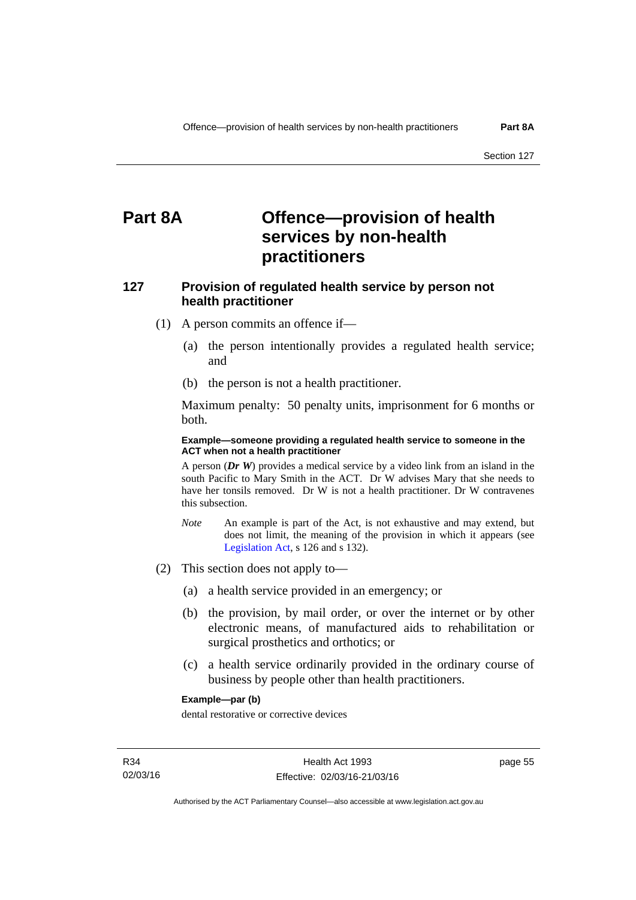# Part 8A Offence—provision of health services by non-health practitioners

## 127 Provision of regulated health service by person not health practitioner

(1) A person commits an offence if—

(a) the person intentionally provides a regulated health service; and

(b) the person is not a health practitioner.

Maximum penalty: 50 penalty units, imprisonment for 6 months or both.

**Example—someone providing a regulated health service to someone in the ACT when not a health practitioner**

A person (***Dr W***) provides a medical service by a video link from an island in the south Pacific to Mary Smith in the ACT. Dr W advises Mary that she needs to have her tonsils removed. Dr W is not a health practitioner. Dr W contravenes this subsection.

*Note* An example is part of the Act, is not exhaustive and may extend, but does not limit, the meaning of the provision in which it appears (see Legislation Act, s 126 and s 132).

(2) This section does not apply to—

(a) a health service provided in an emergency; or

(b) the provision, by mail order, or over the internet or by other electronic means, of manufactured aids to rehabilitation or surgical prosthetics and orthotics; or

(c) a health service ordinarily provided in the ordinary course of business by people other than health practitioners.

**Example—par (b)**

dental restorative or corrective devices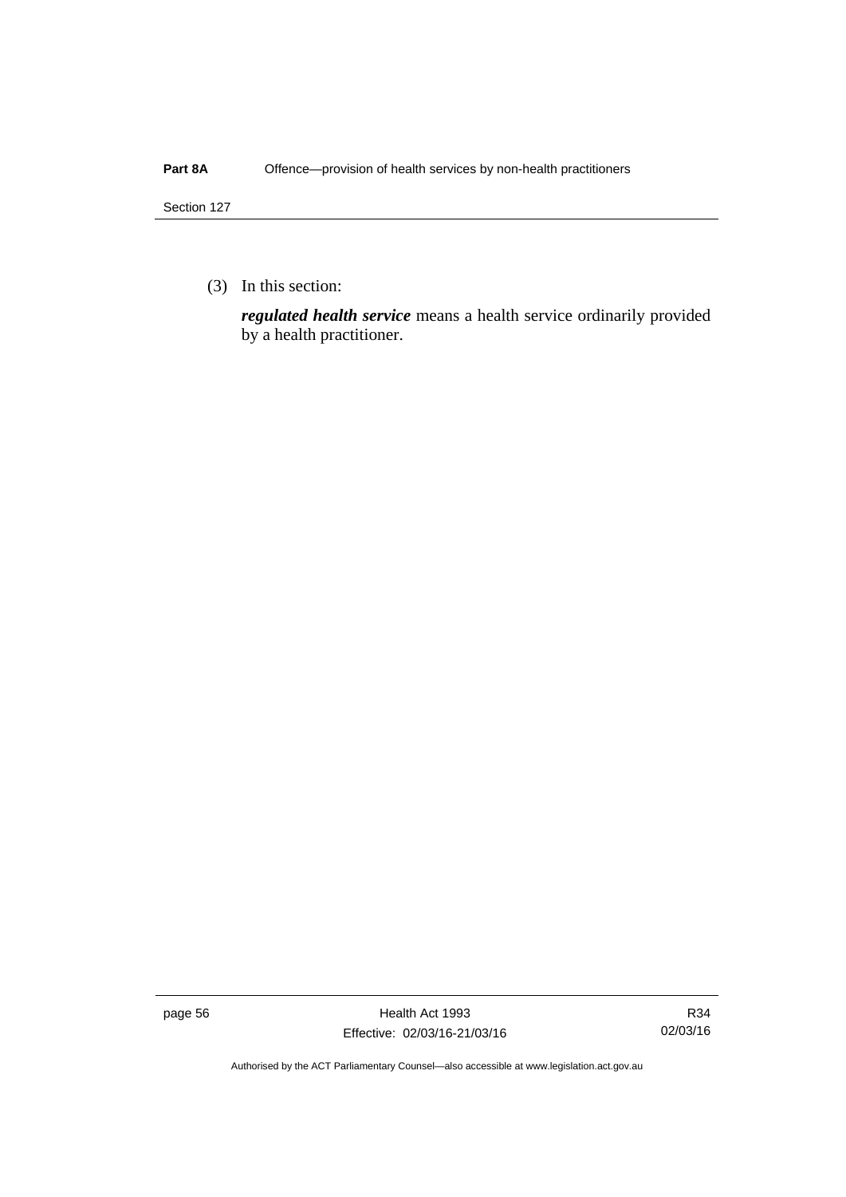(3) In this section:

***regulated health service*** means a health service ordinarily provided by a health practitioner.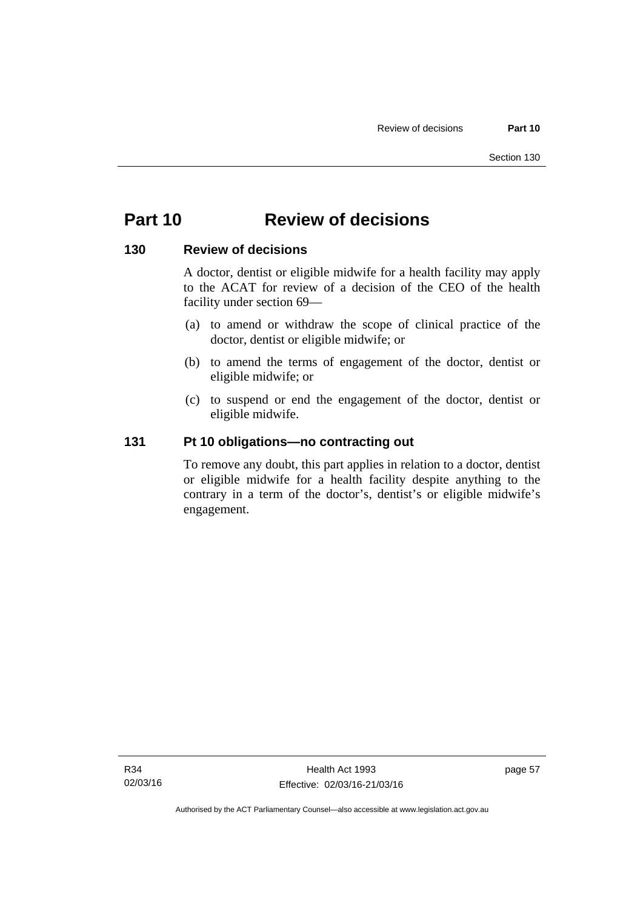# Part 10 Review of decisions

## 130 Review of decisions

A doctor, dentist or eligible midwife for a health facility may apply to the ACAT for review of a decision of the CEO of the health facility under section 69—

(a) to amend or withdraw the scope of clinical practice of the doctor, dentist or eligible midwife; or

(b) to amend the terms of engagement of the doctor, dentist or eligible midwife; or

(c) to suspend or end the engagement of the doctor, dentist or eligible midwife.

## 131 Pt 10 obligations—no contracting out

To remove any doubt, this part applies in relation to a doctor, dentist or eligible midwife for a health facility despite anything to the contrary in a term of the doctor's, dentist's or eligible midwife's engagement.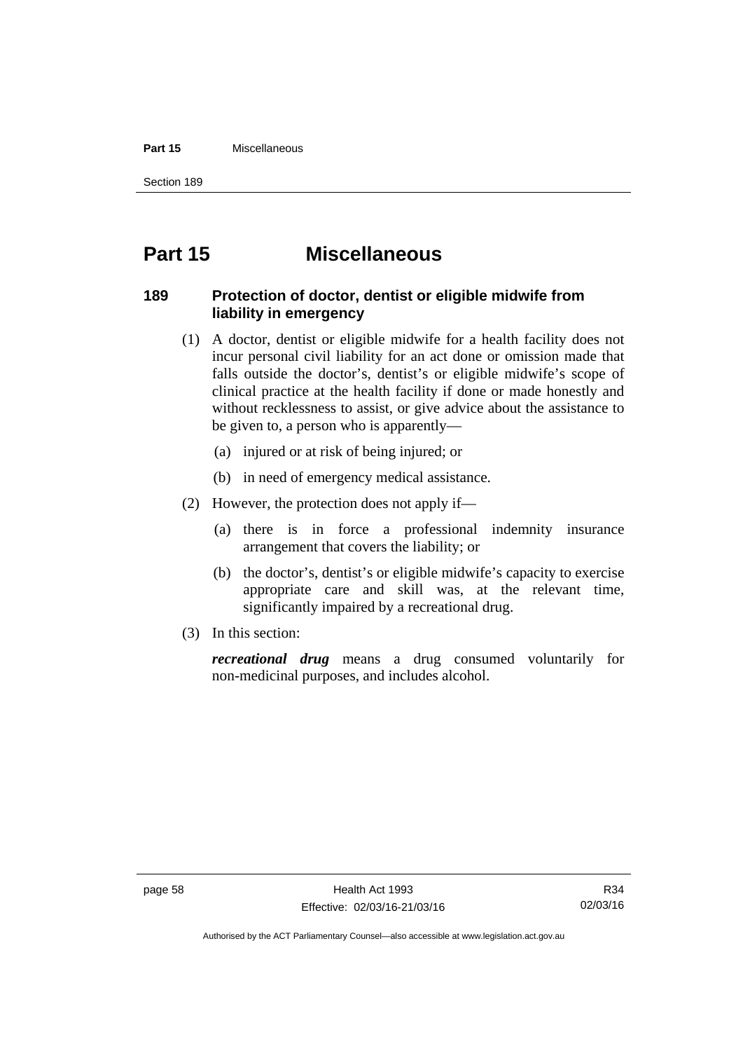# Part 15 Miscellaneous

## 189 Protection of doctor, dentist or eligible midwife from liability in emergency

(1) A doctor, dentist or eligible midwife for a health facility does not incur personal civil liability for an act done or omission made that falls outside the doctor's, dentist's or eligible midwife's scope of clinical practice at the health facility if done or made honestly and without recklessness to assist, or give advice about the assistance to be given to, a person who is apparently—

(a) injured or at risk of being injured; or

(b) in need of emergency medical assistance.

(2) However, the protection does not apply if—

(a) there is in force a professional indemnity insurance arrangement that covers the liability; or

(b) the doctor's, dentist's or eligible midwife's capacity to exercise appropriate care and skill was, at the relevant time, significantly impaired by a recreational drug.

(3) In this section:

***recreational drug*** means a drug consumed voluntarily for non-medicinal purposes, and includes alcohol.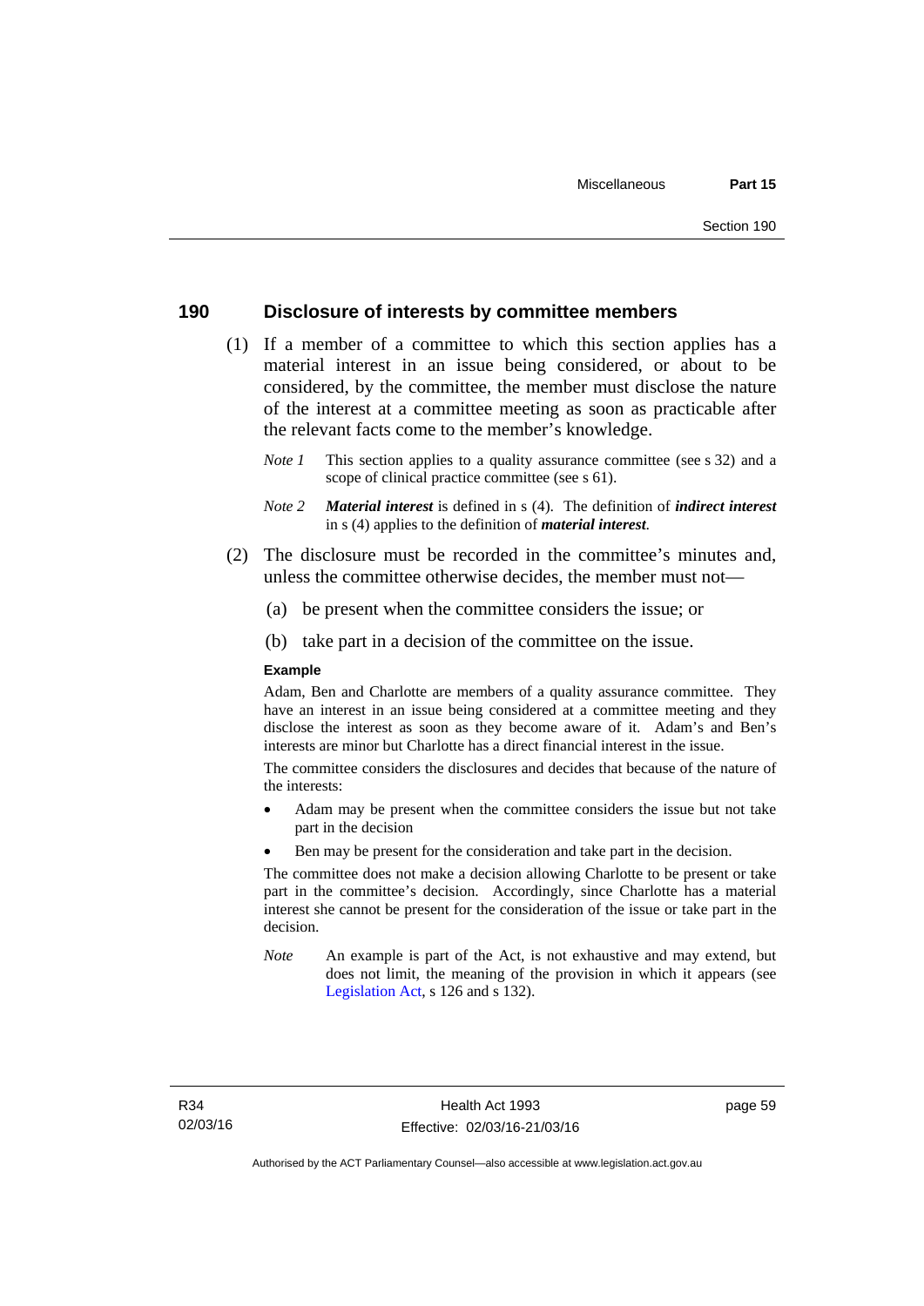## 190 Disclosure of interests by committee members

(1) If a member of a committee to which this section applies has a material interest in an issue being considered, or about to be considered, by the committee, the member must disclose the nature of the interest at a committee meeting as soon as practicable after the relevant facts come to the member's knowledge.

*Note 1* This section applies to a quality assurance committee (see s 32) and a scope of clinical practice committee (see s 61).

*Note 2* ***Material interest*** is defined in s (4). The definition of ***indirect interest*** in s (4) applies to the definition of ***material interest***.

(2) The disclosure must be recorded in the committee's minutes and, unless the committee otherwise decides, the member must not—

(a) be present when the committee considers the issue; or

(b) take part in a decision of the committee on the issue.

**Example**

Adam, Ben and Charlotte are members of a quality assurance committee. They have an interest in an issue being considered at a committee meeting and they disclose the interest as soon as they become aware of it. Adam's and Ben's interests are minor but Charlotte has a direct financial interest in the issue.

The committee considers the disclosures and decides that because of the nature of the interests:

- Adam may be present when the committee considers the issue but not take part in the decision
- Ben may be present for the consideration and take part in the decision.

The committee does not make a decision allowing Charlotte to be present or take part in the committee's decision. Accordingly, since Charlotte has a material interest she cannot be present for the consideration of the issue or take part in the decision.

*Note* An example is part of the Act, is not exhaustive and may extend, but does not limit, the meaning of the provision in which it appears (see Legislation Act, s 126 and s 132).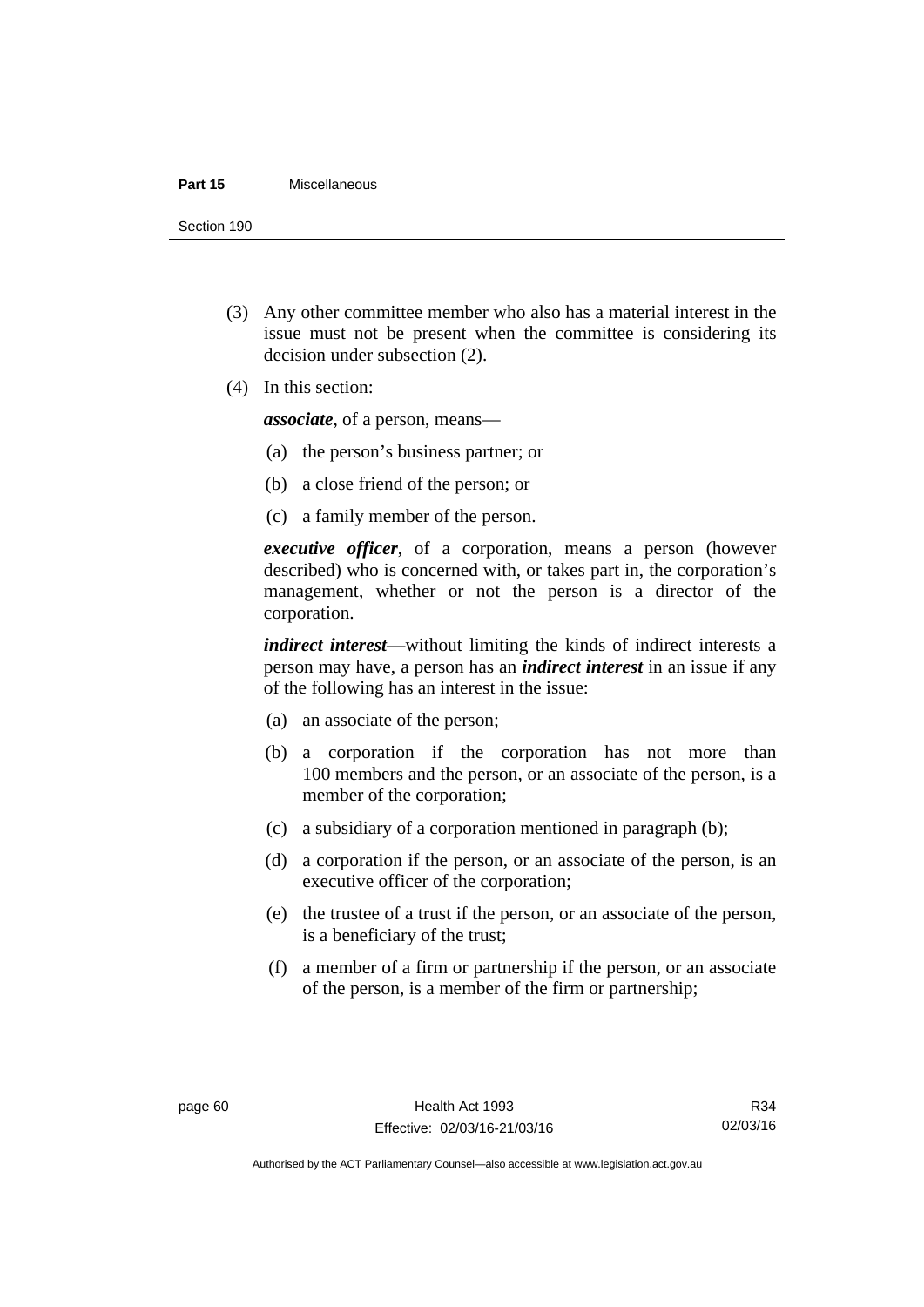(3) Any other committee member who also has a material interest in the issue must not be present when the committee is considering its decision under subsection (2).

(4) In this section:

***associate***, of a person, means—

(a) the person's business partner; or

(b) a close friend of the person; or

(c) a family member of the person.

***executive officer***, of a corporation, means a person (however described) who is concerned with, or takes part in, the corporation's management, whether or not the person is a director of the corporation.

***indirect interest***—without limiting the kinds of indirect interests a person may have, a person has an ***indirect interest*** in an issue if any of the following has an interest in the issue:

(a) an associate of the person;

(b) a corporation if the corporation has not more than 100 members and the person, or an associate of the person, is a member of the corporation;

(c) a subsidiary of a corporation mentioned in paragraph (b);

(d) a corporation if the person, or an associate of the person, is an executive officer of the corporation;

(e) the trustee of a trust if the person, or an associate of the person, is a beneficiary of the trust;

(f) a member of a firm or partnership if the person, or an associate of the person, is a member of the firm or partnership;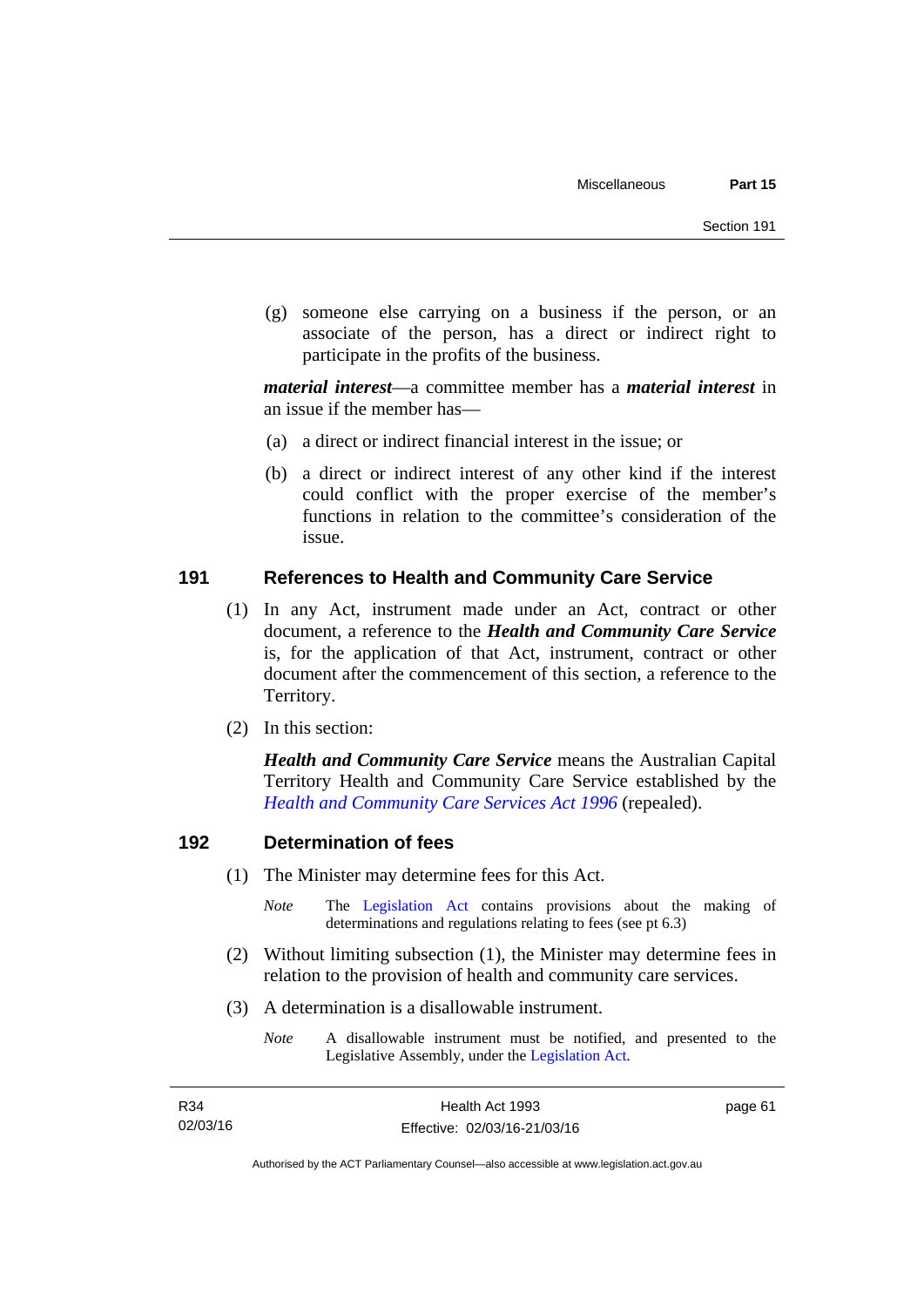(g) someone else carrying on a business if the person, or an associate of the person, has a direct or indirect right to participate in the profits of the business.

***material interest***—a committee member has a ***material interest*** in an issue if the member has—

(a) a direct or indirect financial interest in the issue; or

(b) a direct or indirect interest of any other kind if the interest could conflict with the proper exercise of the member's functions in relation to the committee's consideration of the issue.

## 191 References to Health and Community Care Service

(1) In any Act, instrument made under an Act, contract or other document, a reference to the ***Health and Community Care Service*** is, for the application of that Act, instrument, contract or other document after the commencement of this section, a reference to the Territory.

(2) In this section:

***Health and Community Care Service*** means the Australian Capital Territory Health and Community Care Service established by the *Health and Community Care Services Act 1996* (repealed).

## 192 Determination of fees

(1) The Minister may determine fees for this Act.

*Note* The Legislation Act contains provisions about the making of determinations and regulations relating to fees (see pt 6.3)

(2) Without limiting subsection (1), the Minister may determine fees in relation to the provision of health and community care services.

(3) A determination is a disallowable instrument.

*Note* A disallowable instrument must be notified, and presented to the Legislative Assembly, under the Legislation Act.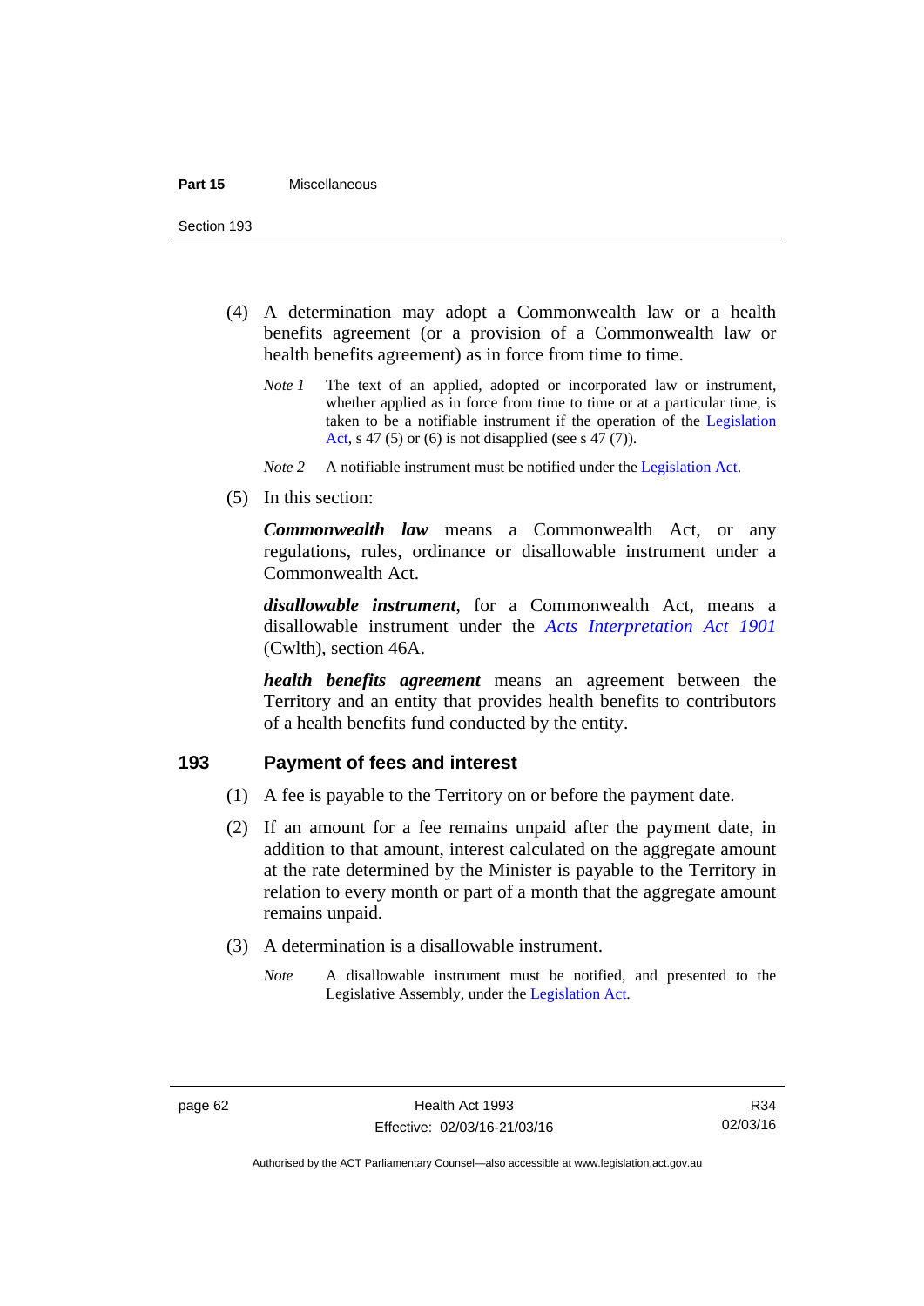(4) A determination may adopt a Commonwealth law or a health benefits agreement (or a provision of a Commonwealth law or health benefits agreement) as in force from time to time.

*Note 1* The text of an applied, adopted or incorporated law or instrument, whether applied as in force from time to time or at a particular time, is taken to be a notifiable instrument if the operation of the Legislation Act, s 47 (5) or (6) is not disapplied (see s 47 (7)).

*Note 2* A notifiable instrument must be notified under the Legislation Act.

(5) In this section:

***Commonwealth law*** means a Commonwealth Act, or any regulations, rules, ordinance or disallowable instrument under a Commonwealth Act.

***disallowable instrument***, for a Commonwealth Act, means a disallowable instrument under the *Acts Interpretation Act 1901* (Cwlth), section 46A.

***health benefits agreement*** means an agreement between the Territory and an entity that provides health benefits to contributors of a health benefits fund conducted by the entity.

## 193 Payment of fees and interest

(1) A fee is payable to the Territory on or before the payment date.

(2) If an amount for a fee remains unpaid after the payment date, in addition to that amount, interest calculated on the aggregate amount at the rate determined by the Minister is payable to the Territory in relation to every month or part of a month that the aggregate amount remains unpaid.

(3) A determination is a disallowable instrument.

*Note* A disallowable instrument must be notified, and presented to the Legislative Assembly, under the Legislation Act.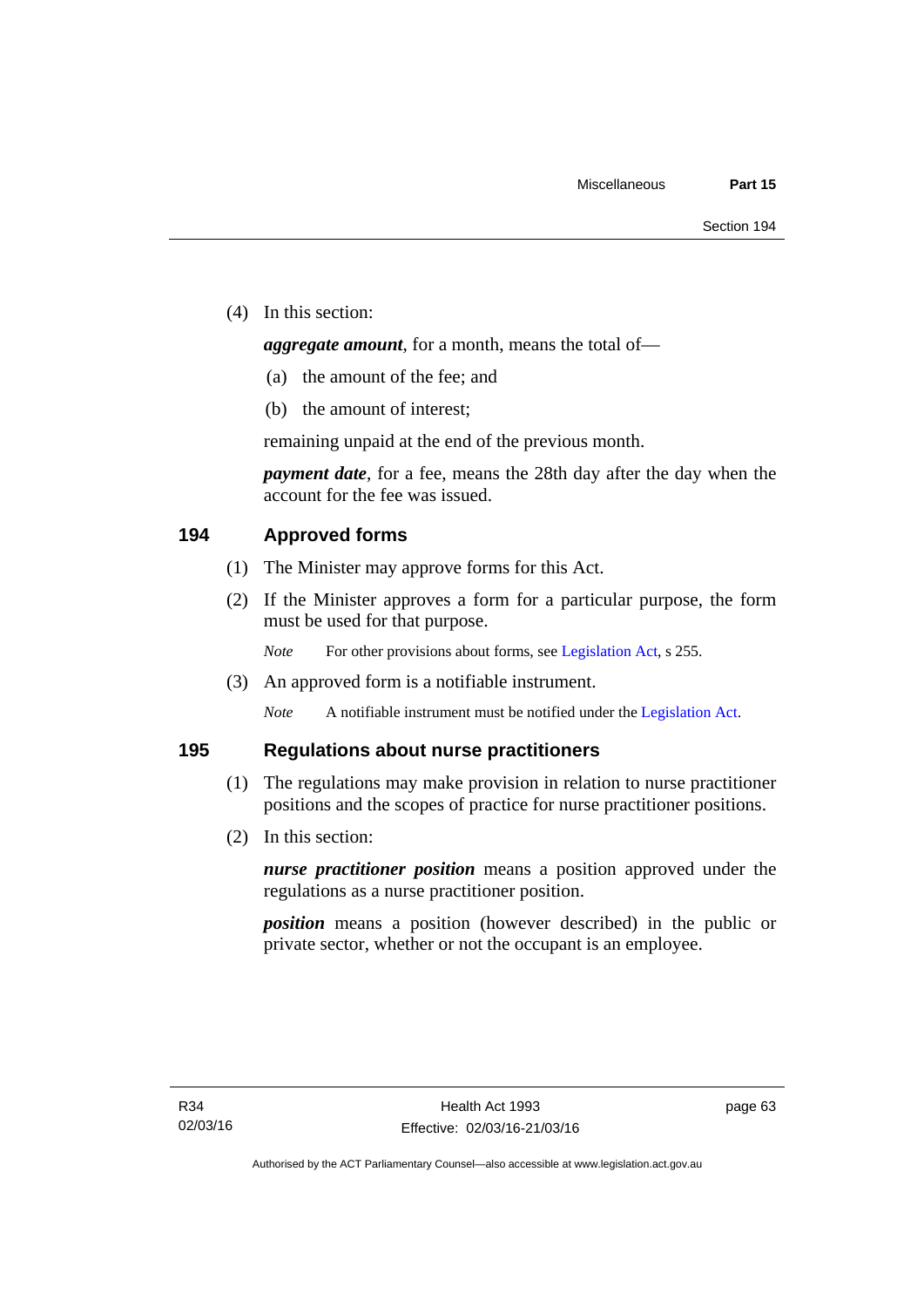(4) In this section:

***aggregate amount***, for a month, means the total of—

(a) the amount of the fee; and

(b) the amount of interest;

remaining unpaid at the end of the previous month.

***payment date***, for a fee, means the 28th day after the day when the account for the fee was issued.

## 194 Approved forms

(1) The Minister may approve forms for this Act.

(2) If the Minister approves a form for a particular purpose, the form must be used for that purpose.

*Note* For other provisions about forms, see Legislation Act, s 255.

(3) An approved form is a notifiable instrument.

*Note* A notifiable instrument must be notified under the Legislation Act.

## 195 Regulations about nurse practitioners

(1) The regulations may make provision in relation to nurse practitioner positions and the scopes of practice for nurse practitioner positions.

(2) In this section:

***nurse practitioner position*** means a position approved under the regulations as a nurse practitioner position.

***position*** means a position (however described) in the public or private sector, whether or not the occupant is an employee.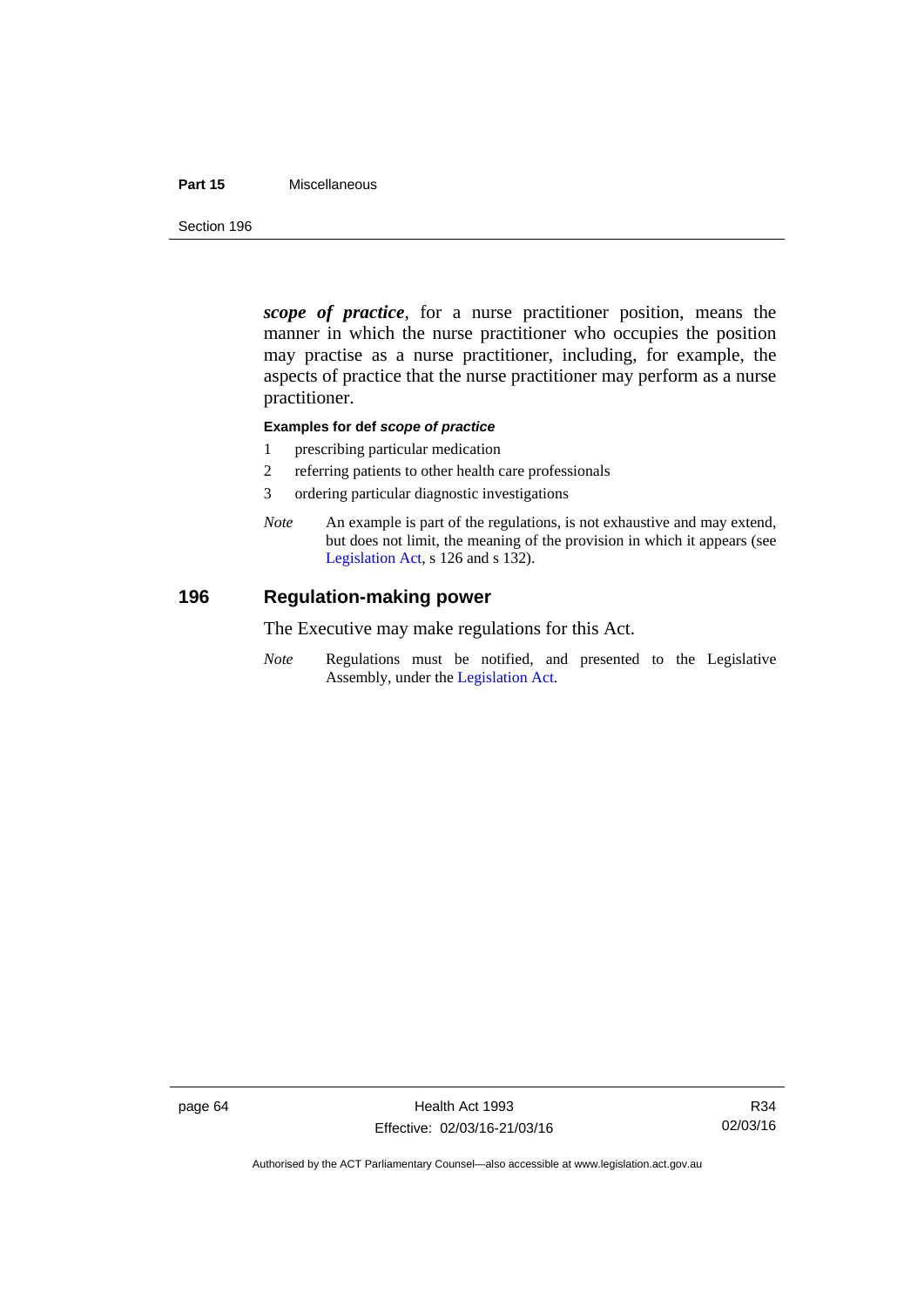***scope of practice***, for a nurse practitioner position, means the manner in which the nurse practitioner who occupies the position may practise as a nurse practitioner, including, for example, the aspects of practice that the nurse practitioner may perform as a nurse practitioner.

**Examples for def *scope of practice***

1 prescribing particular medication

2 referring patients to other health care professionals

3 ordering particular diagnostic investigations

*Note* An example is part of the regulations, is not exhaustive and may extend, but does not limit, the meaning of the provision in which it appears (see Legislation Act, s 126 and s 132).

## 196 Regulation-making power

The Executive may make regulations for this Act.

*Note* Regulations must be notified, and presented to the Legislative Assembly, under the Legislation Act.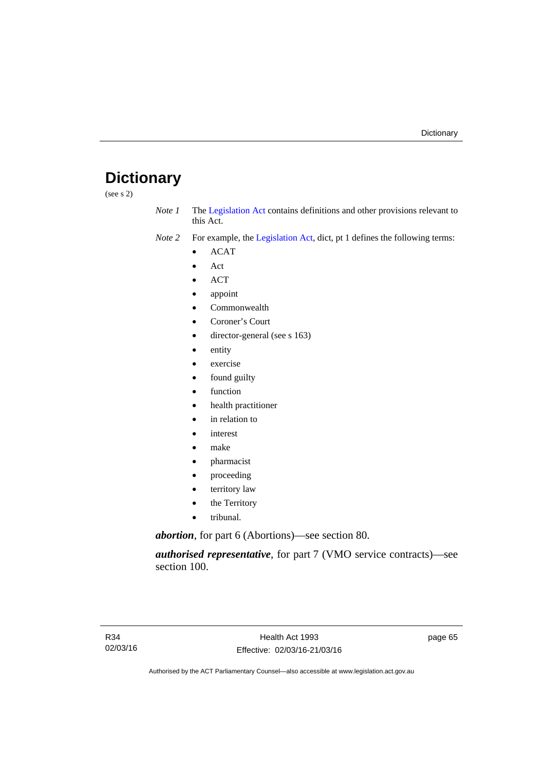# Dictionary

(see s 2)

*Note 1* The Legislation Act contains definitions and other provisions relevant to this Act.

*Note 2* For example, the Legislation Act, dict, pt 1 defines the following terms:

- ACAT
- Act
- ACT
- appoint
- Commonwealth
- Coroner's Court
- director-general (see s 163)
- entity
- exercise
- found guilty
- function
- health practitioner
- in relation to
- interest
- make
- pharmacist
- proceeding
- territory law
- the Territory
- tribunal.

***abortion***, for part 6 (Abortions)—see section 80.

***authorised representative***, for part 7 (VMO service contracts)—see section 100.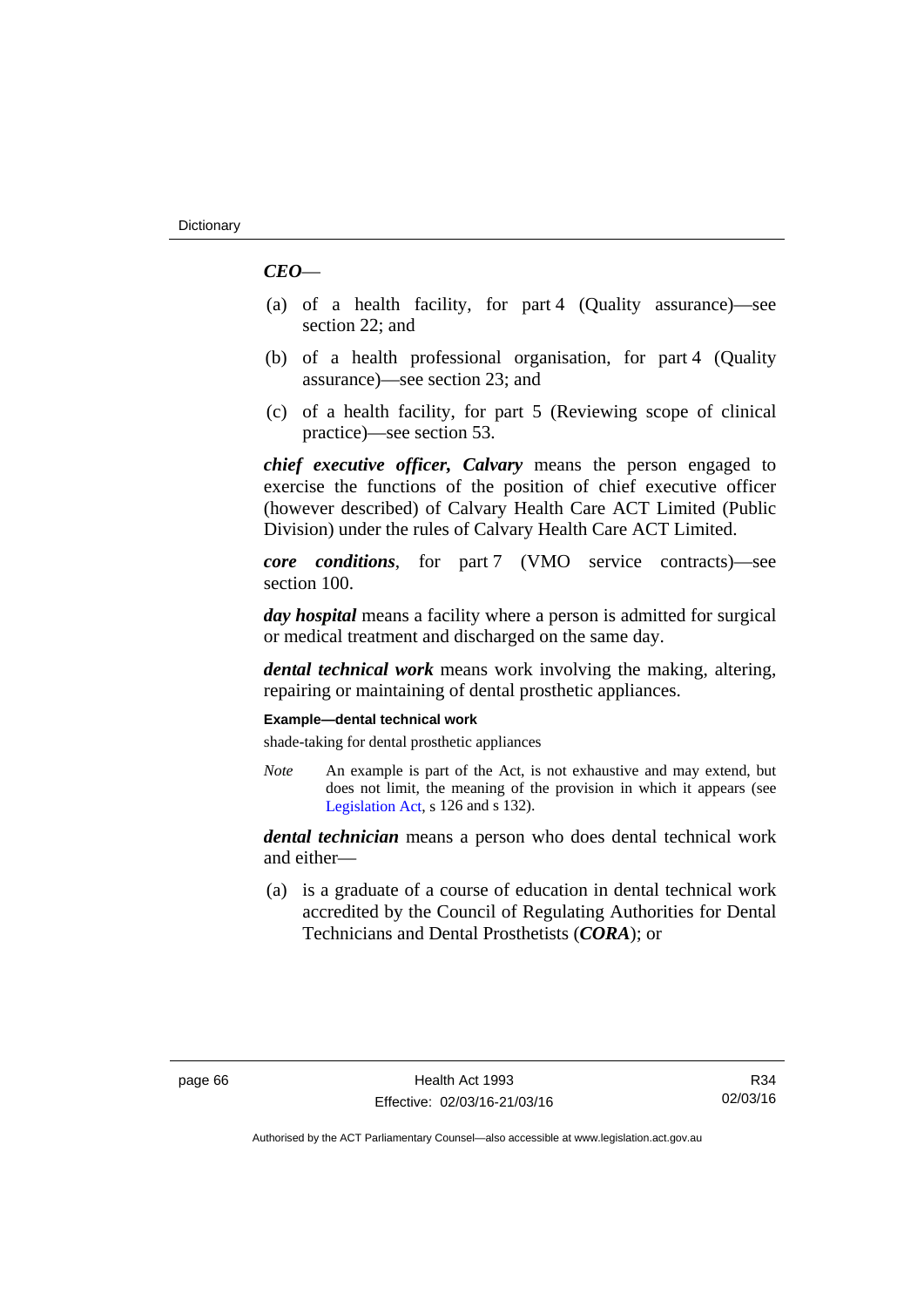***CEO***—

(a) of a health facility, for part 4 (Quality assurance)—see section 22; and

(b) of a health professional organisation, for part 4 (Quality assurance)—see section 23; and

(c) of a health facility, for part 5 (Reviewing scope of clinical practice)—see section 53.

***chief executive officer, Calvary*** means the person engaged to exercise the functions of the position of chief executive officer (however described) of Calvary Health Care ACT Limited (Public Division) under the rules of Calvary Health Care ACT Limited.

***core conditions***, for part 7 (VMO service contracts)—see section 100.

***day hospital*** means a facility where a person is admitted for surgical or medical treatment and discharged on the same day.

***dental technical work*** means work involving the making, altering, repairing or maintaining of dental prosthetic appliances.

**Example—dental technical work**

shade-taking for dental prosthetic appliances

*Note* An example is part of the Act, is not exhaustive and may extend, but does not limit, the meaning of the provision in which it appears (see Legislation Act, s 126 and s 132).

***dental technician*** means a person who does dental technical work and either—

(a) is a graduate of a course of education in dental technical work accredited by the Council of Regulating Authorities for Dental Technicians and Dental Prosthetists (***CORA***); or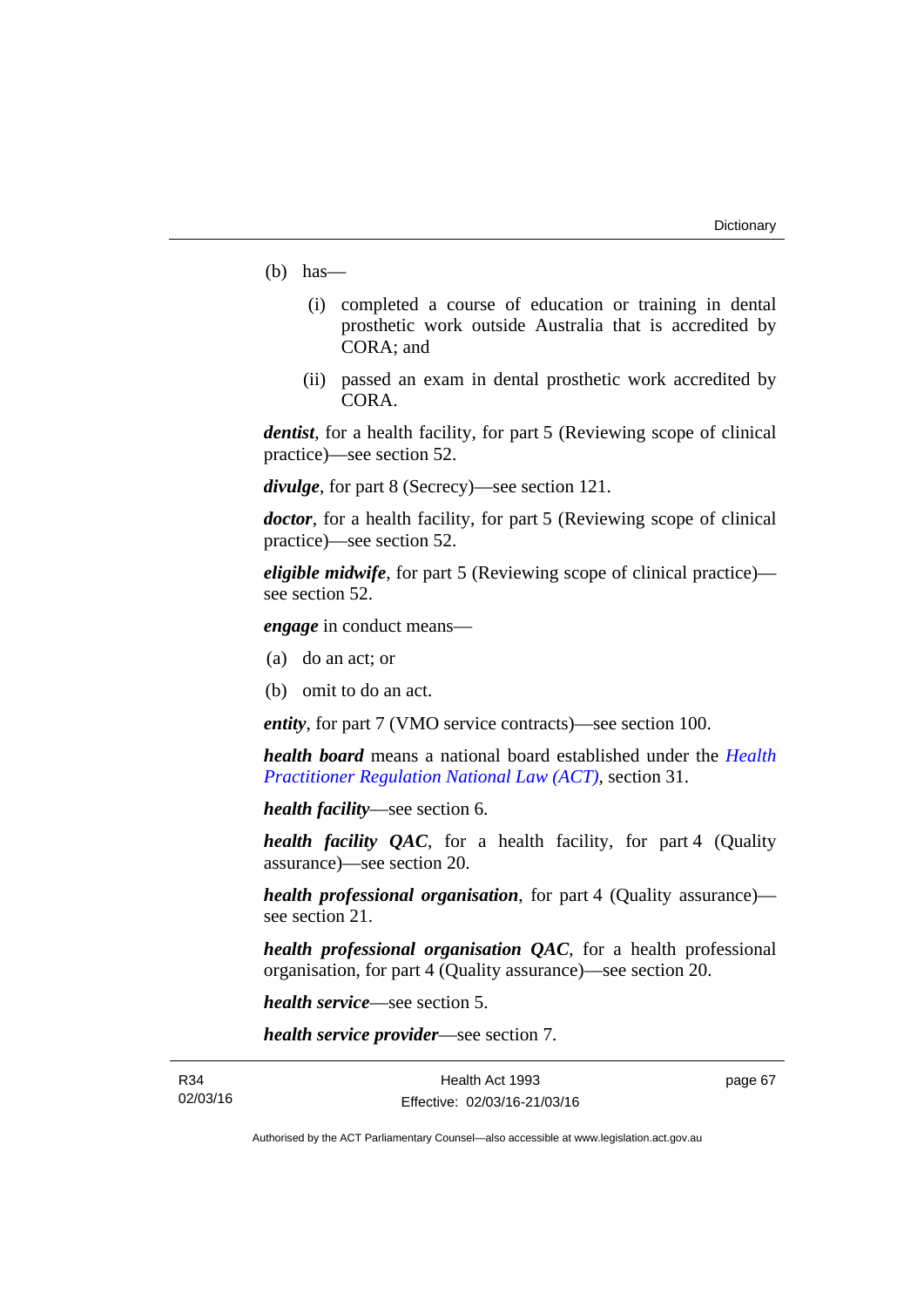(b) has—

(i) completed a course of education or training in dental prosthetic work outside Australia that is accredited by CORA; and

(ii) passed an exam in dental prosthetic work accredited by CORA.

***dentist***, for a health facility, for part 5 (Reviewing scope of clinical practice)—see section 52.

***divulge***, for part 8 (Secrecy)—see section 121.

***doctor***, for a health facility, for part 5 (Reviewing scope of clinical practice)—see section 52.

***eligible midwife***, for part 5 (Reviewing scope of clinical practice)—see section 52.

***engage*** in conduct means—

(a) do an act; or

(b) omit to do an act.

***entity***, for part 7 (VMO service contracts)—see section 100.

***health board*** means a national board established under the *Health Practitioner Regulation National Law (ACT)*, section 31.

***health facility***—see section 6.

***health facility QAC***, for a health facility, for part 4 (Quality assurance)—see section 20.

***health professional organisation***, for part 4 (Quality assurance)—see section 21.

***health professional organisation QAC***, for a health professional organisation, for part 4 (Quality assurance)—see section 20.

***health service***—see section 5.

***health service provider***—see section 7.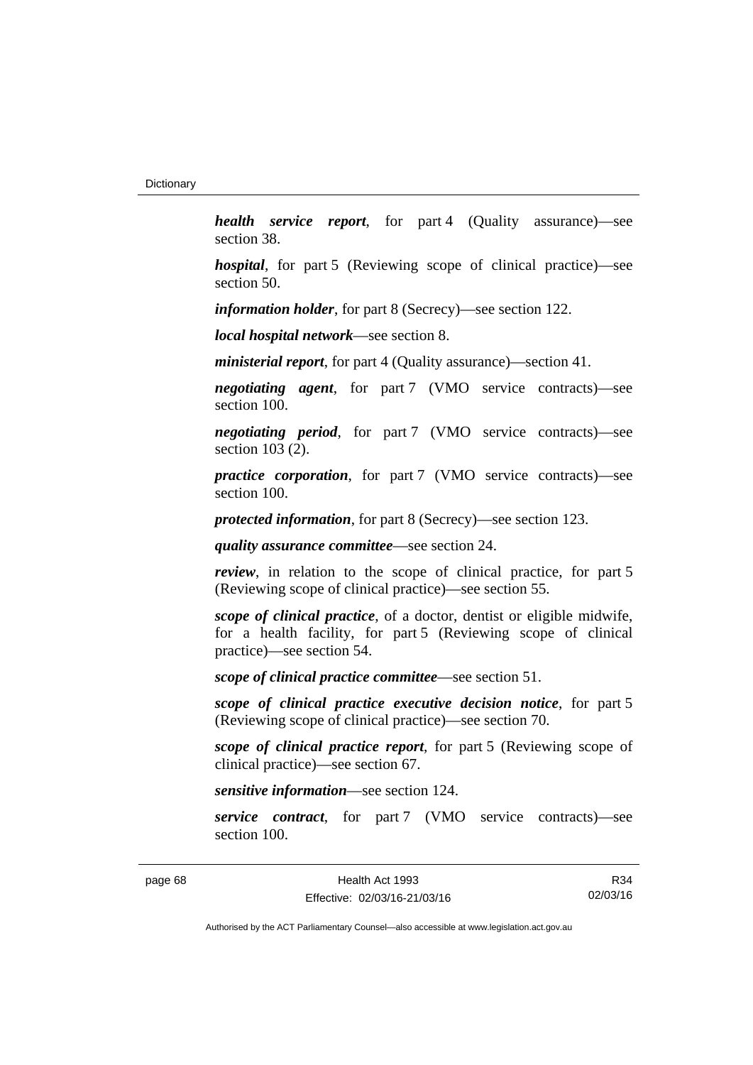***health service report***, for part 4 (Quality assurance)—see section 38.

***hospital***, for part 5 (Reviewing scope of clinical practice)—see section 50.

***information holder***, for part 8 (Secrecy)—see section 122.

***local hospital network***—see section 8.

***ministerial report***, for part 4 (Quality assurance)—section 41.

***negotiating agent***, for part 7 (VMO service contracts)—see section 100.

***negotiating period***, for part 7 (VMO service contracts)—see section 103 (2).

***practice corporation***, for part 7 (VMO service contracts)—see section 100.

***protected information***, for part 8 (Secrecy)—see section 123.

***quality assurance committee***—see section 24.

***review***, in relation to the scope of clinical practice, for part 5 (Reviewing scope of clinical practice)—see section 55.

***scope of clinical practice***, of a doctor, dentist or eligible midwife, for a health facility, for part 5 (Reviewing scope of clinical practice)—see section 54.

***scope of clinical practice committee***—see section 51.

***scope of clinical practice executive decision notice***, for part 5 (Reviewing scope of clinical practice)—see section 70.

***scope of clinical practice report***, for part 5 (Reviewing scope of clinical practice)—see section 67.

***sensitive information***—see section 124.

***service contract***, for part 7 (VMO service contracts)—see section 100.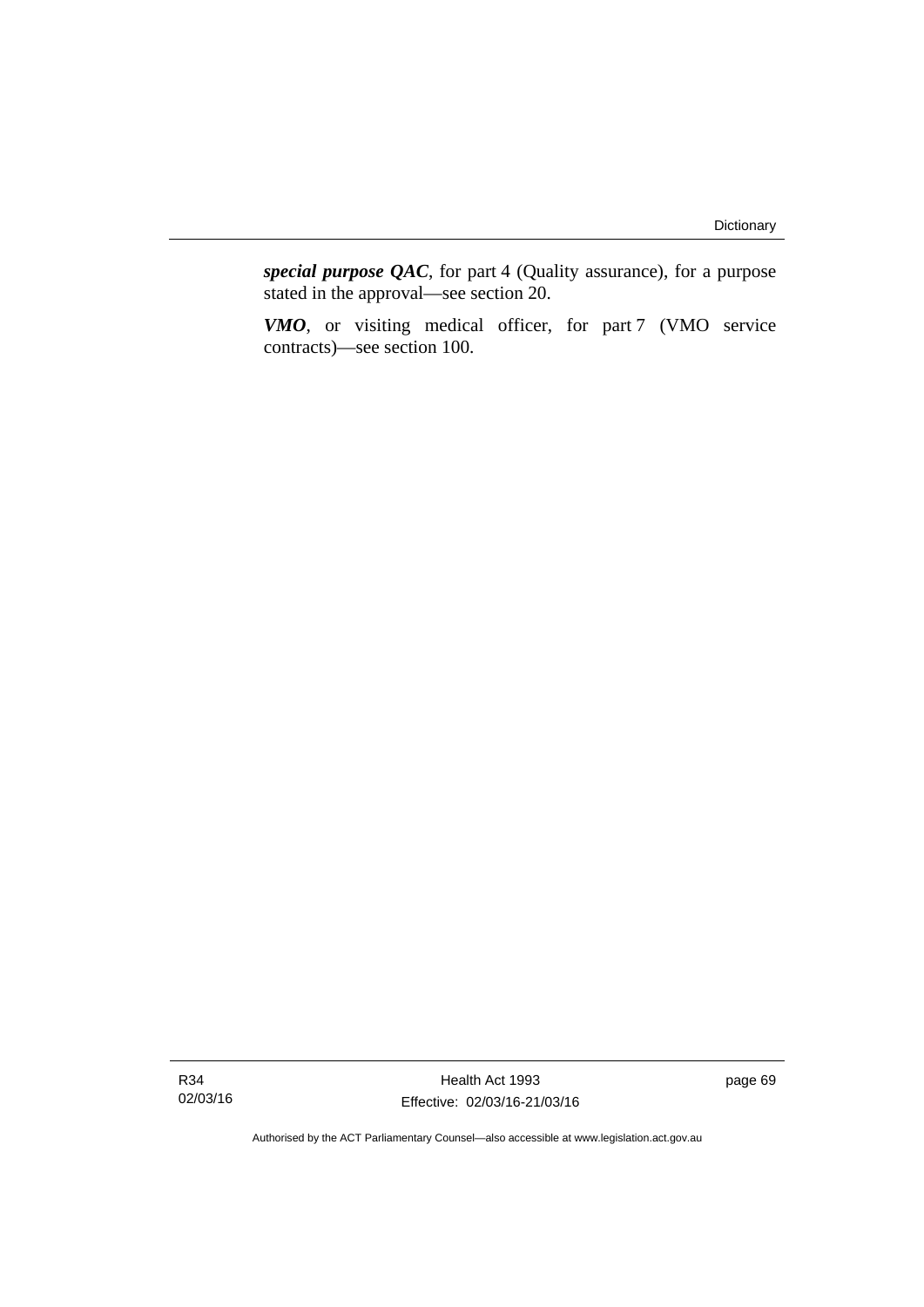***special purpose QAC***, for part 4 (Quality assurance), for a purpose stated in the approval—see section 20.

***VMO***, or visiting medical officer, for part 7 (VMO service contracts)—see section 100.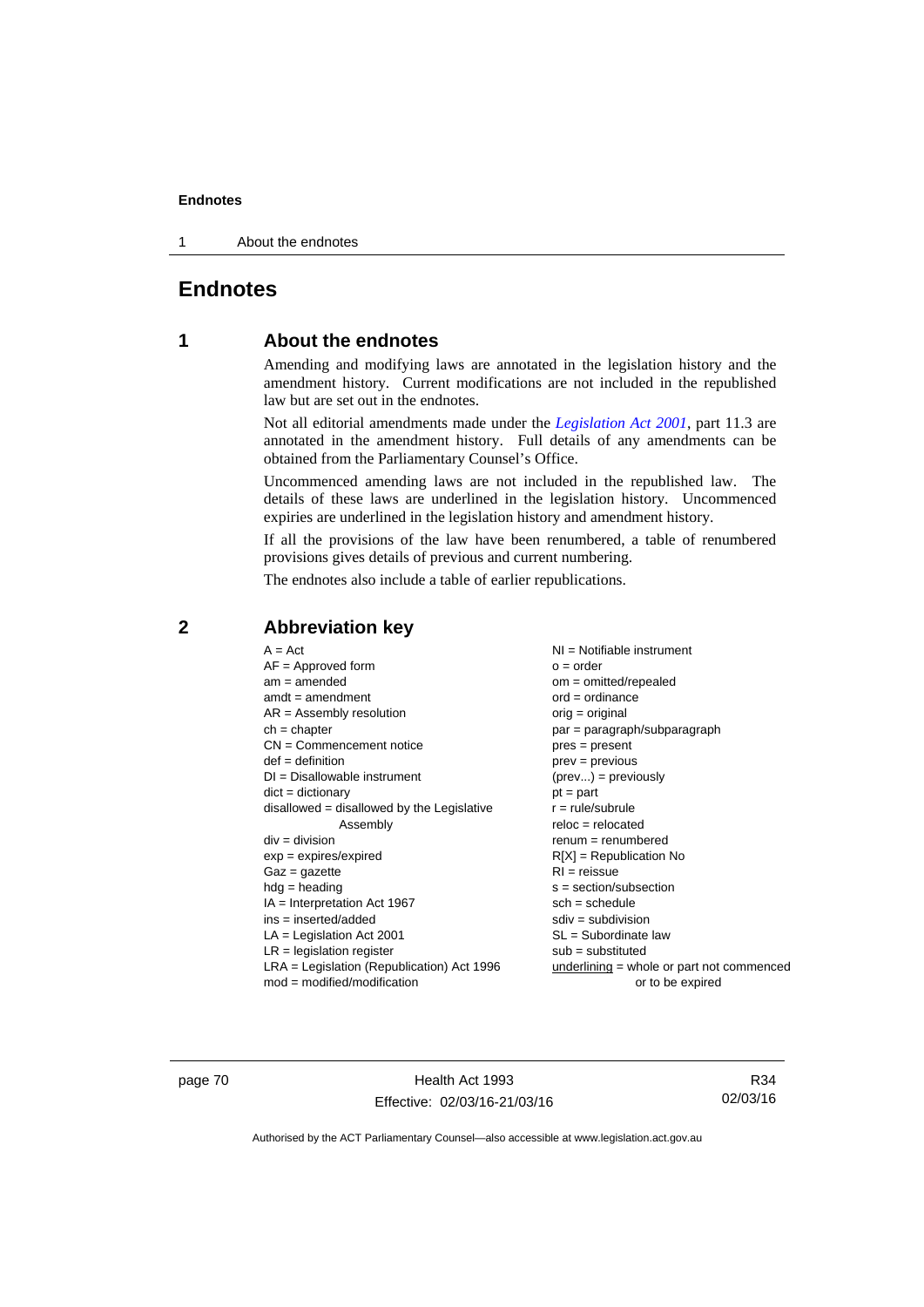# Endnotes

## 1 About the endnotes

Amending and modifying laws are annotated in the legislation history and the amendment history. Current modifications are not included in the republished law but are set out in the endnotes.

Not all editorial amendments made under the *Legislation Act 2001*, part 11.3 are annotated in the amendment history. Full details of any amendments can be obtained from the Parliamentary Counsel's Office.

Uncommenced amending laws are not included in the republished law. The details of these laws are underlined in the legislation history. Uncommenced expiries are underlined in the legislation history and amendment history.

If all the provisions of the law have been renumbered, a table of renumbered provisions gives details of previous and current numbering.

The endnotes also include a table of earlier republications.

## 2 Abbreviation key

A = Act
AF = Approved form
am = amended
amdt = amendment
AR = Assembly resolution
ch = chapter
CN = Commencement notice
def = definition
DI = Disallowable instrument
dict = dictionary
disallowed = disallowed by the Legislative Assembly
div = division
exp = expires/expired
Gaz = gazette
hdg = heading
IA = Interpretation Act 1967
ins = inserted/added
LA = Legislation Act 2001
LR = legislation register
LRA = Legislation (Republication) Act 1996
mod = modified/modification
NI = Notifiable instrument
o = order
om = omitted/repealed
ord = ordinance
orig = original
par = paragraph/subparagraph
pres = present
prev = previous
(prev...) = previously
pt = part
r = rule/subrule
reloc = relocated
renum = renumbered
R[X] = Republication No
RI = reissue
s = section/subsection
sch = schedule
sdiv = subdivision
SL = Subordinate law
sub = substituted
underlining = whole or part not commenced or to be expired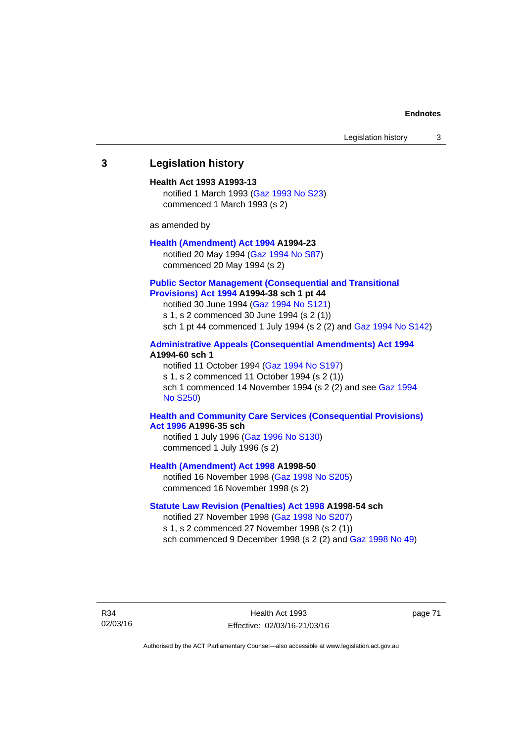## 3 Legislation history

**Health Act 1993 A1993-13**

notified 1 March 1993 (Gaz 1993 No S23)
commenced 1 March 1993 (s 2)

as amended by

**Health (Amendment) Act 1994 A1994-23**

notified 20 May 1994 (Gaz 1994 No S87)
commenced 20 May 1994 (s 2)

**Public Sector Management (Consequential and Transitional Provisions) Act 1994 A1994-38 sch 1 pt 44**

notified 30 June 1994 (Gaz 1994 No S121)
s 1, s 2 commenced 30 June 1994 (s 2 (1))
sch 1 pt 44 commenced 1 July 1994 (s 2 (2) and Gaz 1994 No S142)

**Administrative Appeals (Consequential Amendments) Act 1994 A1994-60 sch 1**

notified 11 October 1994 (Gaz 1994 No S197)
s 1, s 2 commenced 11 October 1994 (s 2 (1))
sch 1 commenced 14 November 1994 (s 2 (2) and see Gaz 1994 No S250)

**Health and Community Care Services (Consequential Provisions) Act 1996 A1996-35 sch**

notified 1 July 1996 (Gaz 1996 No S130)
commenced 1 July 1996 (s 2)

**Health (Amendment) Act 1998 A1998-50**

notified 16 November 1998 (Gaz 1998 No S205)
commenced 16 November 1998 (s 2)

**Statute Law Revision (Penalties) Act 1998 A1998-54 sch**

notified 27 November 1998 (Gaz 1998 No S207)
s 1, s 2 commenced 27 November 1998 (s 2 (1))
sch commenced 9 December 1998 (s 2 (2) and Gaz 1998 No 49)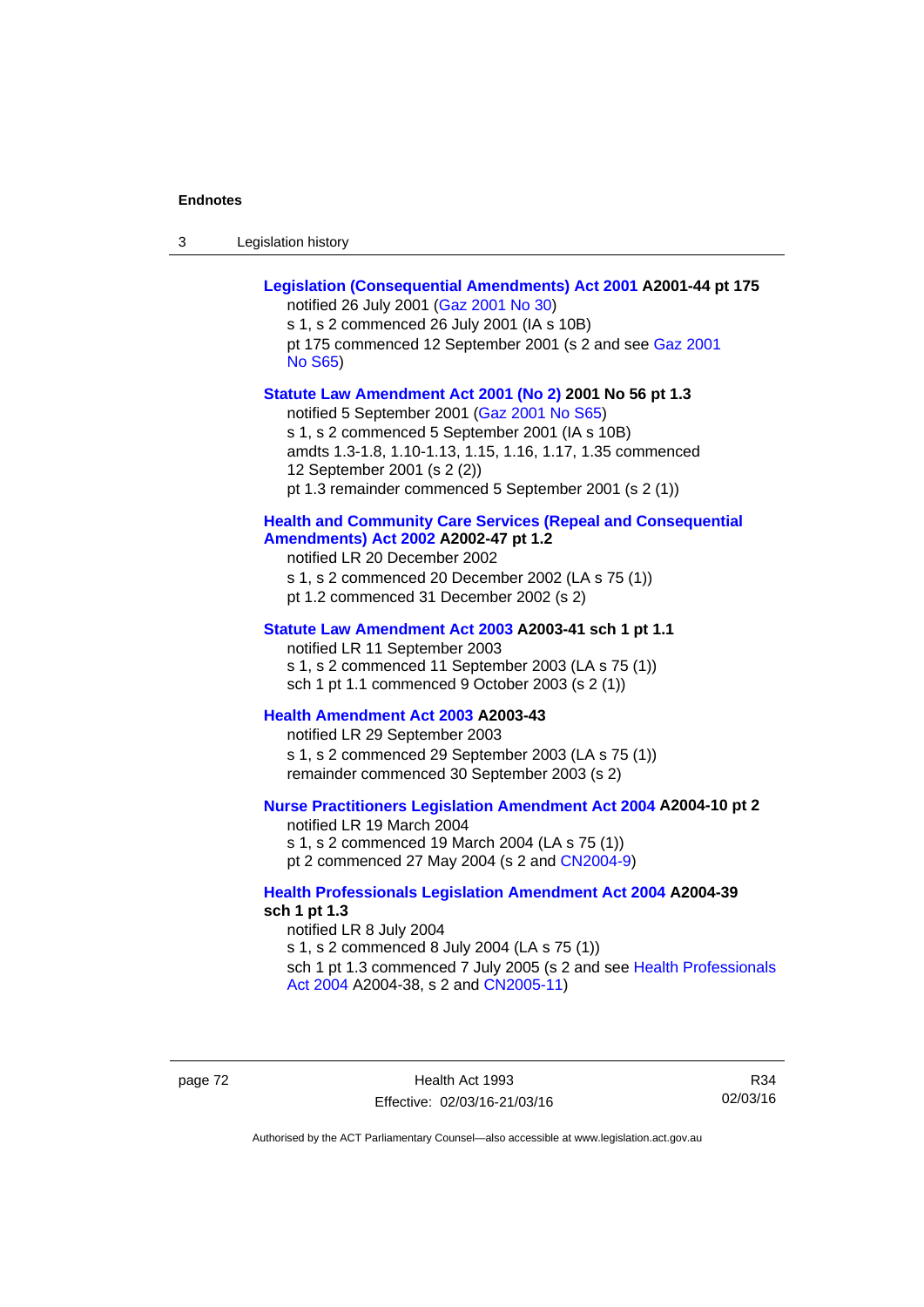**Legislation (Consequential Amendments) Act 2001 A2001-44 pt 175**

notified 26 July 2001 (Gaz 2001 No 30)

s 1, s 2 commenced 26 July 2001 (IA s 10B)

pt 175 commenced 12 September 2001 (s 2 and see Gaz 2001 No S65)

**Statute Law Amendment Act 2001 (No 2) 2001 No 56 pt 1.3**

notified 5 September 2001 (Gaz 2001 No S65)

s 1, s 2 commenced 5 September 2001 (IA s 10B)

amdts 1.3-1.8, 1.10-1.13, 1.15, 1.16, 1.17, 1.35 commenced 12 September 2001 (s 2 (2))

pt 1.3 remainder commenced 5 September 2001 (s 2 (1))

**Health and Community Care Services (Repeal and Consequential Amendments) Act 2002 A2002-47 pt 1.2**

notified LR 20 December 2002

s 1, s 2 commenced 20 December 2002 (LA s 75 (1))

pt 1.2 commenced 31 December 2002 (s 2)

**Statute Law Amendment Act 2003 A2003-41 sch 1 pt 1.1**

notified LR 11 September 2003

s 1, s 2 commenced 11 September 2003 (LA s 75 (1))

sch 1 pt 1.1 commenced 9 October 2003 (s 2 (1))

**Health Amendment Act 2003 A2003-43**

notified LR 29 September 2003

s 1, s 2 commenced 29 September 2003 (LA s 75 (1))

remainder commenced 30 September 2003 (s 2)

**Nurse Practitioners Legislation Amendment Act 2004 A2004-10 pt 2**

notified LR 19 March 2004

s 1, s 2 commenced 19 March 2004 (LA s 75 (1))

pt 2 commenced 27 May 2004 (s 2 and CN2004-9)

**Health Professionals Legislation Amendment Act 2004 A2004-39 sch 1 pt 1.3**

notified LR 8 July 2004

s 1, s 2 commenced 8 July 2004 (LA s 75 (1))

sch 1 pt 1.3 commenced 7 July 2005 (s 2 and see Health Professionals Act 2004 A2004-38, s 2 and CN2005-11)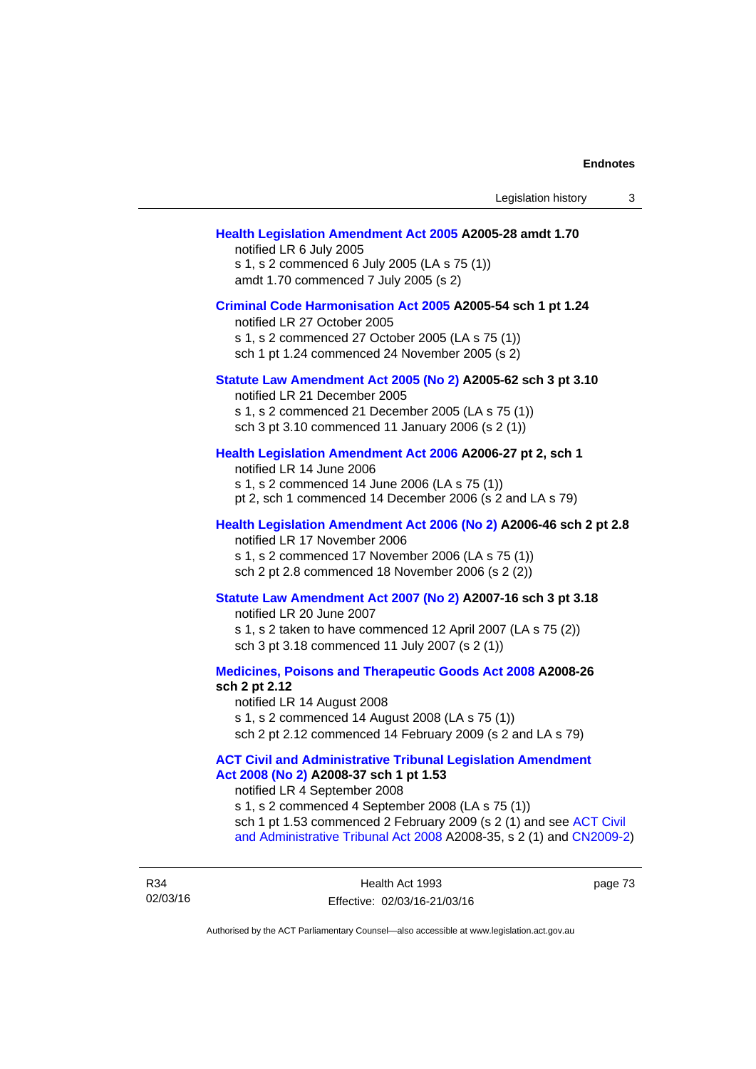**Health Legislation Amendment Act 2005 A2005-28 amdt 1.70**
notified LR 6 July 2005
s 1, s 2 commenced 6 July 2005 (LA s 75 (1))
amdt 1.70 commenced 7 July 2005 (s 2)

**Criminal Code Harmonisation Act 2005 A2005-54 sch 1 pt 1.24**
notified LR 27 October 2005
s 1, s 2 commenced 27 October 2005 (LA s 75 (1))
sch 1 pt 1.24 commenced 24 November 2005 (s 2)

**Statute Law Amendment Act 2005 (No 2) A2005-62 sch 3 pt 3.10**
notified LR 21 December 2005
s 1, s 2 commenced 21 December 2005 (LA s 75 (1))
sch 3 pt 3.10 commenced 11 January 2006 (s 2 (1))

**Health Legislation Amendment Act 2006 A2006-27 pt 2, sch 1**
notified LR 14 June 2006
s 1, s 2 commenced 14 June 2006 (LA s 75 (1))
pt 2, sch 1 commenced 14 December 2006 (s 2 and LA s 79)

**Health Legislation Amendment Act 2006 (No 2) A2006-46 sch 2 pt 2.8**
notified LR 17 November 2006
s 1, s 2 commenced 17 November 2006 (LA s 75 (1))
sch 2 pt 2.8 commenced 18 November 2006 (s 2 (2))

**Statute Law Amendment Act 2007 (No 2) A2007-16 sch 3 pt 3.18**
notified LR 20 June 2007
s 1, s 2 taken to have commenced 12 April 2007 (LA s 75 (2))
sch 3 pt 3.18 commenced 11 July 2007 (s 2 (1))

**Medicines, Poisons and Therapeutic Goods Act 2008 A2008-26 sch 2 pt 2.12**
notified LR 14 August 2008
s 1, s 2 commenced 14 August 2008 (LA s 75 (1))
sch 2 pt 2.12 commenced 14 February 2009 (s 2 and LA s 79)

**ACT Civil and Administrative Tribunal Legislation Amendment Act 2008 (No 2) A2008-37 sch 1 pt 1.53**
notified LR 4 September 2008
s 1, s 2 commenced 4 September 2008 (LA s 75 (1))
sch 1 pt 1.53 commenced 2 February 2009 (s 2 (1) and see ACT Civil and Administrative Tribunal Act 2008 A2008-35, s 2 (1) and CN2009-2)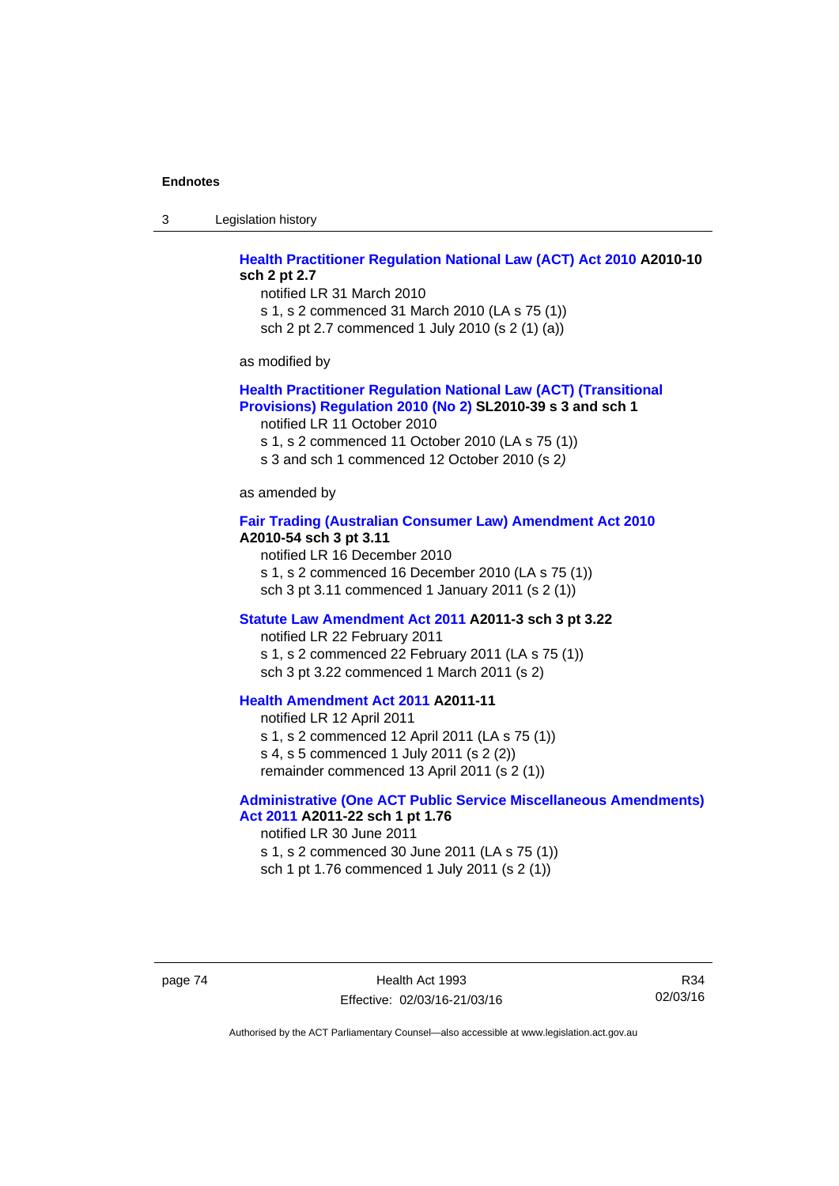**Health Practitioner Regulation National Law (ACT) Act 2010 A2010-10 sch 2 pt 2.7**

notified LR 31 March 2010
s 1, s 2 commenced 31 March 2010 (LA s 75 (1))
sch 2 pt 2.7 commenced 1 July 2010 (s 2 (1) (a))

as modified by

**Health Practitioner Regulation National Law (ACT) (Transitional Provisions) Regulation 2010 (No 2) SL2010-39 s 3 and sch 1**

notified LR 11 October 2010
s 1, s 2 commenced 11 October 2010 (LA s 75 (1))
s 3 and sch 1 commenced 12 October 2010 (s 2)

as amended by

**Fair Trading (Australian Consumer Law) Amendment Act 2010 A2010-54 sch 3 pt 3.11**

notified LR 16 December 2010
s 1, s 2 commenced 16 December 2010 (LA s 75 (1))
sch 3 pt 3.11 commenced 1 January 2011 (s 2 (1))

**Statute Law Amendment Act 2011 A2011-3 sch 3 pt 3.22**

notified LR 22 February 2011
s 1, s 2 commenced 22 February 2011 (LA s 75 (1))
sch 3 pt 3.22 commenced 1 March 2011 (s 2)

**Health Amendment Act 2011 A2011-11**

notified LR 12 April 2011
s 1, s 2 commenced 12 April 2011 (LA s 75 (1))
s 4, s 5 commenced 1 July 2011 (s 2 (2))
remainder commenced 13 April 2011 (s 2 (1))

**Administrative (One ACT Public Service Miscellaneous Amendments) Act 2011 A2011-22 sch 1 pt 1.76**

notified LR 30 June 2011
s 1, s 2 commenced 30 June 2011 (LA s 75 (1))
sch 1 pt 1.76 commenced 1 July 2011 (s 2 (1))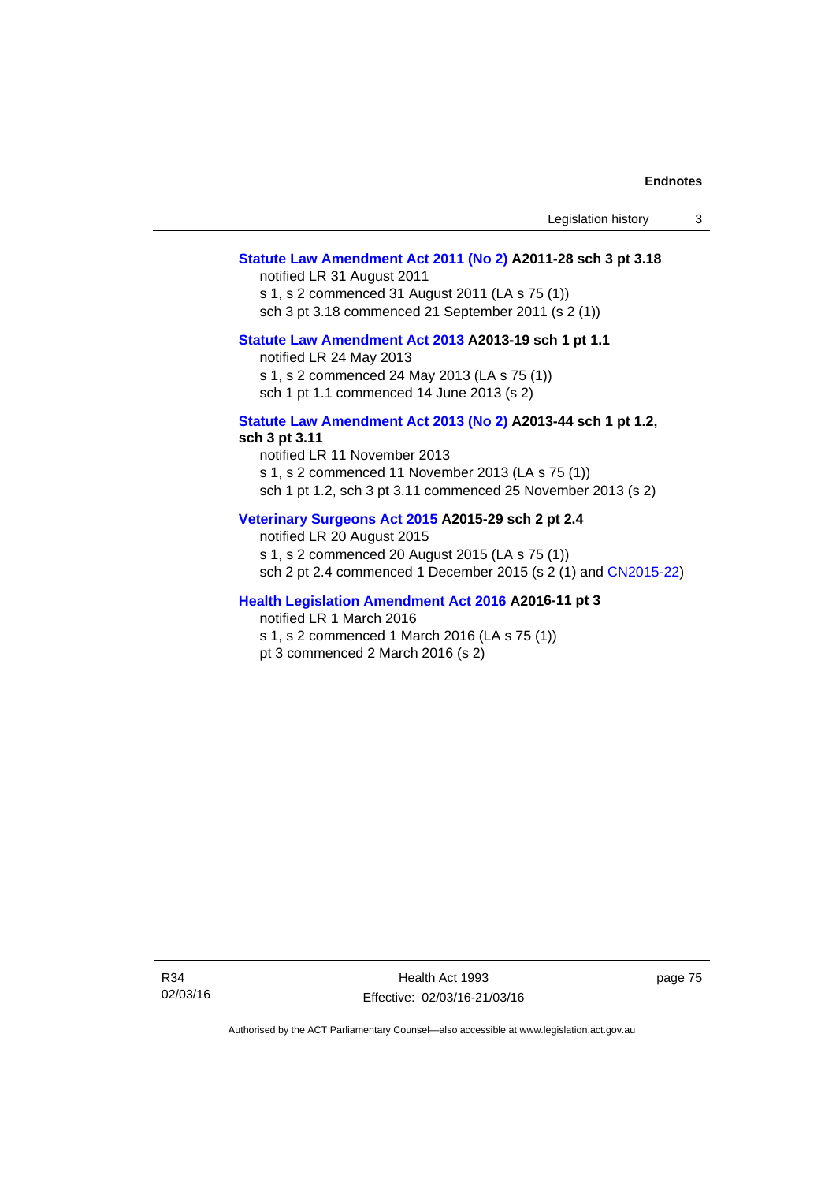**Statute Law Amendment Act 2011 (No 2) A2011-28 sch 3 pt 3.18**
notified LR 31 August 2011
s 1, s 2 commenced 31 August 2011 (LA s 75 (1))
sch 3 pt 3.18 commenced 21 September 2011 (s 2 (1))

**Statute Law Amendment Act 2013 A2013-19 sch 1 pt 1.1**
notified LR 24 May 2013
s 1, s 2 commenced 24 May 2013 (LA s 75 (1))
sch 1 pt 1.1 commenced 14 June 2013 (s 2)

**Statute Law Amendment Act 2013 (No 2) A2013-44 sch 1 pt 1.2, sch 3 pt 3.11**
notified LR 11 November 2013
s 1, s 2 commenced 11 November 2013 (LA s 75 (1))
sch 1 pt 1.2, sch 3 pt 3.11 commenced 25 November 2013 (s 2)

**Veterinary Surgeons Act 2015 A2015-29 sch 2 pt 2.4**
notified LR 20 August 2015
s 1, s 2 commenced 20 August 2015 (LA s 75 (1))
sch 2 pt 2.4 commenced 1 December 2015 (s 2 (1) and CN2015-22)

**Health Legislation Amendment Act 2016 A2016-11 pt 3**
notified LR 1 March 2016
s 1, s 2 commenced 1 March 2016 (LA s 75 (1))
pt 3 commenced 2 March 2016 (s 2)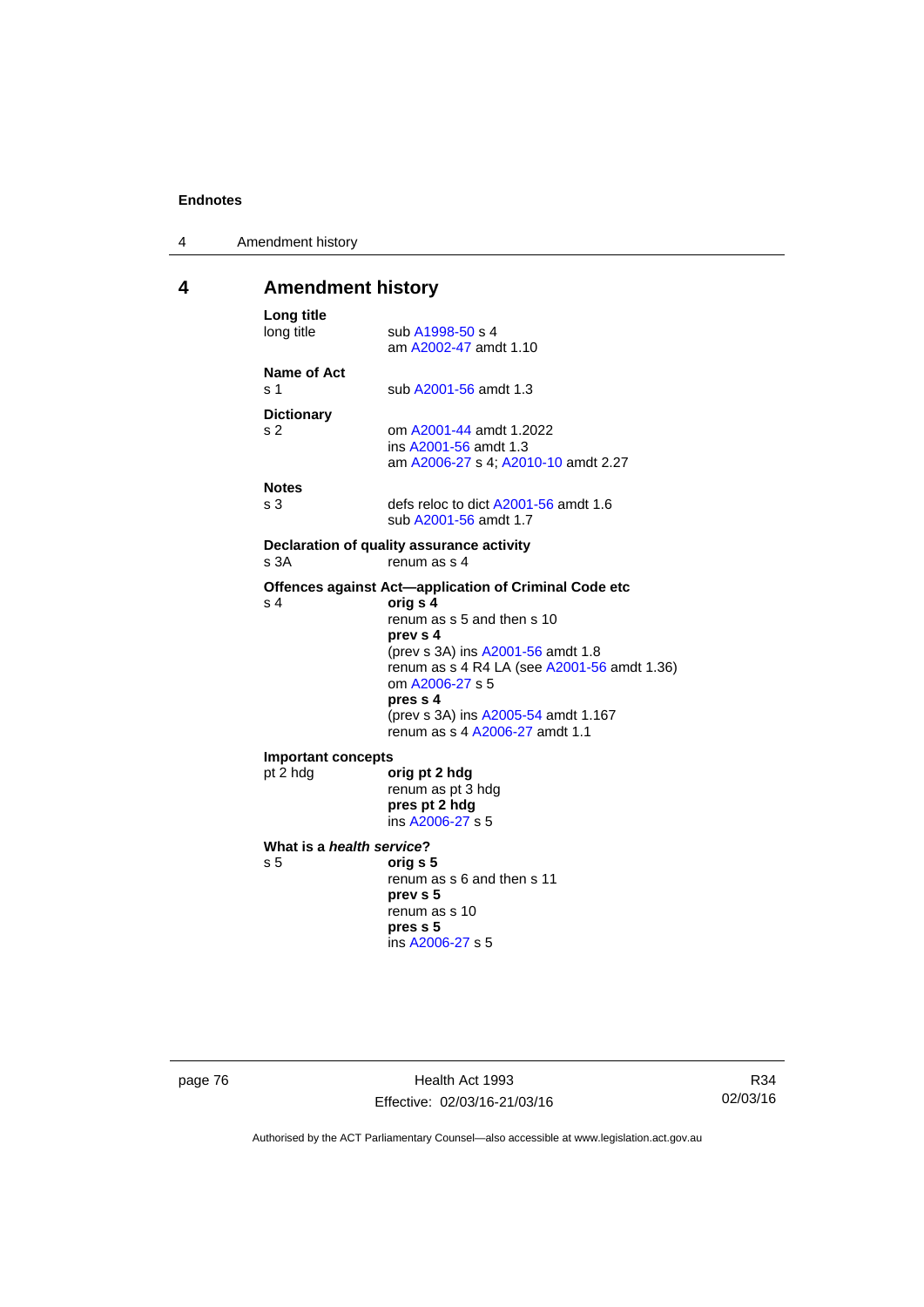# 4 Amendment history

**Long title**

long title — sub A1998-50 s 4
am A2002-47 amdt 1.10

**Name of Act**

s 1 — sub A2001-56 amdt 1.3

**Dictionary**

s 2 — om A2001-44 amdt 1.2022
ins A2001-56 amdt 1.3
am A2006-27 s 4; A2010-10 amdt 2.27

**Notes**

s 3 — defs reloc to dict A2001-56 amdt 1.6
sub A2001-56 amdt 1.7

**Declaration of quality assurance activity**

s 3A — renum as s 4

**Offences against Act—application of Criminal Code etc**

s 4 — **orig s 4**
renum as s 5 and then s 10
**prev s 4**
(prev s 3A) ins A2001-56 amdt 1.8
renum as s 4 R4 LA (see A2001-56 amdt 1.36)
om A2006-27 s 5
**pres s 4**
(prev s 3A) ins A2005-54 amdt 1.167
renum as s 4 A2006-27 amdt 1.1

**Important concepts**

pt 2 hdg — **orig pt 2 hdg**
renum as pt 3 hdg
**pres pt 2 hdg**
ins A2006-27 s 5

**What is a *health service*?**

s 5 — **orig s 5**
renum as s 6 and then s 11
**prev s 5**
renum as s 10
**pres s 5**
ins A2006-27 s 5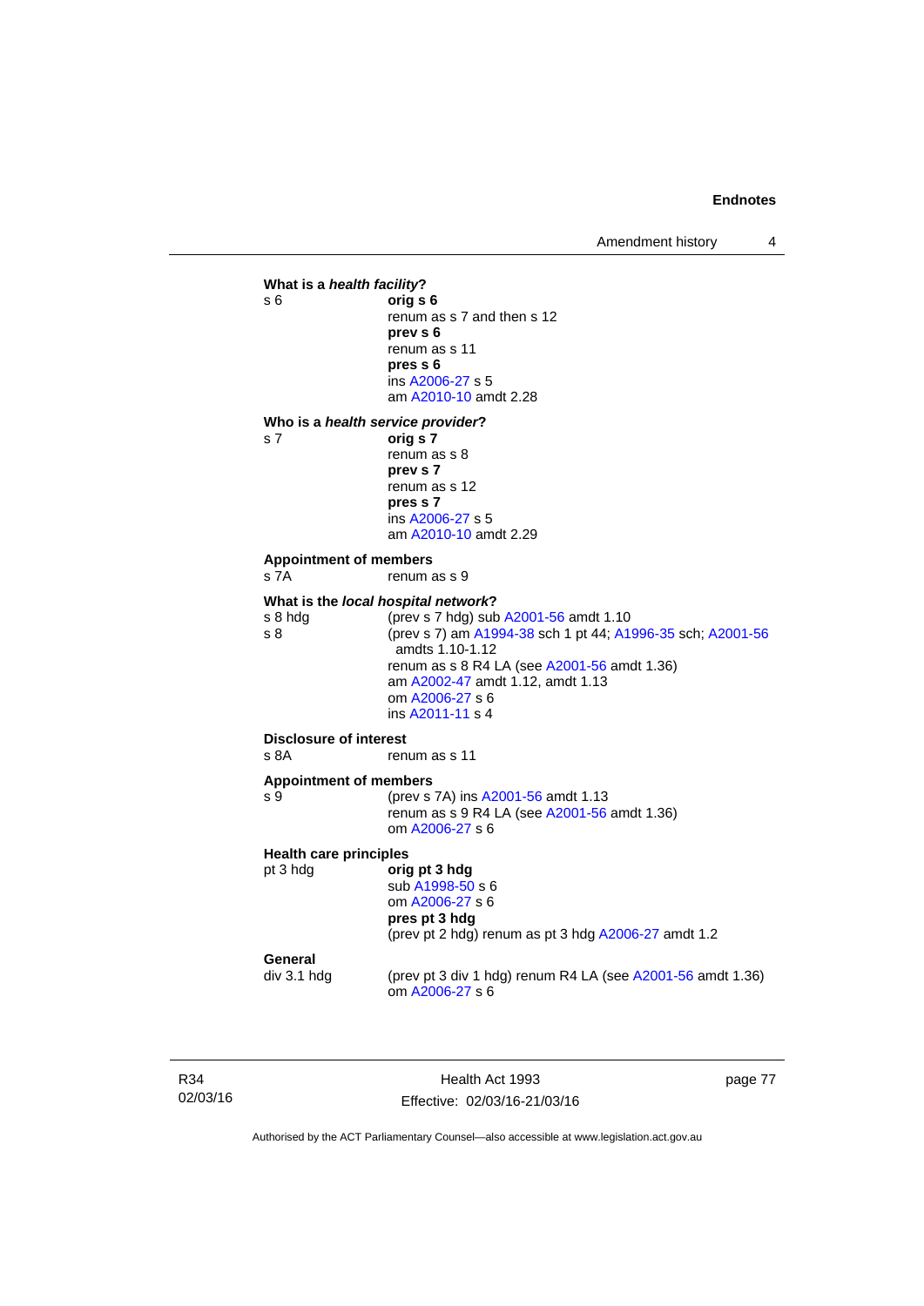**What is a *health facility*?**

s 6 — **orig s 6**
renum as s 7 and then s 12
**prev s 6**
renum as s 11
**pres s 6**
ins A2006-27 s 5
am A2010-10 amdt 2.28

**Who is a *health service provider*?**

s 7 — **orig s 7**
renum as s 8
**prev s 7**
renum as s 12
**pres s 7**
ins A2006-27 s 5
am A2010-10 amdt 2.29

**Appointment of members**

s 7A — renum as s 9

**What is the *local hospital network*?**

s 8 hdg — (prev s 7 hdg) sub A2001-56 amdt 1.10

s 8 — (prev s 7) am A1994-38 sch 1 pt 44; A1996-35 sch; A2001-56 amdts 1.10-1.12
renum as s 8 R4 LA (see A2001-56 amdt 1.36)
am A2002-47 amdt 1.12, amdt 1.13
om A2006-27 s 6
ins A2011-11 s 4

**Disclosure of interest**

s 8A — renum as s 11

**Appointment of members**

s 9 — (prev s 7A) ins A2001-56 amdt 1.13
renum as s 9 R4 LA (see A2001-56 amdt 1.36)
om A2006-27 s 6

**Health care principles**

pt 3 hdg — **orig pt 3 hdg**
sub A1998-50 s 6
om A2006-27 s 6
**pres pt 3 hdg**
(prev pt 2 hdg) renum as pt 3 hdg A2006-27 amdt 1.2

**General**

div 3.1 hdg — (prev pt 3 div 1 hdg) renum R4 LA (see A2001-56 amdt 1.36)
om A2006-27 s 6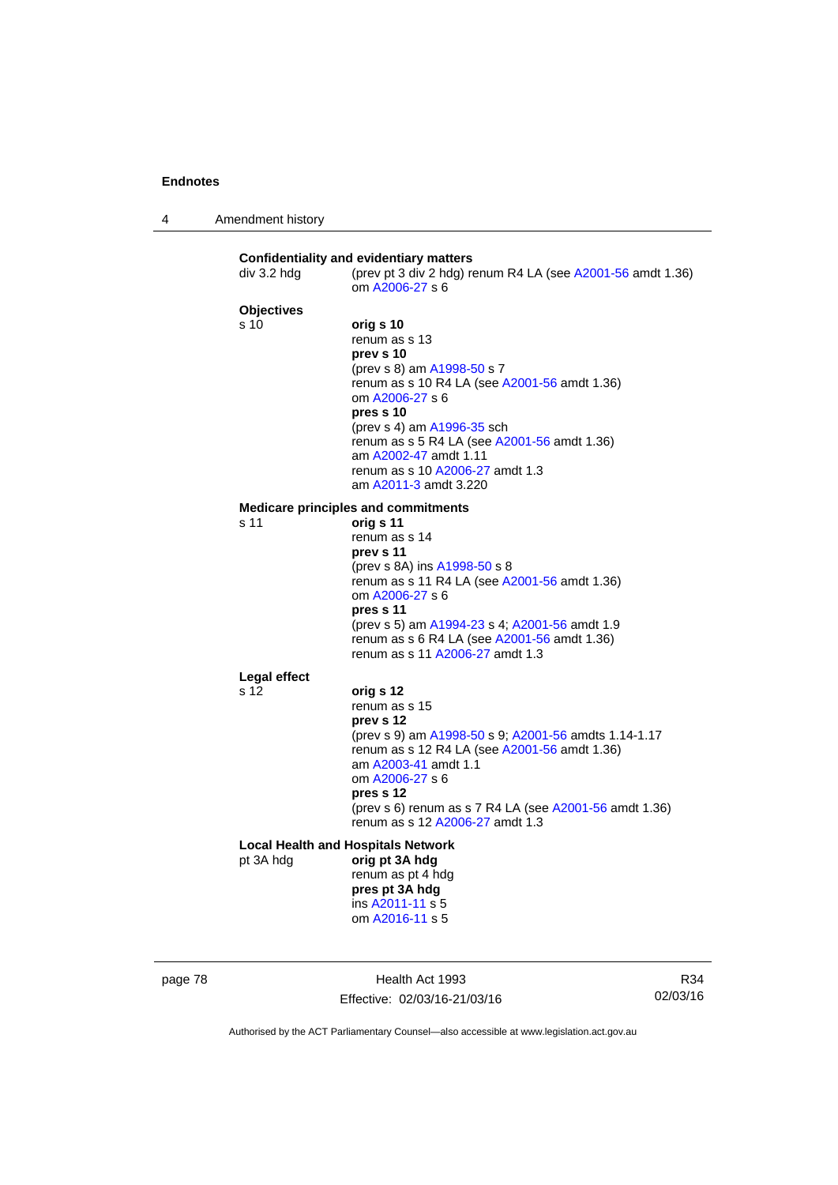**Confidentiality and evidentiary matters**

div 3.2 hdg (prev pt 3 div 2 hdg) renum R4 LA (see A2001-56 amdt 1.36)
om A2006-27 s 6

**Objectives**

s 10 **orig s 10**
renum as s 13
**prev s 10**
(prev s 8) am A1998-50 s 7
renum as s 10 R4 LA (see A2001-56 amdt 1.36)
om A2006-27 s 6
**pres s 10**
(prev s 4) am A1996-35 sch
renum as s 5 R4 LA (see A2001-56 amdt 1.36)
am A2002-47 amdt 1.11
renum as s 10 A2006-27 amdt 1.3
am A2011-3 amdt 3.220

**Medicare principles and commitments**

s 11 **orig s 11**
renum as s 14
**prev s 11**
(prev s 8A) ins A1998-50 s 8
renum as s 11 R4 LA (see A2001-56 amdt 1.36)
om A2006-27 s 6
**pres s 11**
(prev s 5) am A1994-23 s 4; A2001-56 amdt 1.9
renum as s 6 R4 LA (see A2001-56 amdt 1.36)
renum as s 11 A2006-27 amdt 1.3

**Legal effect**

s 12 **orig s 12**
renum as s 15
**prev s 12**
(prev s 9) am A1998-50 s 9; A2001-56 amdts 1.14-1.17
renum as s 12 R4 LA (see A2001-56 amdt 1.36)
am A2003-41 amdt 1.1
om A2006-27 s 6
**pres s 12**
(prev s 6) renum as s 7 R4 LA (see A2001-56 amdt 1.36)
renum as s 12 A2006-27 amdt 1.3

**Local Health and Hospitals Network**

pt 3A hdg **orig pt 3A hdg**
renum as pt 4 hdg
**pres pt 3A hdg**
ins A2011-11 s 5
om A2016-11 s 5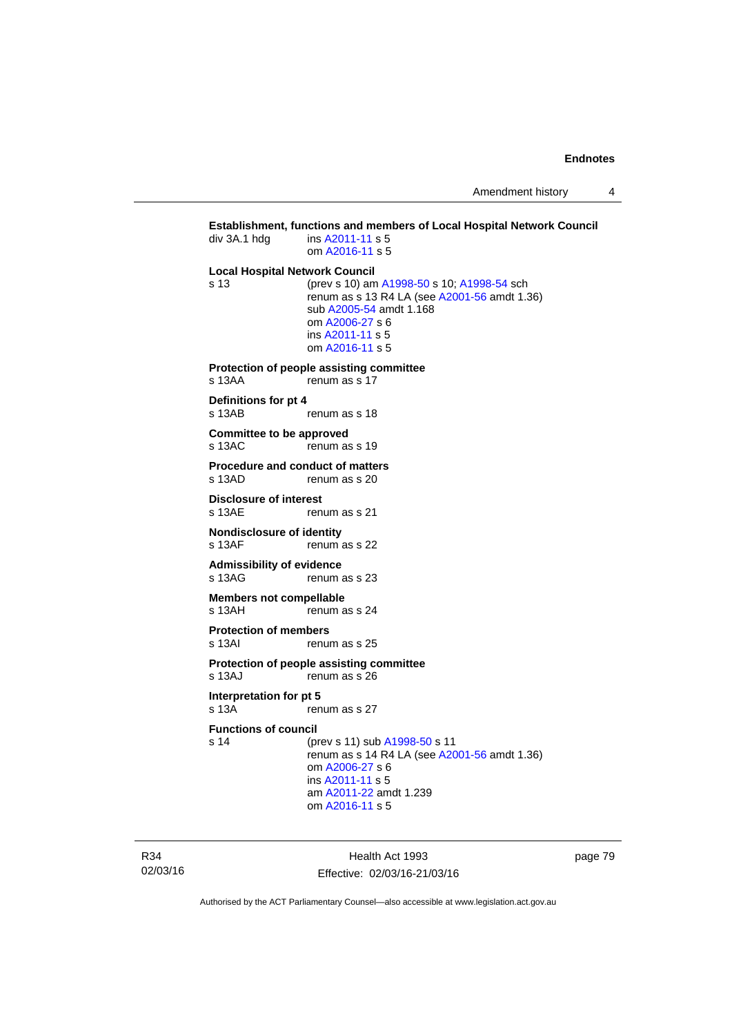**Establishment, functions and members of Local Hospital Network Council**

div 3A.1 hdg ins A2011-11 s 5
om A2016-11 s 5

**Local Hospital Network Council**

s 13 (prev s 10) am A1998-50 s 10; A1998-54 sch
renum as s 13 R4 LA (see A2001-56 amdt 1.36)
sub A2005-54 amdt 1.168
om A2006-27 s 6
ins A2011-11 s 5
om A2016-11 s 5

**Protection of people assisting committee**

s 13AA renum as s 17

**Definitions for pt 4**

s 13AB renum as s 18

**Committee to be approved**

s 13AC renum as s 19

**Procedure and conduct of matters**

s 13AD renum as s 20

**Disclosure of interest**

s 13AE renum as s 21

**Nondisclosure of identity**

s 13AF renum as s 22

**Admissibility of evidence**

s 13AG renum as s 23

**Members not compellable**

s 13AH renum as s 24

**Protection of members**

s 13AI renum as s 25

**Protection of people assisting committee**

s 13AJ renum as s 26

**Interpretation for pt 5**

s 13A renum as s 27

**Functions of council**

s 14 (prev s 11) sub A1998-50 s 11
renum as s 14 R4 LA (see A2001-56 amdt 1.36)
om A2006-27 s 6
ins A2011-11 s 5
am A2011-22 amdt 1.239
om A2016-11 s 5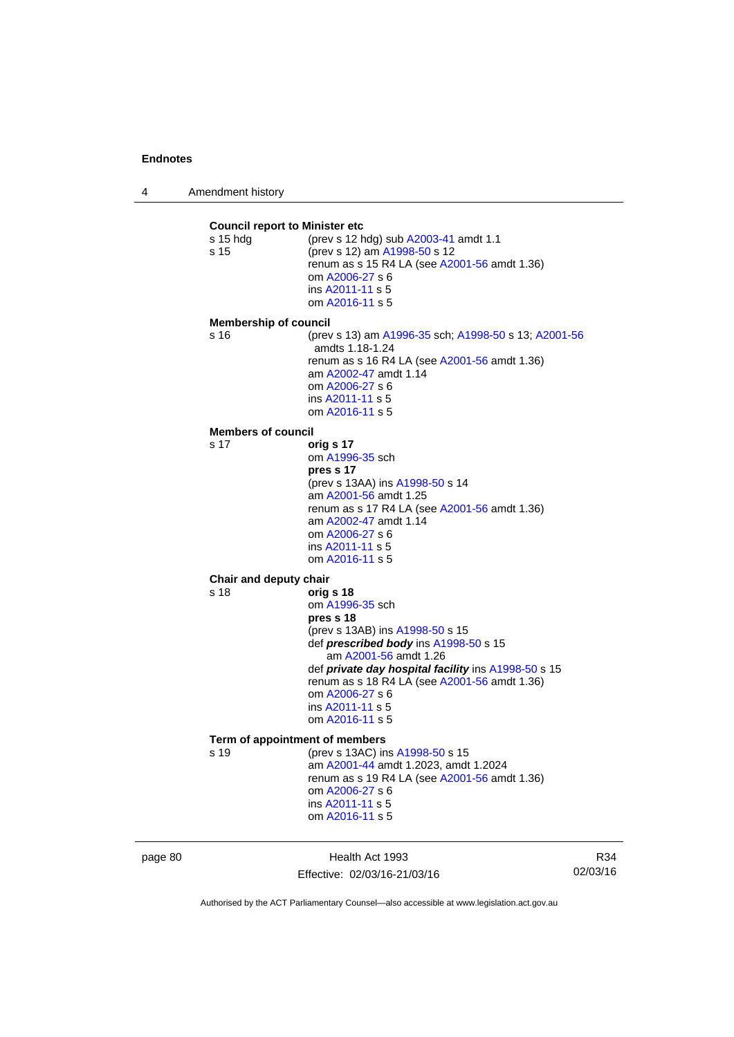**Council report to Minister etc**

s 15 hdg (prev s 12 hdg) sub A2003-41 amdt 1.1

s 15 (prev s 12) am A1998-50 s 12
renum as s 15 R4 LA (see A2001-56 amdt 1.36)
om A2006-27 s 6
ins A2011-11 s 5
om A2016-11 s 5

**Membership of council**

s 16 (prev s 13) am A1996-35 sch; A1998-50 s 13; A2001-56 amdts 1.18-1.24
renum as s 16 R4 LA (see A2001-56 amdt 1.36)
am A2002-47 amdt 1.14
om A2006-27 s 6
ins A2011-11 s 5
om A2016-11 s 5

**Members of council**

s 17 **orig s 17**
om A1996-35 sch
**pres s 17**
(prev s 13AA) ins A1998-50 s 14
am A2001-56 amdt 1.25
renum as s 17 R4 LA (see A2001-56 amdt 1.36)
am A2002-47 amdt 1.14
om A2006-27 s 6
ins A2011-11 s 5
om A2016-11 s 5

**Chair and deputy chair**

s 18 **orig s 18**
om A1996-35 sch
**pres s 18**
(prev s 13AB) ins A1998-50 s 15
def ***prescribed body*** ins A1998-50 s 15
am A2001-56 amdt 1.26
def ***private day hospital facility*** ins A1998-50 s 15
renum as s 18 R4 LA (see A2001-56 amdt 1.36)
om A2006-27 s 6
ins A2011-11 s 5
om A2016-11 s 5

**Term of appointment of members**

s 19 (prev s 13AC) ins A1998-50 s 15
am A2001-44 amdt 1.2023, amdt 1.2024
renum as s 19 R4 LA (see A2001-56 amdt 1.36)
om A2006-27 s 6
ins A2011-11 s 5
om A2016-11 s 5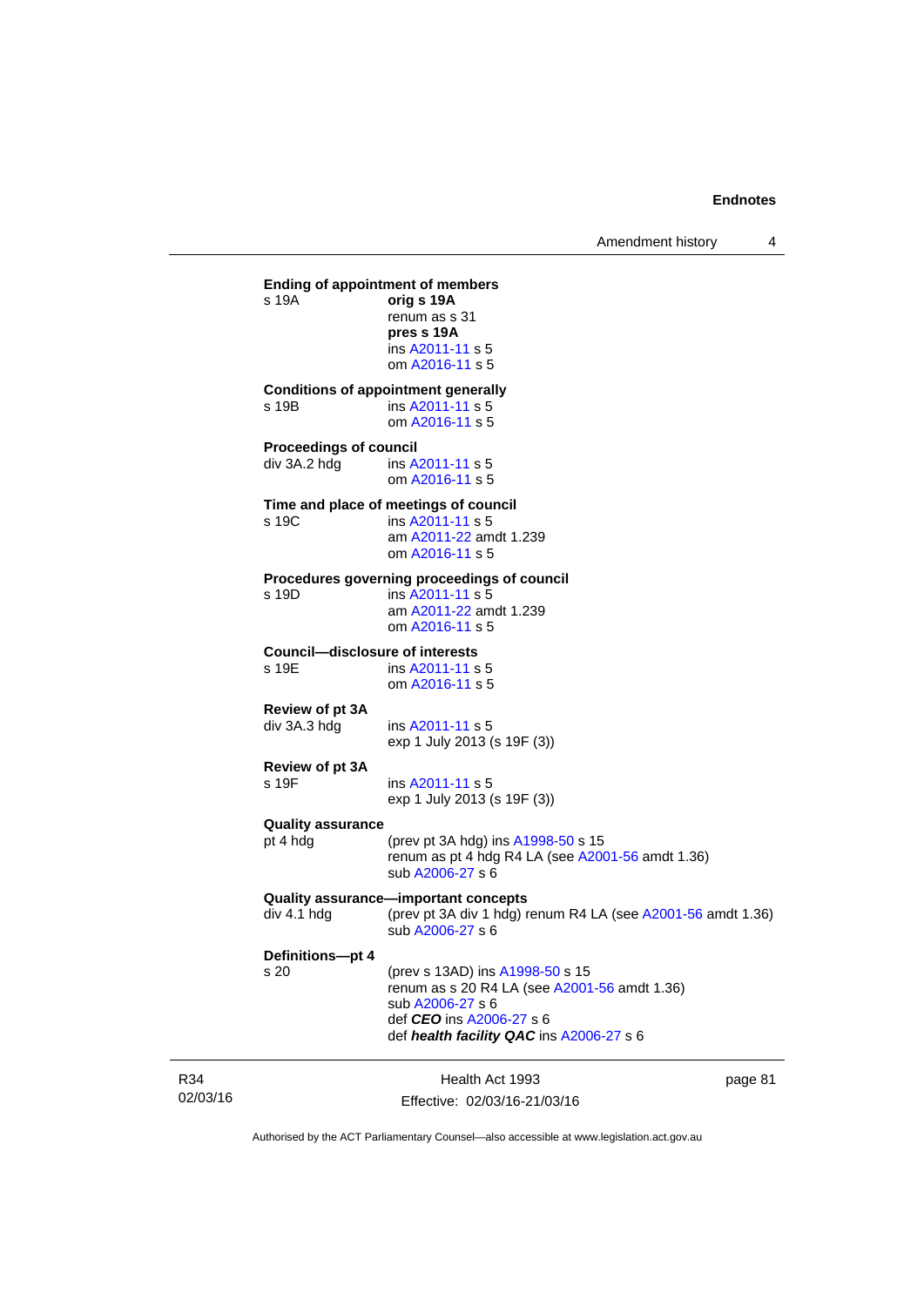**Ending of appointment of members**

s 19A **orig s 19A**
renum as s 31
**pres s 19A**
ins A2011-11 s 5
om A2016-11 s 5

**Conditions of appointment generally**

s 19B ins A2011-11 s 5
om A2016-11 s 5

**Proceedings of council**

div 3A.2 hdg ins A2011-11 s 5
om A2016-11 s 5

**Time and place of meetings of council**

s 19C ins A2011-11 s 5
am A2011-22 amdt 1.239
om A2016-11 s 5

**Procedures governing proceedings of council**

s 19D ins A2011-11 s 5
am A2011-22 amdt 1.239
om A2016-11 s 5

**Council—disclosure of interests**

s 19E ins A2011-11 s 5
om A2016-11 s 5

**Review of pt 3A**

div 3A.3 hdg ins A2011-11 s 5
exp 1 July 2013 (s 19F (3))

**Review of pt 3A**

s 19F ins A2011-11 s 5
exp 1 July 2013 (s 19F (3))

**Quality assurance**

pt 4 hdg (prev pt 3A hdg) ins A1998-50 s 15
renum as pt 4 hdg R4 LA (see A2001-56 amdt 1.36)
sub A2006-27 s 6

**Quality assurance—important concepts**

div 4.1 hdg (prev pt 3A div 1 hdg) renum R4 LA (see A2001-56 amdt 1.36)
sub A2006-27 s 6

**Definitions—pt 4**

s 20 (prev s 13AD) ins A1998-50 s 15
renum as s 20 R4 LA (see A2001-56 amdt 1.36)
sub A2006-27 s 6
def ***CEO*** ins A2006-27 s 6
def ***health facility QAC*** ins A2006-27 s 6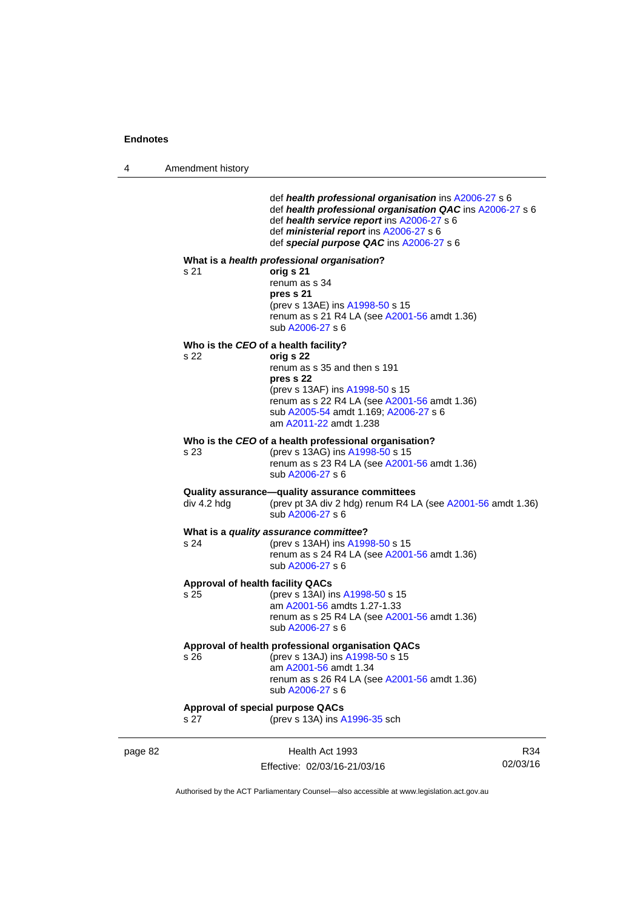def ***health professional organisation*** ins A2006-27 s 6
def ***health professional organisation QAC*** ins A2006-27 s 6
def ***health service report*** ins A2006-27 s 6
def ***ministerial report*** ins A2006-27 s 6
def ***special purpose QAC*** ins A2006-27 s 6

**What is a *health professional organisation*?**

s 21 — **orig s 21**
renum as s 34
**pres s 21**
(prev s 13AE) ins A1998-50 s 15
renum as s 21 R4 LA (see A2001-56 amdt 1.36)
sub A2006-27 s 6

**Who is the *CEO* of a health facility?**

s 22 — **orig s 22**
renum as s 35 and then s 191
**pres s 22**
(prev s 13AF) ins A1998-50 s 15
renum as s 22 R4 LA (see A2001-56 amdt 1.36)
sub A2005-54 amdt 1.169; A2006-27 s 6
am A2011-22 amdt 1.238

**Who is the *CEO* of a health professional organisation?**

s 23 — (prev s 13AG) ins A1998-50 s 15
renum as s 23 R4 LA (see A2001-56 amdt 1.36)
sub A2006-27 s 6

**Quality assurance—quality assurance committees**

div 4.2 hdg — (prev pt 3A div 2 hdg) renum R4 LA (see A2001-56 amdt 1.36)
sub A2006-27 s 6

**What is a *quality assurance committee*?**

s 24 — (prev s 13AH) ins A1998-50 s 15
renum as s 24 R4 LA (see A2001-56 amdt 1.36)
sub A2006-27 s 6

**Approval of health facility QACs**

s 25 — (prev s 13AI) ins A1998-50 s 15
am A2001-56 amdts 1.27-1.33
renum as s 25 R4 LA (see A2001-56 amdt 1.36)
sub A2006-27 s 6

**Approval of health professional organisation QACs**

s 26 — (prev s 13AJ) ins A1998-50 s 15
am A2001-56 amdt 1.34
renum as s 26 R4 LA (see A2001-56 amdt 1.36)
sub A2006-27 s 6

**Approval of special purpose QACs**

s 27 — (prev s 13A) ins A1996-35 sch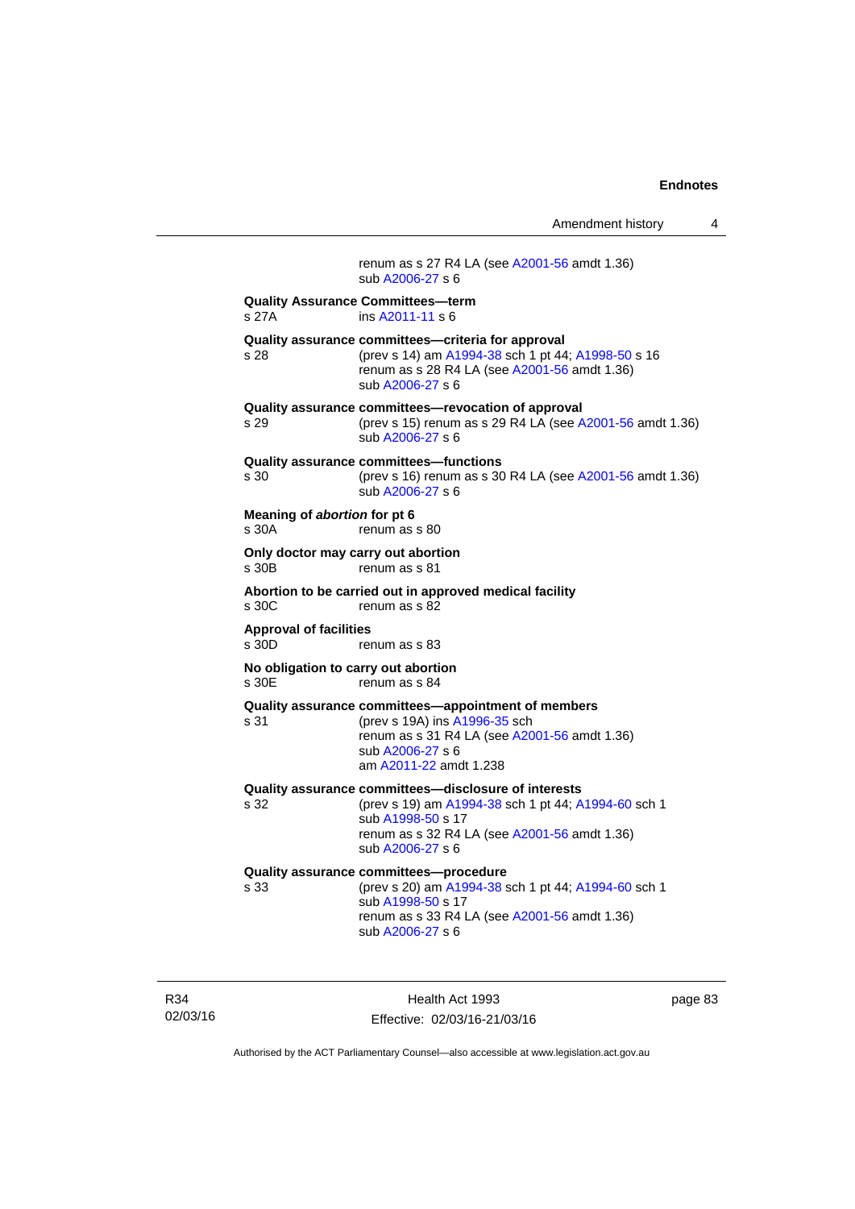renum as s 27 R4 LA (see A2001-56 amdt 1.36)
sub A2006-27 s 6

**Quality Assurance Committees—term**
s 27A ins A2011-11 s 6

**Quality assurance committees—criteria for approval**
s 28 (prev s 14) am A1994-38 sch 1 pt 44; A1998-50 s 16
renum as s 28 R4 LA (see A2001-56 amdt 1.36)
sub A2006-27 s 6

**Quality assurance committees—revocation of approval**
s 29 (prev s 15) renum as s 29 R4 LA (see A2001-56 amdt 1.36)
sub A2006-27 s 6

**Quality assurance committees—functions**
s 30 (prev s 16) renum as s 30 R4 LA (see A2001-56 amdt 1.36)
sub A2006-27 s 6

**Meaning of *abortion* for pt 6**
s 30A renum as s 80

**Only doctor may carry out abortion**
s 30B renum as s 81

**Abortion to be carried out in approved medical facility**
s 30C renum as s 82

**Approval of facilities**
s 30D renum as s 83

**No obligation to carry out abortion**
s 30E renum as s 84

**Quality assurance committees—appointment of members**
s 31 (prev s 19A) ins A1996-35 sch
renum as s 31 R4 LA (see A2001-56 amdt 1.36)
sub A2006-27 s 6
am A2011-22 amdt 1.238

**Quality assurance committees—disclosure of interests**
s 32 (prev s 19) am A1994-38 sch 1 pt 44; A1994-60 sch 1
sub A1998-50 s 17
renum as s 32 R4 LA (see A2001-56 amdt 1.36)
sub A2006-27 s 6

**Quality assurance committees—procedure**
s 33 (prev s 20) am A1994-38 sch 1 pt 44; A1994-60 sch 1
sub A1998-50 s 17
renum as s 33 R4 LA (see A2001-56 amdt 1.36)
sub A2006-27 s 6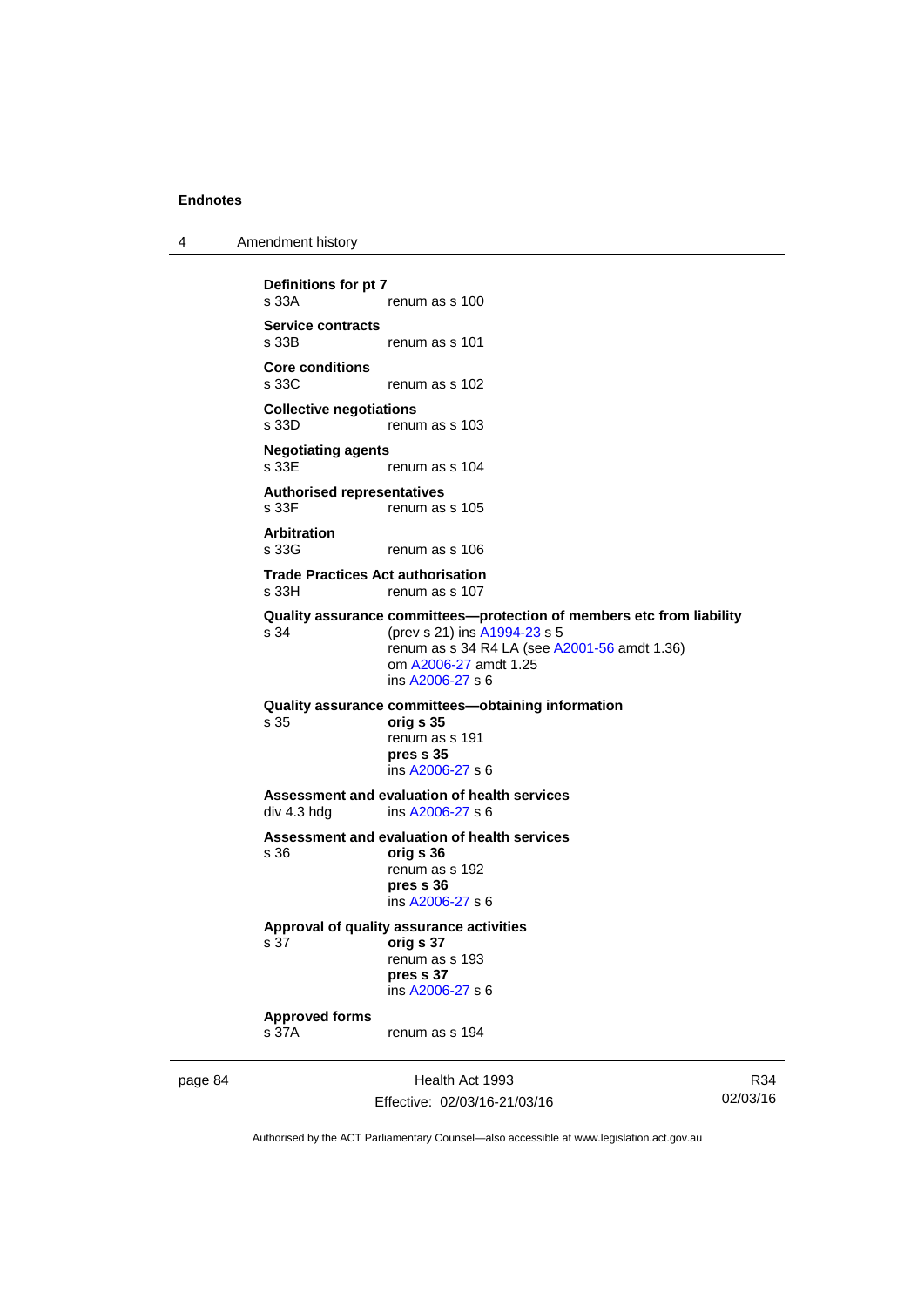**Definitions for pt 7**
s 33A renum as s 100

**Service contracts**
s 33B renum as s 101

**Core conditions**
s 33C renum as s 102

**Collective negotiations**
s 33D renum as s 103

**Negotiating agents**
s 33E renum as s 104

**Authorised representatives**
s 33F renum as s 105

**Arbitration**
s 33G renum as s 106

**Trade Practices Act authorisation**
s 33H renum as s 107

**Quality assurance committees—protection of members etc from liability**
s 34 (prev s 21) ins A1994-23 s 5
renum as s 34 R4 LA (see A2001-56 amdt 1.36)
om A2006-27 amdt 1.25
ins A2006-27 s 6

**Quality assurance committees—obtaining information**
s 35 **orig s 35**
renum as s 191
**pres s 35**
ins A2006-27 s 6

**Assessment and evaluation of health services**
div 4.3 hdg ins A2006-27 s 6

**Assessment and evaluation of health services**
s 36 **orig s 36**
renum as s 192
**pres s 36**
ins A2006-27 s 6

**Approval of quality assurance activities**
s 37 **orig s 37**
renum as s 193
**pres s 37**
ins A2006-27 s 6

**Approved forms**
s 37A renum as s 194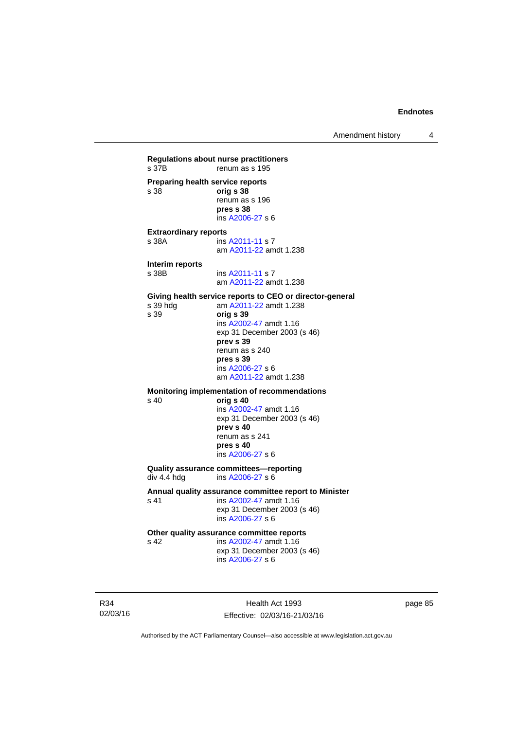**Regulations about nurse practitioners**
s 37B renum as s 195

**Preparing health service reports**
s 38 **orig s 38**
renum as s 196
**pres s 38**
ins A2006-27 s 6

**Extraordinary reports**
s 38A ins A2011-11 s 7
am A2011-22 amdt 1.238

**Interim reports**
s 38B ins A2011-11 s 7
am A2011-22 amdt 1.238

**Giving health service reports to CEO or director-general**
s 39 hdg am A2011-22 amdt 1.238
s 39 **orig s 39**
ins A2002-47 amdt 1.16
exp 31 December 2003 (s 46)
**prev s 39**
renum as s 240
**pres s 39**
ins A2006-27 s 6
am A2011-22 amdt 1.238

**Monitoring implementation of recommendations**
s 40 **orig s 40**
ins A2002-47 amdt 1.16
exp 31 December 2003 (s 46)
**prev s 40**
renum as s 241
**pres s 40**
ins A2006-27 s 6

**Quality assurance committees—reporting**
div 4.4 hdg ins A2006-27 s 6

**Annual quality assurance committee report to Minister**
s 41 ins A2002-47 amdt 1.16
exp 31 December 2003 (s 46)
ins A2006-27 s 6

**Other quality assurance committee reports**
s 42 ins A2002-47 amdt 1.16
exp 31 December 2003 (s 46)
ins A2006-27 s 6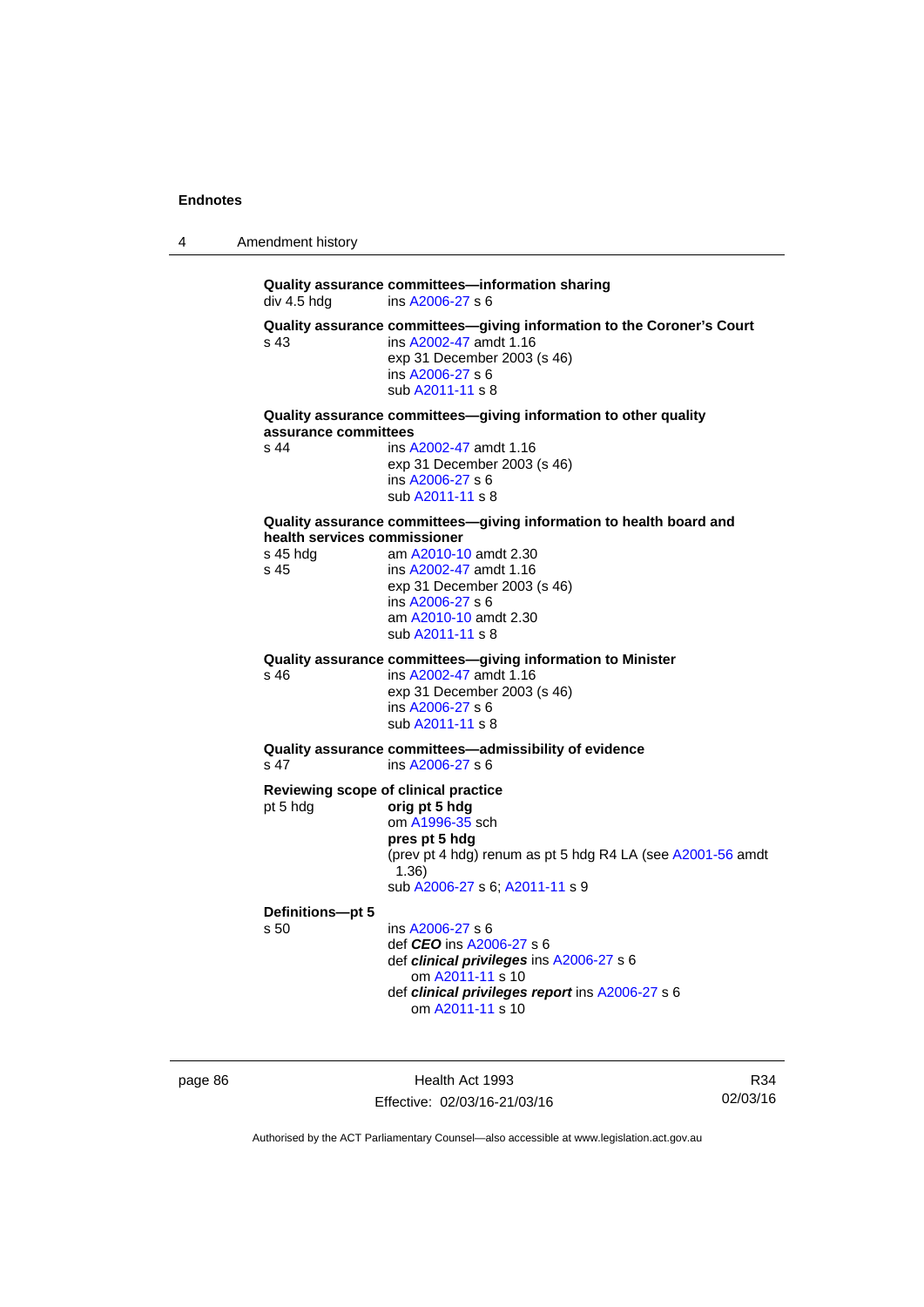**Quality assurance committees—information sharing**

div 4.5 hdg ins A2006-27 s 6

**Quality assurance committees—giving information to the Coroner's Court**

s 43 ins A2002-47 amdt 1.16
exp 31 December 2003 (s 46)
ins A2006-27 s 6
sub A2011-11 s 8

**Quality assurance committees—giving information to other quality assurance committees**

s 44 ins A2002-47 amdt 1.16
exp 31 December 2003 (s 46)
ins A2006-27 s 6
sub A2011-11 s 8

**Quality assurance committees—giving information to health board and health services commissioner**

s 45 hdg am A2010-10 amdt 2.30

s 45 ins A2002-47 amdt 1.16
exp 31 December 2003 (s 46)
ins A2006-27 s 6
am A2010-10 amdt 2.30
sub A2011-11 s 8

**Quality assurance committees—giving information to Minister**

s 46 ins A2002-47 amdt 1.16
exp 31 December 2003 (s 46)
ins A2006-27 s 6
sub A2011-11 s 8

**Quality assurance committees—admissibility of evidence**

s 47 ins A2006-27 s 6

**Reviewing scope of clinical practice**

pt 5 hdg **orig pt 5 hdg**
om A1996-35 sch
**pres pt 5 hdg**
(prev pt 4 hdg) renum as pt 5 hdg R4 LA (see A2001-56 amdt 1.36)
sub A2006-27 s 6; A2011-11 s 9

**Definitions—pt 5**

s 50 ins A2006-27 s 6
def ***CEO*** ins A2006-27 s 6
def ***clinical privileges*** ins A2006-27 s 6
om A2011-11 s 10
def ***clinical privileges report*** ins A2006-27 s 6
om A2011-11 s 10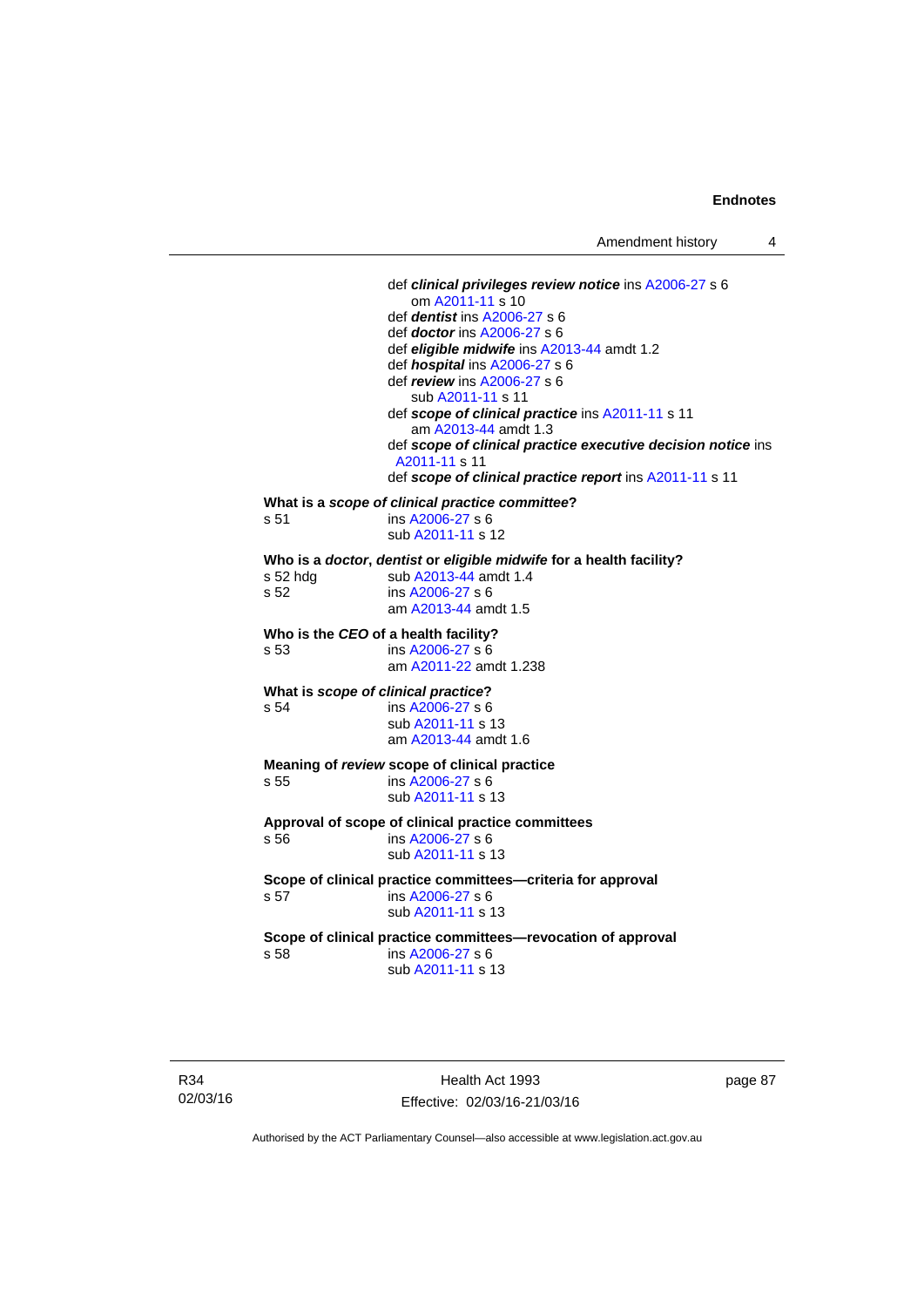def ***clinical privileges review notice*** ins A2006-27 s 6
om A2011-11 s 10
def ***dentist*** ins A2006-27 s 6
def ***doctor*** ins A2006-27 s 6
def ***eligible midwife*** ins A2013-44 amdt 1.2
def ***hospital*** ins A2006-27 s 6
def ***review*** ins A2006-27 s 6
sub A2011-11 s 11
def ***scope of clinical practice*** ins A2011-11 s 11
am A2013-44 amdt 1.3
def ***scope of clinical practice executive decision notice*** ins A2011-11 s 11
def ***scope of clinical practice report*** ins A2011-11 s 11

**What is a *scope of clinical practice committee*?**

s 51 ins A2006-27 s 6
sub A2011-11 s 12

**Who is a *doctor*, *dentist* or *eligible midwife* for a health facility?**

s 52 hdg sub A2013-44 amdt 1.4
s 52 ins A2006-27 s 6
am A2013-44 amdt 1.5

**Who is the *CEO* of a health facility?**

s 53 ins A2006-27 s 6
am A2011-22 amdt 1.238

**What is *scope of clinical practice*?**

s 54 ins A2006-27 s 6
sub A2011-11 s 13
am A2013-44 amdt 1.6

**Meaning of *review* scope of clinical practice**

s 55 ins A2006-27 s 6
sub A2011-11 s 13

**Approval of scope of clinical practice committees**

s 56 ins A2006-27 s 6
sub A2011-11 s 13

**Scope of clinical practice committees—criteria for approval**

s 57 ins A2006-27 s 6
sub A2011-11 s 13

**Scope of clinical practice committees—revocation of approval**

s 58 ins A2006-27 s 6
sub A2011-11 s 13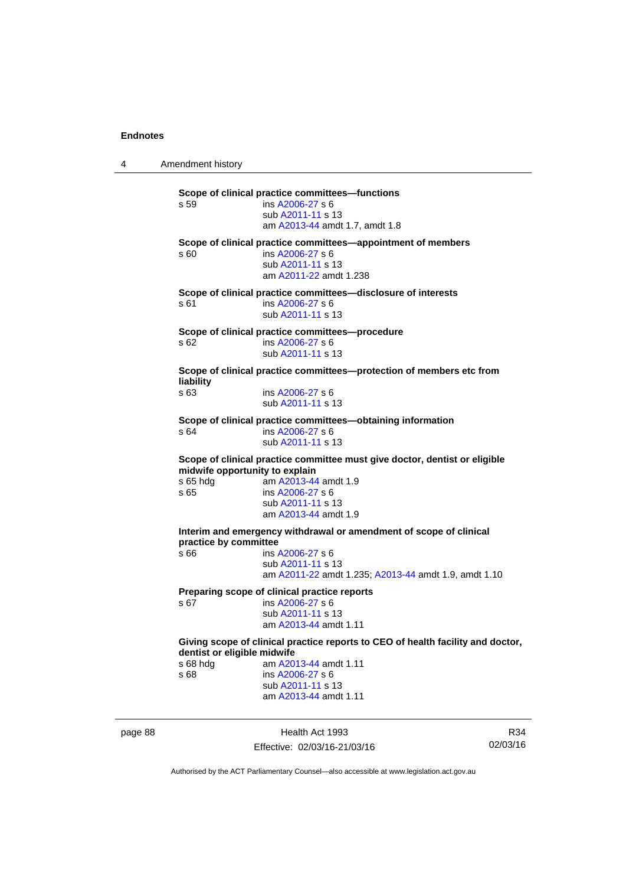**Scope of clinical practice committees—functions**

s 59 ins A2006-27 s 6
sub A2011-11 s 13
am A2013-44 amdt 1.7, amdt 1.8

**Scope of clinical practice committees—appointment of members**

s 60 ins A2006-27 s 6
sub A2011-11 s 13
am A2011-22 amdt 1.238

**Scope of clinical practice committees—disclosure of interests**

s 61 ins A2006-27 s 6
sub A2011-11 s 13

**Scope of clinical practice committees—procedure**

s 62 ins A2006-27 s 6
sub A2011-11 s 13

**Scope of clinical practice committees—protection of members etc from liability**

s 63 ins A2006-27 s 6
sub A2011-11 s 13

**Scope of clinical practice committees—obtaining information**

s 64 ins A2006-27 s 6
sub A2011-11 s 13

**Scope of clinical practice committee must give doctor, dentist or eligible midwife opportunity to explain**

s 65 hdg am A2013-44 amdt 1.9
s 65 ins A2006-27 s 6
sub A2011-11 s 13
am A2013-44 amdt 1.9

**Interim and emergency withdrawal or amendment of scope of clinical practice by committee**

s 66 ins A2006-27 s 6
sub A2011-11 s 13
am A2011-22 amdt 1.235; A2013-44 amdt 1.9, amdt 1.10

**Preparing scope of clinical practice reports**

s 67 ins A2006-27 s 6
sub A2011-11 s 13
am A2013-44 amdt 1.11

**Giving scope of clinical practice reports to CEO of health facility and doctor, dentist or eligible midwife**

s 68 hdg am A2013-44 amdt 1.11
s 68 ins A2006-27 s 6
sub A2011-11 s 13
am A2013-44 amdt 1.11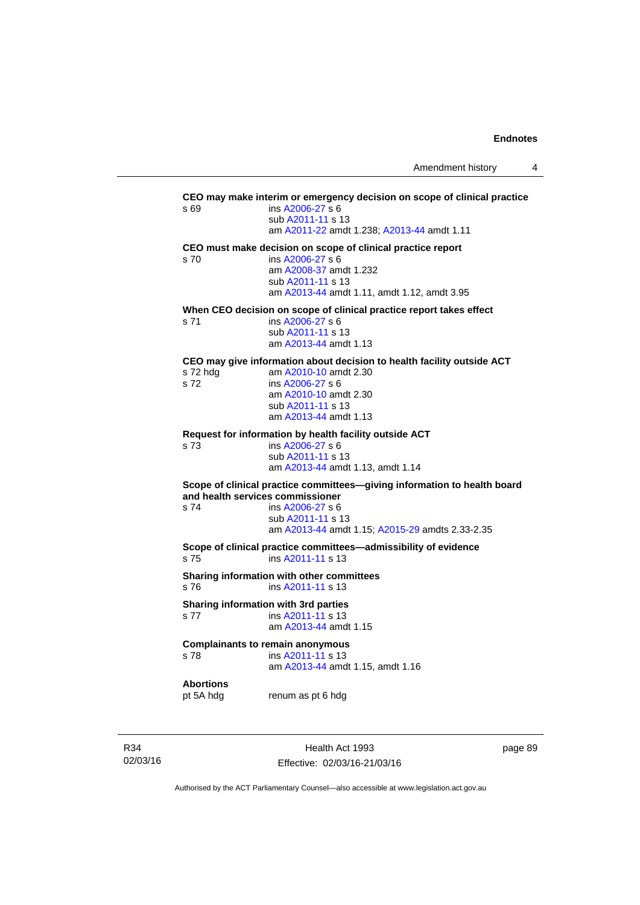**CEO may make interim or emergency decision on scope of clinical practice**

s 69 ins A2006-27 s 6
sub A2011-11 s 13
am A2011-22 amdt 1.238; A2013-44 amdt 1.11

**CEO must make decision on scope of clinical practice report**

s 70 ins A2006-27 s 6
am A2008-37 amdt 1.232
sub A2011-11 s 13
am A2013-44 amdt 1.11, amdt 1.12, amdt 3.95

**When CEO decision on scope of clinical practice report takes effect**

s 71 ins A2006-27 s 6
sub A2011-11 s 13
am A2013-44 amdt 1.13

**CEO may give information about decision to health facility outside ACT**

s 72 hdg am A2010-10 amdt 2.30

s 72 ins A2006-27 s 6
am A2010-10 amdt 2.30
sub A2011-11 s 13
am A2013-44 amdt 1.13

**Request for information by health facility outside ACT**

s 73 ins A2006-27 s 6
sub A2011-11 s 13
am A2013-44 amdt 1.13, amdt 1.14

**Scope of clinical practice committees—giving information to health board and health services commissioner**

s 74 ins A2006-27 s 6
sub A2011-11 s 13
am A2013-44 amdt 1.15; A2015-29 amdts 2.33-2.35

**Scope of clinical practice committees—admissibility of evidence**

s 75 ins A2011-11 s 13

**Sharing information with other committees**

s 76 ins A2011-11 s 13

**Sharing information with 3rd parties**

s 77 ins A2011-11 s 13
am A2013-44 amdt 1.15

**Complainants to remain anonymous**

s 78 ins A2011-11 s 13
am A2013-44 amdt 1.15, amdt 1.16

**Abortions**

pt 5A hdg renum as pt 6 hdg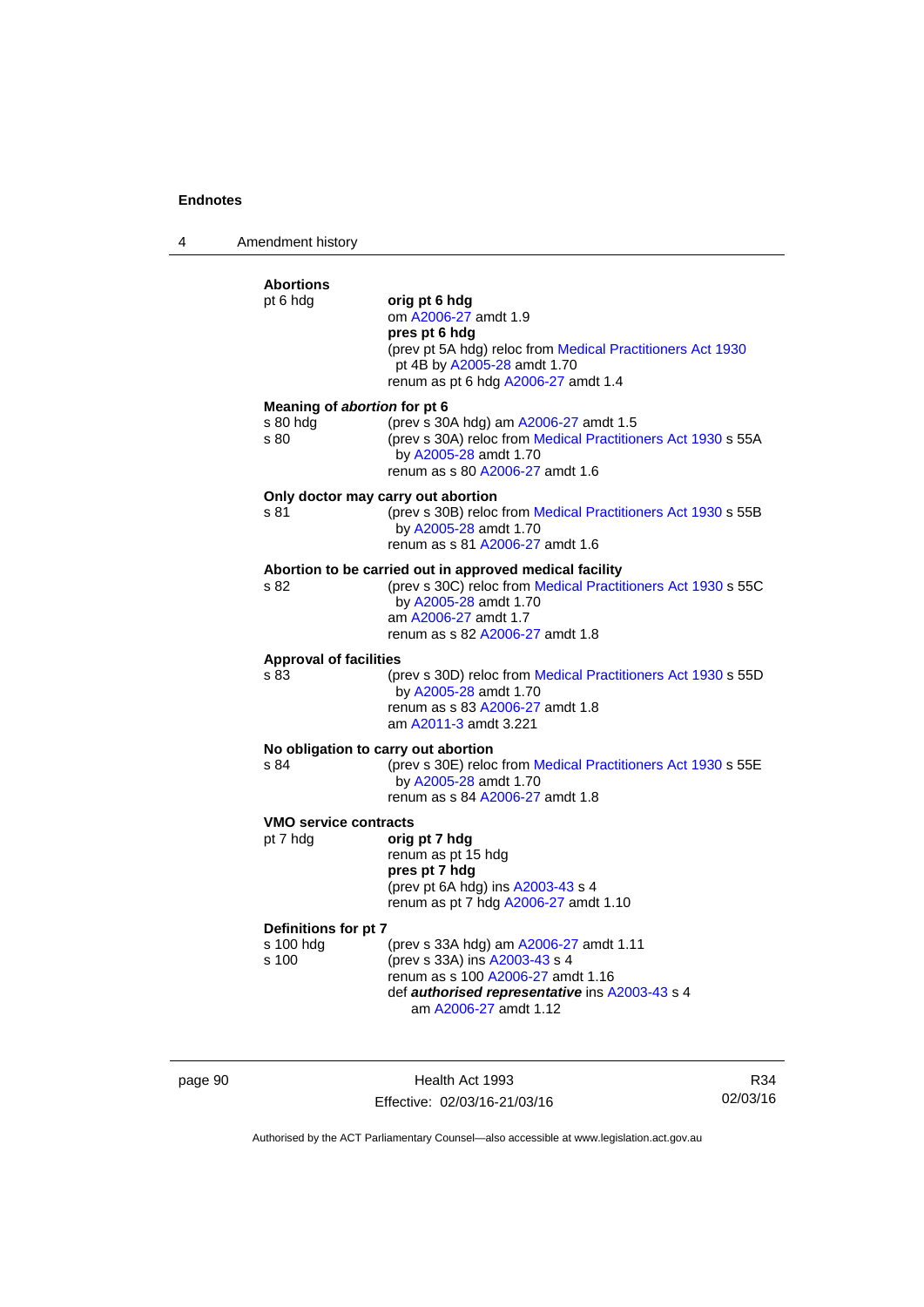**Abortions**

pt 6 hdg

**orig pt 6 hdg**
om A2006-27 amdt 1.9
**pres pt 6 hdg**
(prev pt 5A hdg) reloc from Medical Practitioners Act 1930 pt 4B by A2005-28 amdt 1.70
renum as pt 6 hdg A2006-27 amdt 1.4

**Meaning of *abortion* for pt 6**

s 80 hdg — (prev s 30A hdg) am A2006-27 amdt 1.5

s 80 — (prev s 30A) reloc from Medical Practitioners Act 1930 s 55A by A2005-28 amdt 1.70
renum as s 80 A2006-27 amdt 1.6

**Only doctor may carry out abortion**

s 81 — (prev s 30B) reloc from Medical Practitioners Act 1930 s 55B by A2005-28 amdt 1.70
renum as s 81 A2006-27 amdt 1.6

**Abortion to be carried out in approved medical facility**

s 82 — (prev s 30C) reloc from Medical Practitioners Act 1930 s 55C by A2005-28 amdt 1.70
am A2006-27 amdt 1.7
renum as s 82 A2006-27 amdt 1.8

**Approval of facilities**

s 83 — (prev s 30D) reloc from Medical Practitioners Act 1930 s 55D by A2005-28 amdt 1.70
renum as s 83 A2006-27 amdt 1.8
am A2011-3 amdt 3.221

**No obligation to carry out abortion**

s 84 — (prev s 30E) reloc from Medical Practitioners Act 1930 s 55E by A2005-28 amdt 1.70
renum as s 84 A2006-27 amdt 1.8

**VMO service contracts**

pt 7 hdg

**orig pt 7 hdg**
renum as pt 15 hdg
**pres pt 7 hdg**
(prev pt 6A hdg) ins A2003-43 s 4
renum as pt 7 hdg A2006-27 amdt 1.10

**Definitions for pt 7**

s 100 hdg — (prev s 33A hdg) am A2006-27 amdt 1.11

s 100 — (prev s 33A) ins A2003-43 s 4
renum as s 100 A2006-27 amdt 1.16
def ***authorised representative*** ins A2003-43 s 4
am A2006-27 amdt 1.12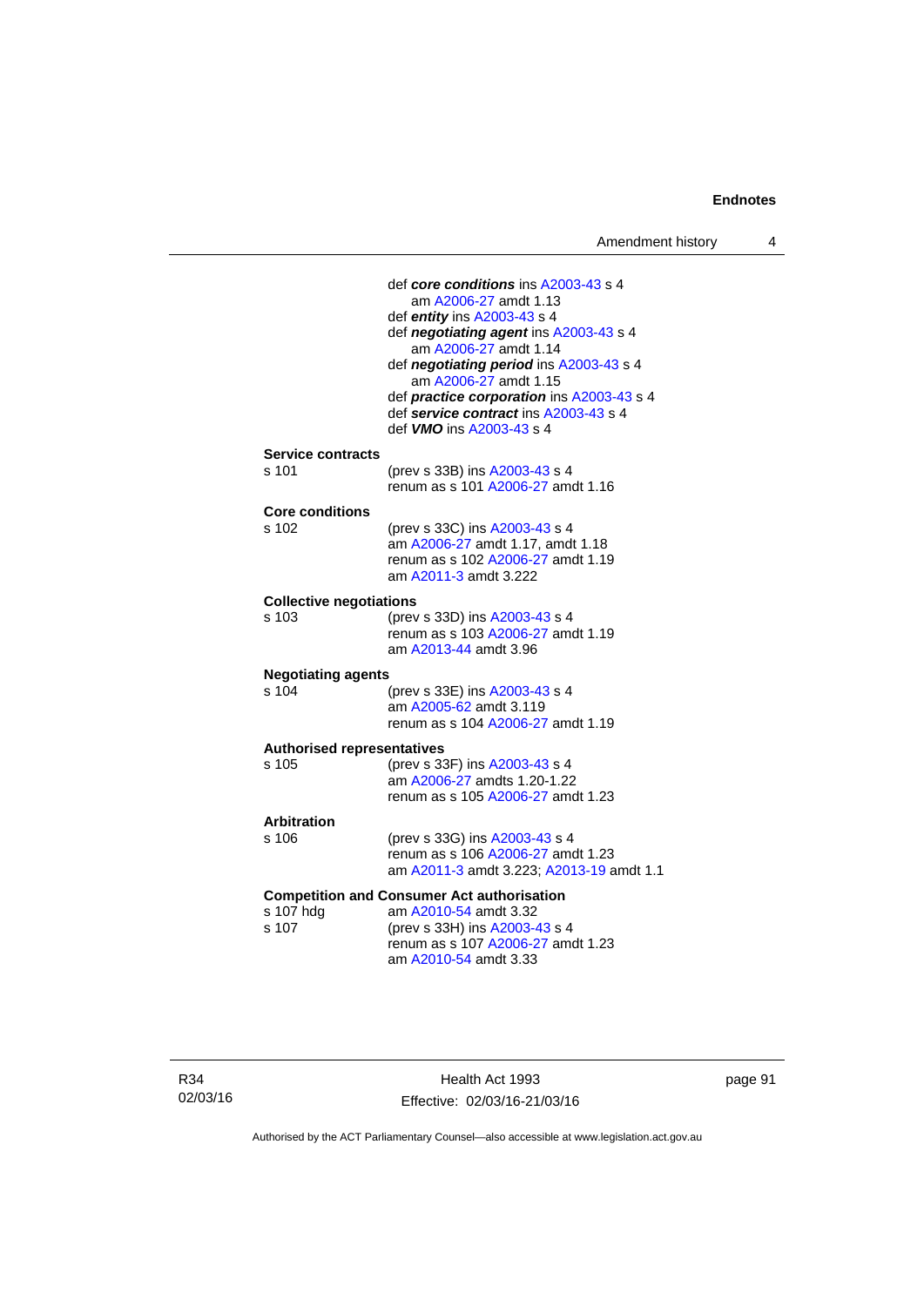def ***core conditions*** ins A2003-43 s 4
  am A2006-27 amdt 1.13
def ***entity*** ins A2003-43 s 4
def ***negotiating agent*** ins A2003-43 s 4
  am A2006-27 amdt 1.14
def ***negotiating period*** ins A2003-43 s 4
  am A2006-27 amdt 1.15
def ***practice corporation*** ins A2003-43 s 4
def ***service contract*** ins A2003-43 s 4
def ***VMO*** ins A2003-43 s 4

**Service contracts**
s 101 (prev s 33B) ins A2003-43 s 4
 renum as s 101 A2006-27 amdt 1.16

**Core conditions**
s 102 (prev s 33C) ins A2003-43 s 4
 am A2006-27 amdt 1.17, amdt 1.18
 renum as s 102 A2006-27 amdt 1.19
 am A2011-3 amdt 3.222

**Collective negotiations**
s 103 (prev s 33D) ins A2003-43 s 4
 renum as s 103 A2006-27 amdt 1.19
 am A2013-44 amdt 3.96

**Negotiating agents**
s 104 (prev s 33E) ins A2003-43 s 4
 am A2005-62 amdt 3.119
 renum as s 104 A2006-27 amdt 1.19

**Authorised representatives**
s 105 (prev s 33F) ins A2003-43 s 4
 am A2006-27 amdts 1.20-1.22
 renum as s 105 A2006-27 amdt 1.23

**Arbitration**
s 106 (prev s 33G) ins A2003-43 s 4
 renum as s 106 A2006-27 amdt 1.23
 am A2011-3 amdt 3.223; A2013-19 amdt 1.1

**Competition and Consumer Act authorisation**
s 107 hdg am A2010-54 amdt 3.32
s 107 (prev s 33H) ins A2003-43 s 4
 renum as s 107 A2006-27 amdt 1.23
 am A2010-54 amdt 3.33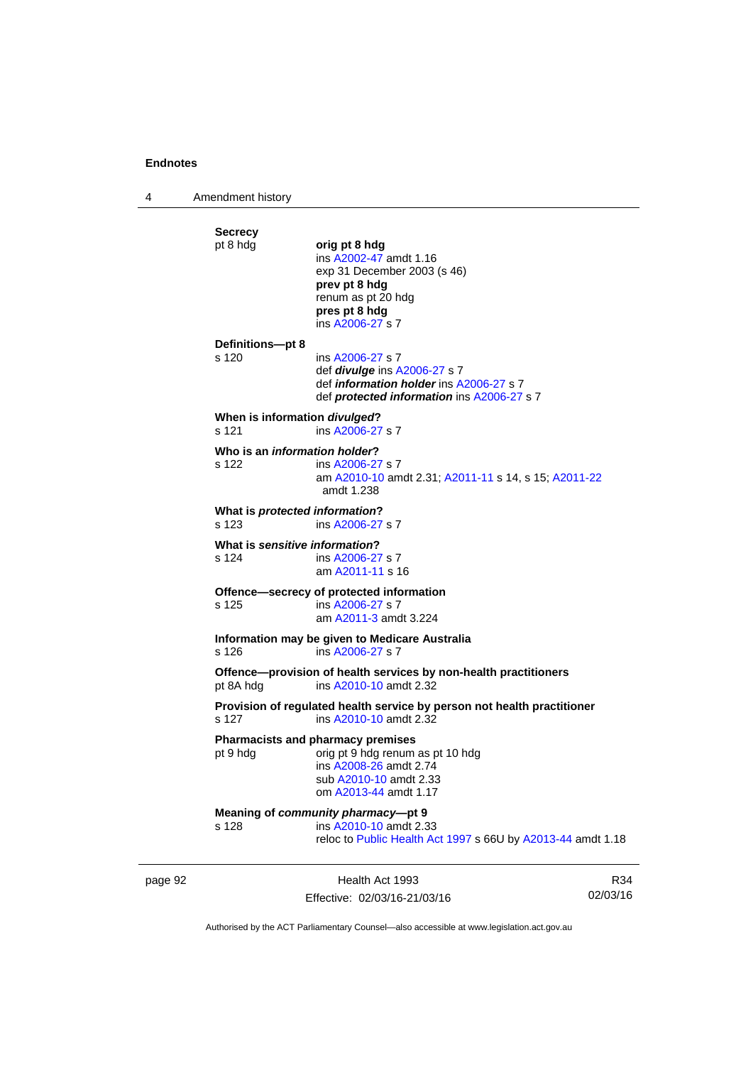**Secrecy**

pt 8 hdg — **orig pt 8 hdg**
ins A2002-47 amdt 1.16
exp 31 December 2003 (s 46)
**prev pt 8 hdg**
renum as pt 20 hdg
**pres pt 8 hdg**
ins A2006-27 s 7

**Definitions—pt 8**

s 120 — ins A2006-27 s 7
def ***divulge*** ins A2006-27 s 7
def ***information holder*** ins A2006-27 s 7
def ***protected information*** ins A2006-27 s 7

**When is information *divulged*?**

s 121 — ins A2006-27 s 7

**Who is an *information holder*?**

s 122 — ins A2006-27 s 7
am A2010-10 amdt 2.31; A2011-11 s 14, s 15; A2011-22 amdt 1.238

**What is *protected information*?**

s 123 — ins A2006-27 s 7

**What is *sensitive information*?**

s 124 — ins A2006-27 s 7
am A2011-11 s 16

**Offence—secrecy of protected information**

s 125 — ins A2006-27 s 7
am A2011-3 amdt 3.224

**Information may be given to Medicare Australia**

s 126 — ins A2006-27 s 7

**Offence—provision of health services by non-health practitioners**

pt 8A hdg — ins A2010-10 amdt 2.32

**Provision of regulated health service by person not health practitioner**

s 127 — ins A2010-10 amdt 2.32

**Pharmacists and pharmacy premises**

pt 9 hdg — orig pt 9 hdg renum as pt 10 hdg
ins A2008-26 amdt 2.74
sub A2010-10 amdt 2.33
om A2013-44 amdt 1.17

**Meaning of *community pharmacy*—pt 9**

s 128 — ins A2010-10 amdt 2.33
reloc to Public Health Act 1997 s 66U by A2013-44 amdt 1.18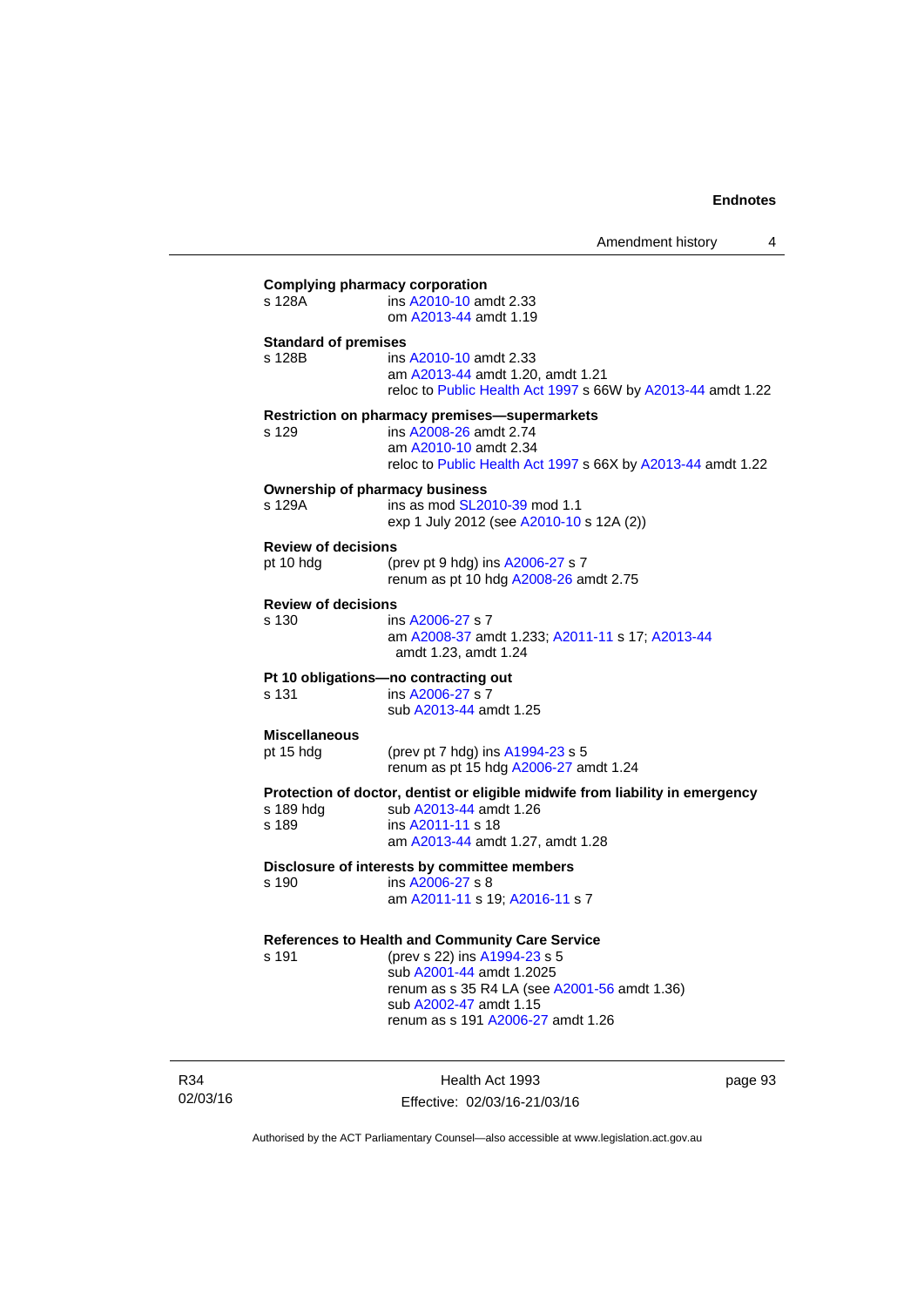**Complying pharmacy corporation**

s 128A — ins A2010-10 amdt 2.33
om A2013-44 amdt 1.19

**Standard of premises**

s 128B — ins A2010-10 amdt 2.33
am A2013-44 amdt 1.20, amdt 1.21
reloc to Public Health Act 1997 s 66W by A2013-44 amdt 1.22

**Restriction on pharmacy premises—supermarkets**

s 129 — ins A2008-26 amdt 2.74
am A2010-10 amdt 2.34
reloc to Public Health Act 1997 s 66X by A2013-44 amdt 1.22

**Ownership of pharmacy business**

s 129A — ins as mod SL2010-39 mod 1.1
exp 1 July 2012 (see A2010-10 s 12A (2))

**Review of decisions**

pt 10 hdg — (prev pt 9 hdg) ins A2006-27 s 7
renum as pt 10 hdg A2008-26 amdt 2.75

**Review of decisions**

s 130 — ins A2006-27 s 7
am A2008-37 amdt 1.233; A2011-11 s 17; A2013-44 amdt 1.23, amdt 1.24

**Pt 10 obligations—no contracting out**

s 131 — ins A2006-27 s 7
sub A2013-44 amdt 1.25

**Miscellaneous**

pt 15 hdg — (prev pt 7 hdg) ins A1994-23 s 5
renum as pt 15 hdg A2006-27 amdt 1.24

**Protection of doctor, dentist or eligible midwife from liability in emergency**

s 189 hdg — sub A2013-44 amdt 1.26

s 189 — ins A2011-11 s 18
am A2013-44 amdt 1.27, amdt 1.28

**Disclosure of interests by committee members**

s 190 — ins A2006-27 s 8
am A2011-11 s 19; A2016-11 s 7

**References to Health and Community Care Service**

s 191 — (prev s 22) ins A1994-23 s 5
sub A2001-44 amdt 1.2025
renum as s 35 R4 LA (see A2001-56 amdt 1.36)
sub A2002-47 amdt 1.15
renum as s 191 A2006-27 amdt 1.26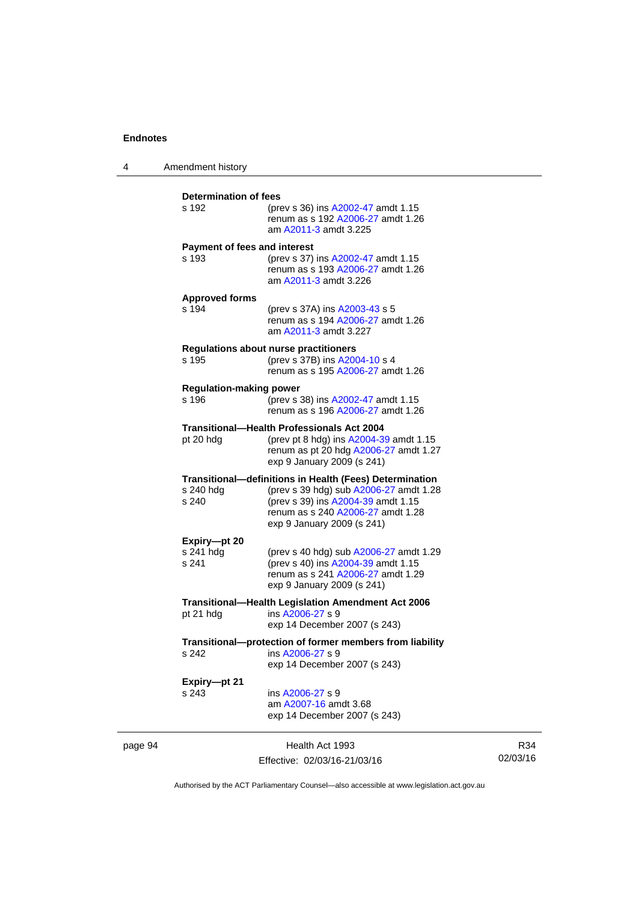**Determination of fees**

s 192 (prev s 36) ins A2002-47 amdt 1.15
renum as s 192 A2006-27 amdt 1.26
am A2011-3 amdt 3.225

**Payment of fees and interest**

s 193 (prev s 37) ins A2002-47 amdt 1.15
renum as s 193 A2006-27 amdt 1.26
am A2011-3 amdt 3.226

**Approved forms**

s 194 (prev s 37A) ins A2003-43 s 5
renum as s 194 A2006-27 amdt 1.26
am A2011-3 amdt 3.227

**Regulations about nurse practitioners**

s 195 (prev s 37B) ins A2004-10 s 4
renum as s 195 A2006-27 amdt 1.26

**Regulation-making power**

s 196 (prev s 38) ins A2002-47 amdt 1.15
renum as s 196 A2006-27 amdt 1.26

**Transitional—Health Professionals Act 2004**

pt 20 hdg (prev pt 8 hdg) ins A2004-39 amdt 1.15
renum as pt 20 hdg A2006-27 amdt 1.27
exp 9 January 2009 (s 241)

**Transitional—definitions in Health (Fees) Determination**

s 240 hdg (prev s 39 hdg) sub A2006-27 amdt 1.28
s 240 (prev s 39) ins A2004-39 amdt 1.15
renum as s 240 A2006-27 amdt 1.28
exp 9 January 2009 (s 241)

**Expiry—pt 20**

s 241 hdg (prev s 40 hdg) sub A2006-27 amdt 1.29
s 241 (prev s 40) ins A2004-39 amdt 1.15
renum as s 241 A2006-27 amdt 1.29
exp 9 January 2009 (s 241)

**Transitional—Health Legislation Amendment Act 2006**

pt 21 hdg ins A2006-27 s 9
exp 14 December 2007 (s 243)

**Transitional—protection of former members from liability**

s 242 ins A2006-27 s 9
exp 14 December 2007 (s 243)

**Expiry—pt 21**

s 243 ins A2006-27 s 9
am A2007-16 amdt 3.68
exp 14 December 2007 (s 243)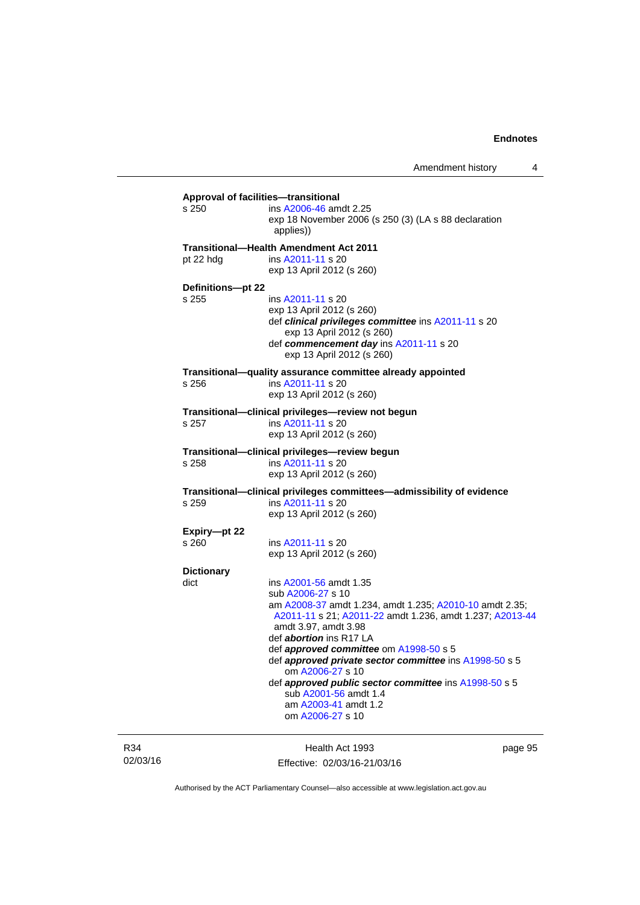**Approval of facilities—transitional**
s 250 — ins A2006-46 amdt 2.25
exp 18 November 2006 (s 250 (3) (LA s 88 declaration applies))

**Transitional—Health Amendment Act 2011**
pt 22 hdg — ins A2011-11 s 20
exp 13 April 2012 (s 260)

**Definitions—pt 22**
s 255 — ins A2011-11 s 20
exp 13 April 2012 (s 260)
def ***clinical privileges committee*** ins A2011-11 s 20
exp 13 April 2012 (s 260)
def ***commencement day*** ins A2011-11 s 20
exp 13 April 2012 (s 260)

**Transitional—quality assurance committee already appointed**
s 256 — ins A2011-11 s 20
exp 13 April 2012 (s 260)

**Transitional—clinical privileges—review not begun**
s 257 — ins A2011-11 s 20
exp 13 April 2012 (s 260)

**Transitional—clinical privileges—review begun**
s 258 — ins A2011-11 s 20
exp 13 April 2012 (s 260)

**Transitional—clinical privileges committees—admissibility of evidence**
s 259 — ins A2011-11 s 20
exp 13 April 2012 (s 260)

**Expiry—pt 22**
s 260 — ins A2011-11 s 20
exp 13 April 2012 (s 260)

**Dictionary**
dict — ins A2001-56 amdt 1.35
sub A2006-27 s 10
am A2008-37 amdt 1.234, amdt 1.235; A2010-10 amdt 2.35; A2011-11 s 21; A2011-22 amdt 1.236, amdt 1.237; A2013-44 amdt 3.97, amdt 3.98
def ***abortion*** ins R17 LA
def ***approved committee*** om A1998-50 s 5
def ***approved private sector committee*** ins A1998-50 s 5
om A2006-27 s 10
def ***approved public sector committee*** ins A1998-50 s 5
sub A2001-56 amdt 1.4
am A2003-41 amdt 1.2
om A2006-27 s 10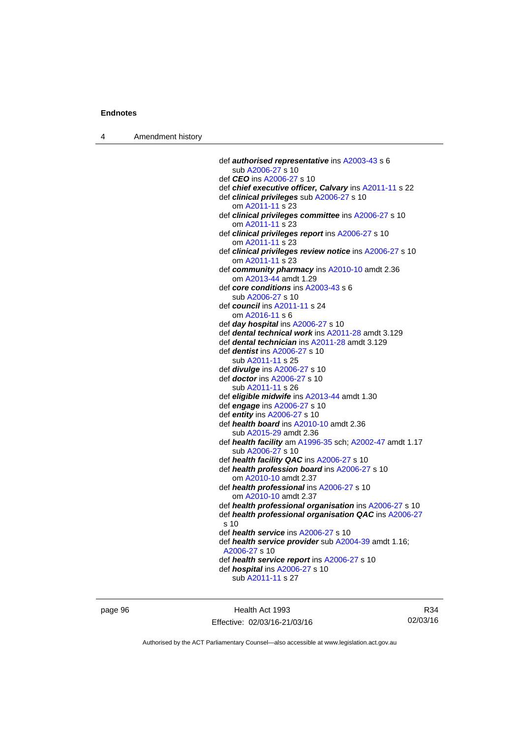def ***authorised representative*** ins A2003-43 s 6
sub A2006-27 s 10
def ***CEO*** ins A2006-27 s 10
def ***chief executive officer, Calvary*** ins A2011-11 s 22
def ***clinical privileges*** sub A2006-27 s 10
om A2011-11 s 23
def ***clinical privileges committee*** ins A2006-27 s 10
om A2011-11 s 23
def ***clinical privileges report*** ins A2006-27 s 10
om A2011-11 s 23
def ***clinical privileges review notice*** ins A2006-27 s 10
om A2011-11 s 23
def ***community pharmacy*** ins A2010-10 amdt 2.36
om A2013-44 amdt 1.29
def ***core conditions*** ins A2003-43 s 6
sub A2006-27 s 10
def ***council*** ins A2011-11 s 24
om A2016-11 s 6
def ***day hospital*** ins A2006-27 s 10
def ***dental technical work*** ins A2011-28 amdt 3.129
def ***dental technician*** ins A2011-28 amdt 3.129
def ***dentist*** ins A2006-27 s 10
sub A2011-11 s 25
def ***divulge*** ins A2006-27 s 10
def ***doctor*** ins A2006-27 s 10
sub A2011-11 s 26
def ***eligible midwife*** ins A2013-44 amdt 1.30
def ***engage*** ins A2006-27 s 10
def ***entity*** ins A2006-27 s 10
def ***health board*** ins A2010-10 amdt 2.36
sub A2015-29 amdt 2.36
def ***health facility*** am A1996-35 sch; A2002-47 amdt 1.17
sub A2006-27 s 10
def ***health facility QAC*** ins A2006-27 s 10
def ***health profession board*** ins A2006-27 s 10
om A2010-10 amdt 2.37
def ***health professional*** ins A2006-27 s 10
om A2010-10 amdt 2.37
def ***health professional organisation*** ins A2006-27 s 10
def ***health professional organisation QAC*** ins A2006-27 s 10
def ***health service*** ins A2006-27 s 10
def ***health service provider*** sub A2004-39 amdt 1.16; A2006-27 s 10
def ***health service report*** ins A2006-27 s 10
def ***hospital*** ins A2006-27 s 10
sub A2011-11 s 27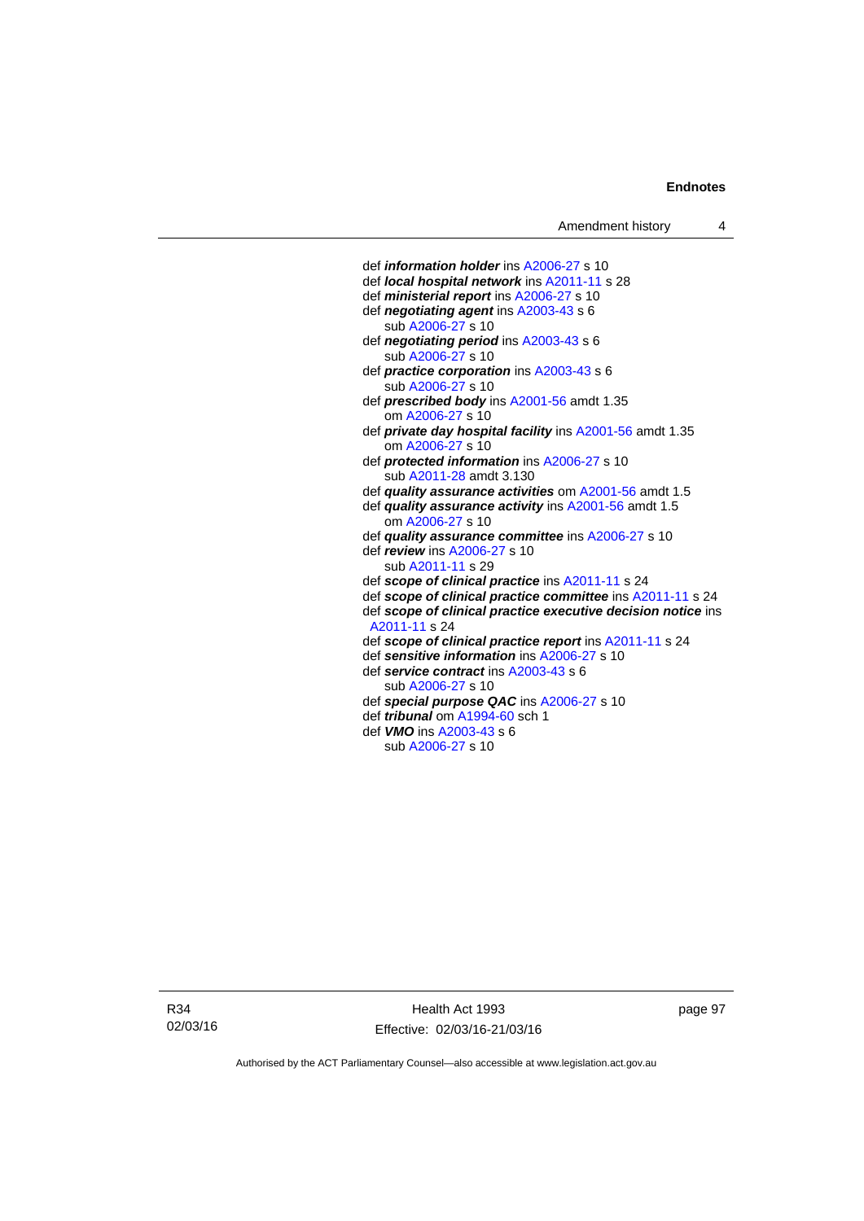def ***information holder*** ins A2006-27 s 10
def ***local hospital network*** ins A2011-11 s 28
def ***ministerial report*** ins A2006-27 s 10
def ***negotiating agent*** ins A2003-43 s 6
  sub A2006-27 s 10
def ***negotiating period*** ins A2003-43 s 6
  sub A2006-27 s 10
def ***practice corporation*** ins A2003-43 s 6
  sub A2006-27 s 10
def ***prescribed body*** ins A2001-56 amdt 1.35
  om A2006-27 s 10
def ***private day hospital facility*** ins A2001-56 amdt 1.35
  om A2006-27 s 10
def ***protected information*** ins A2006-27 s 10
  sub A2011-28 amdt 3.130
def ***quality assurance activities*** om A2001-56 amdt 1.5
def ***quality assurance activity*** ins A2001-56 amdt 1.5
  om A2006-27 s 10
def ***quality assurance committee*** ins A2006-27 s 10
def ***review*** ins A2006-27 s 10
  sub A2011-11 s 29
def ***scope of clinical practice*** ins A2011-11 s 24
def ***scope of clinical practice committee*** ins A2011-11 s 24
def ***scope of clinical practice executive decision notice*** ins A2011-11 s 24
def ***scope of clinical practice report*** ins A2011-11 s 24
def ***sensitive information*** ins A2006-27 s 10
def ***service contract*** ins A2003-43 s 6
  sub A2006-27 s 10
def ***special purpose QAC*** ins A2006-27 s 10
def ***tribunal*** om A1994-60 sch 1
def ***VMO*** ins A2003-43 s 6
  sub A2006-27 s 10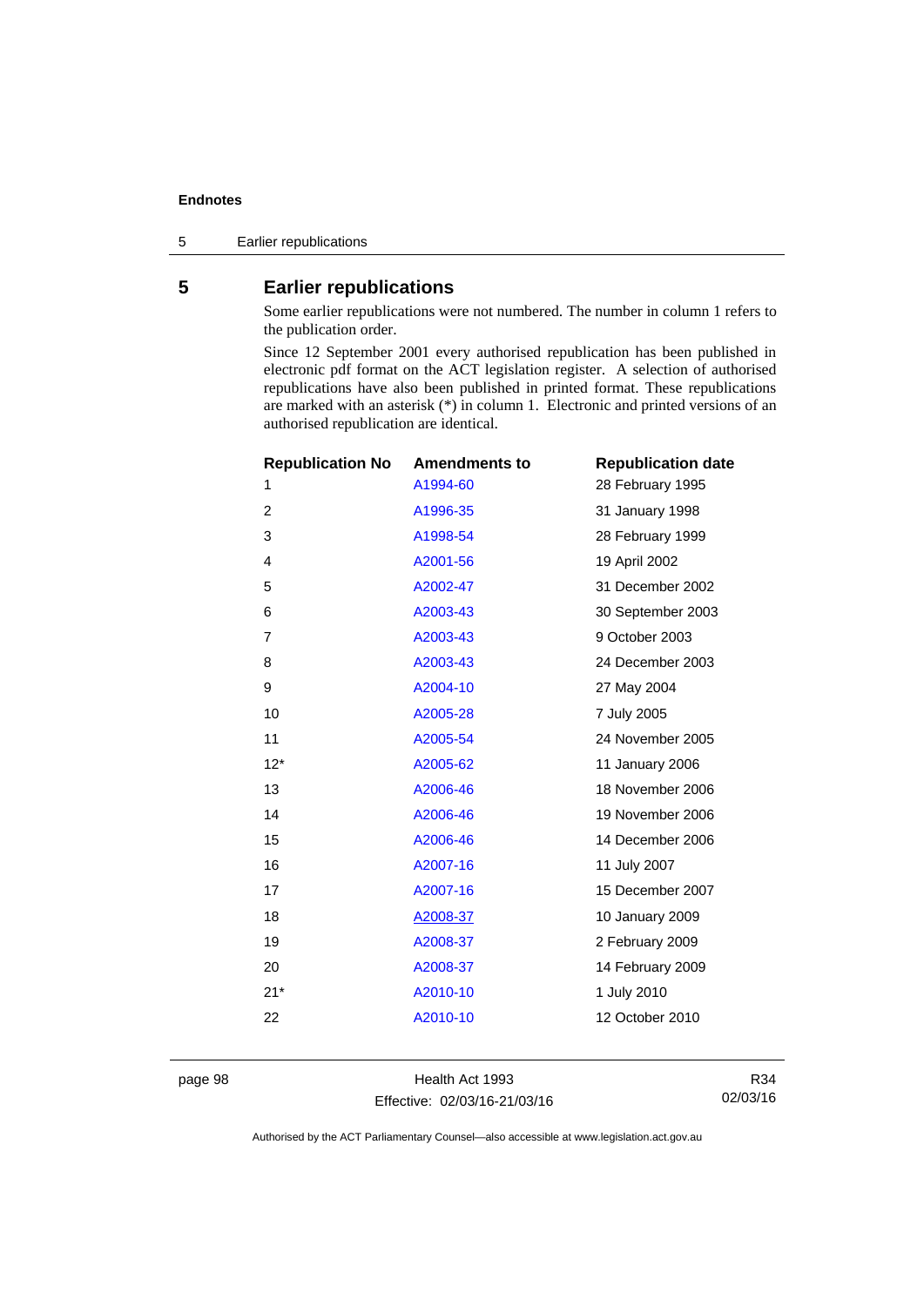## 5 Earlier republications

Some earlier republications were not numbered. The number in column 1 refers to the publication order.

Since 12 September 2001 every authorised republication has been published in electronic pdf format on the ACT legislation register. A selection of authorised republications have also been published in printed format. These republications are marked with an asterisk (*) in column 1. Electronic and printed versions of an authorised republication are identical.

| Republication No | Amendments to | Republication date |
|---|---|---|
| 1 | A1994-60 | 28 February 1995 |
| 2 | A1996-35 | 31 January 1998 |
| 3 | A1998-54 | 28 February 1999 |
| 4 | A2001-56 | 19 April 2002 |
| 5 | A2002-47 | 31 December 2002 |
| 6 | A2003-43 | 30 September 2003 |
| 7 | A2003-43 | 9 October 2003 |
| 8 | A2003-43 | 24 December 2003 |
| 9 | A2004-10 | 27 May 2004 |
| 10 | A2005-28 | 7 July 2005 |
| 11 | A2005-54 | 24 November 2005 |
| 12* | A2005-62 | 11 January 2006 |
| 13 | A2006-46 | 18 November 2006 |
| 14 | A2006-46 | 19 November 2006 |
| 15 | A2006-46 | 14 December 2006 |
| 16 | A2007-16 | 11 July 2007 |
| 17 | A2007-16 | 15 December 2007 |
| 18 | A2008-37 | 10 January 2009 |
| 19 | A2008-37 | 2 February 2009 |
| 20 | A2008-37 | 14 February 2009 |
| 21* | A2010-10 | 1 July 2010 |
| 22 | A2010-10 | 12 October 2010 |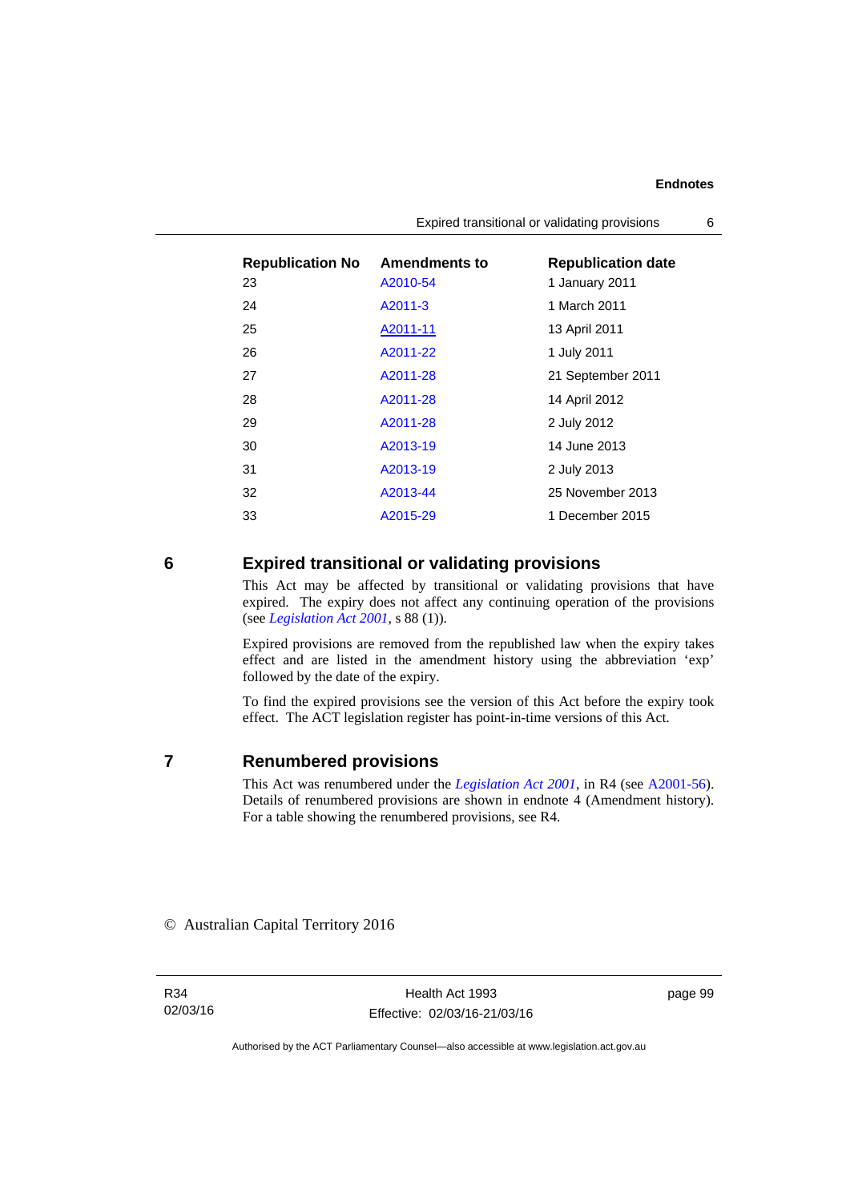| Republication No | Amendments to | Republication date |
| --- | --- | --- |
| 23 | A2010-54 | 1 January 2011 |
| 24 | A2011-3 | 1 March 2011 |
| 25 | A2011-11 | 13 April 2011 |
| 26 | A2011-22 | 1 July 2011 |
| 27 | A2011-28 | 21 September 2011 |
| 28 | A2011-28 | 14 April 2012 |
| 29 | A2011-28 | 2 July 2012 |
| 30 | A2013-19 | 14 June 2013 |
| 31 | A2013-19 | 2 July 2013 |
| 32 | A2013-44 | 25 November 2013 |
| 33 | A2015-29 | 1 December 2015 |

## 6 Expired transitional or validating provisions

This Act may be affected by transitional or validating provisions that have expired. The expiry does not affect any continuing operation of the provisions (see *Legislation Act 2001*, s 88 (1)).

Expired provisions are removed from the republished law when the expiry takes effect and are listed in the amendment history using the abbreviation 'exp' followed by the date of the expiry.

To find the expired provisions see the version of this Act before the expiry took effect. The ACT legislation register has point-in-time versions of this Act.

## 7 Renumbered provisions

This Act was renumbered under the *Legislation Act 2001*, in R4 (see A2001-56). Details of renumbered provisions are shown in endnote 4 (Amendment history). For a table showing the renumbered provisions, see R4.

© Australian Capital Territory 2016